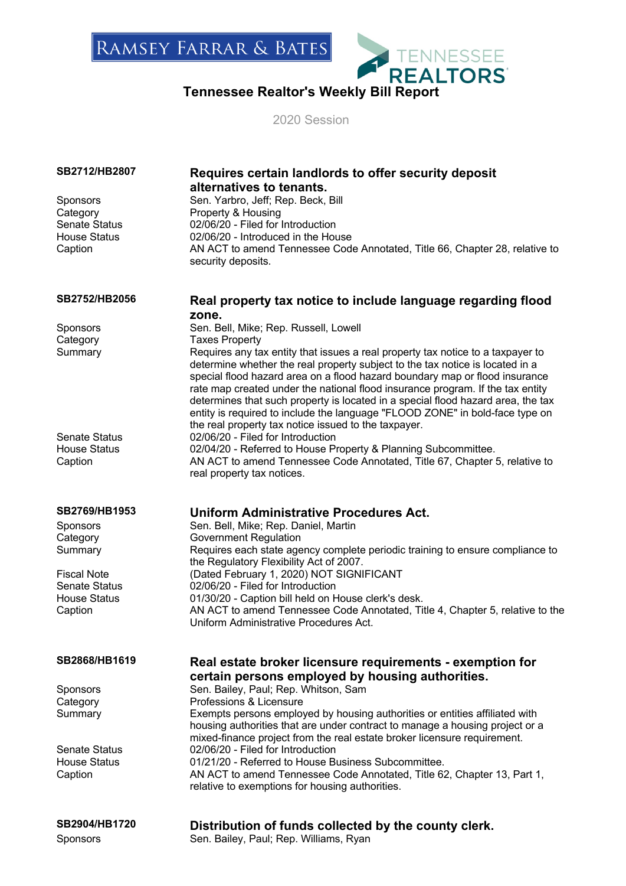RAMSEY FARRAR & BATES

TENNESSEE REALTORS

# Tennessee Realtor's Weekly Bill Report

2020 Session

| | |
|---|---|
| **SB2712/HB2807** | **Requires certain landlords to offer security deposit alternatives to tenants.** |
| Sponsors | Sen. Yarbro, Jeff; Rep. Beck, Bill |
| Category | Property & Housing |
| Senate Status | 02/06/20 - Filed for Introduction |
| House Status | 02/06/20 - Introduced in the House |
| Caption | AN ACT to amend Tennessee Code Annotated, Title 66, Chapter 28, relative to security deposits. |

| | |
|---|---|
| **SB2752/HB2056** | **Real property tax notice to include language regarding flood zone.** |
| Sponsors | Sen. Bell, Mike; Rep. Russell, Lowell |
| Category | Taxes Property |
| Summary | Requires any tax entity that issues a real property tax notice to a taxpayer to determine whether the real property subject to the tax notice is located in a special flood hazard area on a flood hazard boundary map or flood insurance rate map created under the national flood insurance program. If the tax entity determines that such property is located in a special flood hazard area, the tax entity is required to include the language "FLOOD ZONE" in bold-face type on the real property tax notice issued to the taxpayer. |
| Senate Status | 02/06/20 - Filed for Introduction |
| House Status | 02/04/20 - Referred to House Property & Planning Subcommittee. |
| Caption | AN ACT to amend Tennessee Code Annotated, Title 67, Chapter 5, relative to real property tax notices. |

| | |
|---|---|
| **SB2769/HB1953** | **Uniform Administrative Procedures Act.** |
| Sponsors | Sen. Bell, Mike; Rep. Daniel, Martin |
| Category | Government Regulation |
| Summary | Requires each state agency complete periodic training to ensure compliance to the Regulatory Flexibility Act of 2007. |
| Fiscal Note | (Dated February 1, 2020) NOT SIGNIFICANT |
| Senate Status | 02/06/20 - Filed for Introduction |
| House Status | 01/30/20 - Caption bill held on House clerk's desk. |
| Caption | AN ACT to amend Tennessee Code Annotated, Title 4, Chapter 5, relative to the Uniform Administrative Procedures Act. |

| | |
|---|---|
| **SB2868/HB1619** | **Real estate broker licensure requirements - exemption for certain persons employed by housing authorities.** |
| Sponsors | Sen. Bailey, Paul; Rep. Whitson, Sam |
| Category | Professions & Licensure |
| Summary | Exempts persons employed by housing authorities or entities affiliated with housing authorities that are under contract to manage a housing project or a mixed-finance project from the real estate broker licensure requirement. |
| Senate Status | 02/06/20 - Filed for Introduction |
| House Status | 01/21/20 - Referred to House Business Subcommittee. |
| Caption | AN ACT to amend Tennessee Code Annotated, Title 62, Chapter 13, Part 1, relative to exemptions for housing authorities. |

| | |
|---|---|
| **SB2904/HB1720** | **Distribution of funds collected by the county clerk.** |
| Sponsors | Sen. Bailey, Paul; Rep. Williams, Ryan |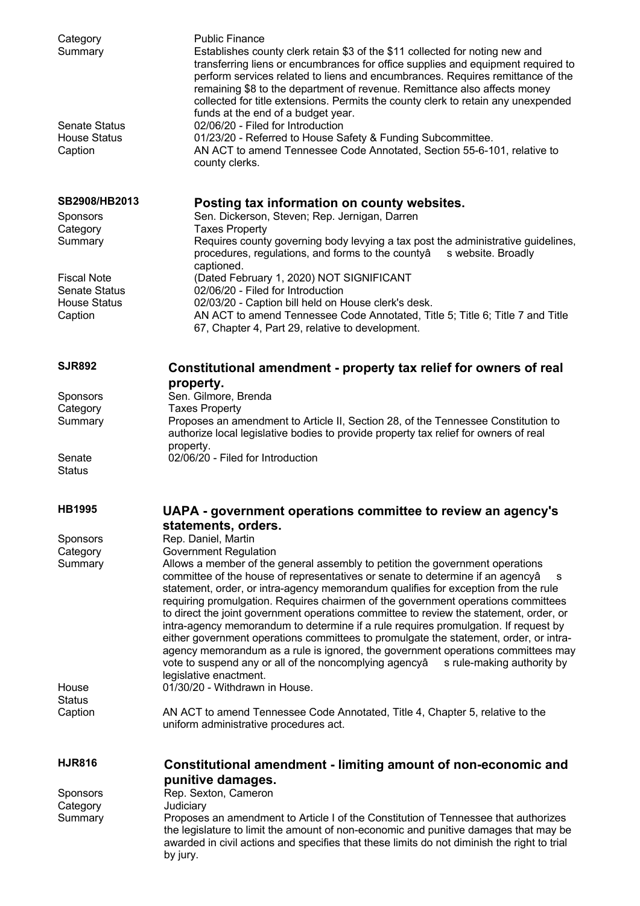| | |
|---|---|
| Category | Public Finance |
| Summary | Establishes county clerk retain $3 of the $11 collected for noting new and transferring liens or encumbrances for office supplies and equipment required to perform services related to liens and encumbrances. Requires remittance of the remaining $8 to the department of revenue. Remittance also affects money collected for title extensions. Permits the county clerk to retain any unexpended funds at the end of a budget year. |
| Senate Status | 02/06/20 - Filed for Introduction |
| House Status | 01/23/20 - Referred to House Safety & Funding Subcommittee. |
| Caption | AN ACT to amend Tennessee Code Annotated, Section 55-6-101, relative to county clerks. |

## SB2908/HB2013 — Posting tax information on county websites.

| | |
|---|---|
| Sponsors | Sen. Dickerson, Steven; Rep. Jernigan, Darren |
| Category | Taxes Property |
| Summary | Requires county governing body levying a tax post the administrative guidelines, procedures, regulations, and forms to the countyâ s website. Broadly captioned. |
| Fiscal Note | (Dated February 1, 2020) NOT SIGNIFICANT |
| Senate Status | 02/06/20 - Filed for Introduction |
| House Status | 02/03/20 - Caption bill held on House clerk's desk. |
| Caption | AN ACT to amend Tennessee Code Annotated, Title 5; Title 6; Title 7 and Title 67, Chapter 4, Part 29, relative to development. |

## SJR892 — Constitutional amendment - property tax relief for owners of real property.

| | |
|---|---|
| Sponsors | Sen. Gilmore, Brenda |
| Category | Taxes Property |
| Summary | Proposes an amendment to Article II, Section 28, of the Tennessee Constitution to authorize local legislative bodies to provide property tax relief for owners of real property. |
| Senate Status | 02/06/20 - Filed for Introduction |

## HB1995 — UAPA - government operations committee to review an agency's statements, orders.

| | |
|---|---|
| Sponsors | Rep. Daniel, Martin |
| Category | Government Regulation |
| Summary | Allows a member of the general assembly to petition the government operations committee of the house of representatives or senate to determine if an agencyâ s statement, order, or intra-agency memorandum qualifies for exception from the rule requiring promulgation. Requires chairmen of the government operations committees to direct the joint government operations committee to review the statement, order, or intra-agency memorandum to determine if a rule requires promulgation. If request by either government operations committees to promulgate the statement, order, or intra-agency memorandum as a rule is ignored, the government operations committees may vote to suspend any or all of the noncomplying agencyâ s rule-making authority by legislative enactment. |
| House Status | 01/30/20 - Withdrawn in House. |
| Caption | AN ACT to amend Tennessee Code Annotated, Title 4, Chapter 5, relative to the uniform administrative procedures act. |

## HJR816 — Constitutional amendment - limiting amount of non-economic and punitive damages.

| | |
|---|---|
| Sponsors | Rep. Sexton, Cameron |
| Category | Judiciary |
| Summary | Proposes an amendment to Article I of the Constitution of Tennessee that authorizes the legislature to limit the amount of non-economic and punitive damages that may be awarded in civil actions and specifies that these limits do not diminish the right to trial by jury. |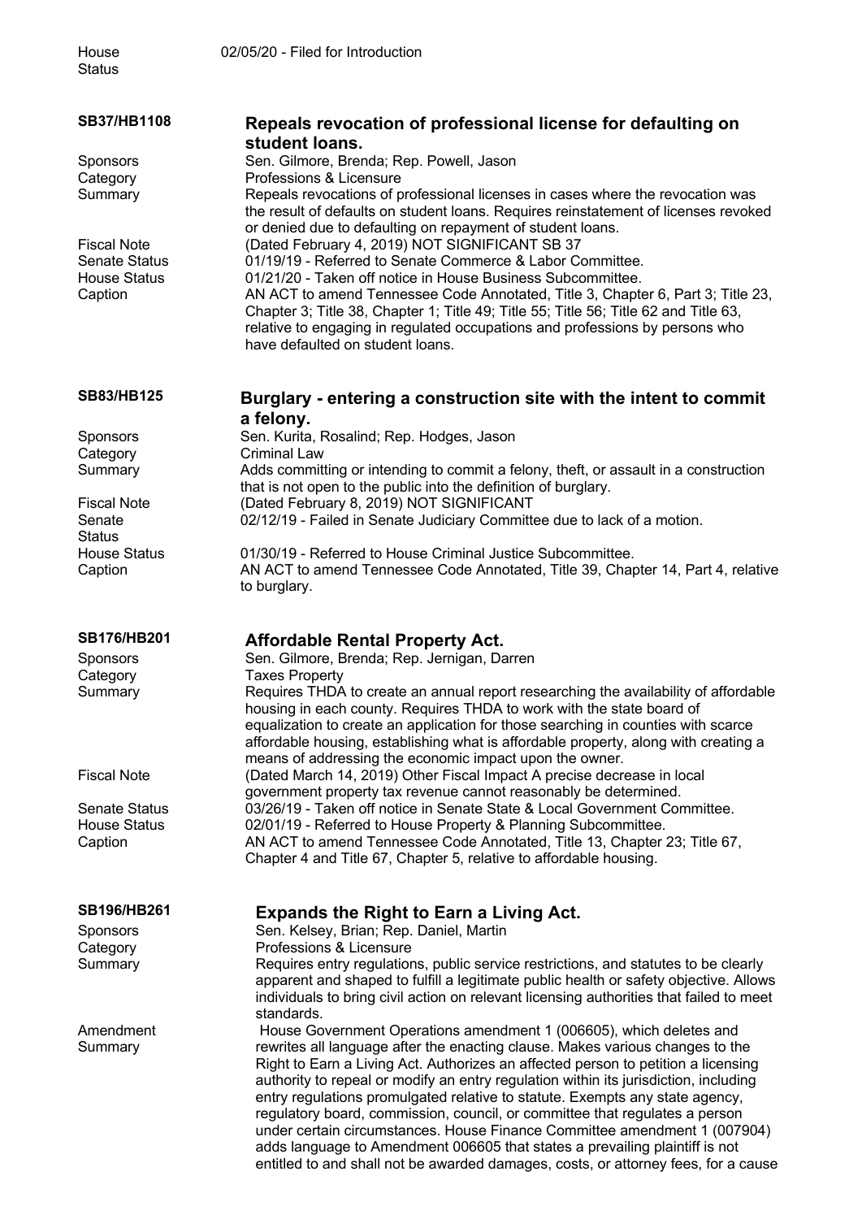| | |
|---|---|
| House Status | 02/05/20 - Filed for Introduction |

| **SB37/HB1108** | **Repeals revocation of professional license for defaulting on student loans.** |
|---|---|
| Sponsors | Sen. Gilmore, Brenda; Rep. Powell, Jason |
| Category | Professions & Licensure |
| Summary | Repeals revocations of professional licenses in cases where the revocation was the result of defaults on student loans. Requires reinstatement of licenses revoked or denied due to defaulting on repayment of student loans. |
| Fiscal Note | (Dated February 4, 2019) NOT SIGNIFICANT SB 37 |
| Senate Status | 01/19/19 - Referred to Senate Commerce & Labor Committee. |
| House Status | 01/21/20 - Taken off notice in House Business Subcommittee. |
| Caption | AN ACT to amend Tennessee Code Annotated, Title 3, Chapter 6, Part 3; Title 23, Chapter 3; Title 38, Chapter 1; Title 49; Title 55; Title 56; Title 62 and Title 63, relative to engaging in regulated occupations and professions by persons who have defaulted on student loans. |

| **SB83/HB125** | **Burglary - entering a construction site with the intent to commit a felony.** |
|---|---|
| Sponsors | Sen. Kurita, Rosalind; Rep. Hodges, Jason |
| Category | Criminal Law |
| Summary | Adds committing or intending to commit a felony, theft, or assault in a construction that is not open to the public into the definition of burglary. |
| Fiscal Note | (Dated February 8, 2019) NOT SIGNIFICANT |
| Senate Status | 02/12/19 - Failed in Senate Judiciary Committee due to lack of a motion. |
| House Status | 01/30/19 - Referred to House Criminal Justice Subcommittee. |
| Caption | AN ACT to amend Tennessee Code Annotated, Title 39, Chapter 14, Part 4, relative to burglary. |

| **SB176/HB201** | **Affordable Rental Property Act.** |
|---|---|
| Sponsors | Sen. Gilmore, Brenda; Rep. Jernigan, Darren |
| Category | Taxes Property |
| Summary | Requires THDA to create an annual report researching the availability of affordable housing in each county. Requires THDA to work with the state board of equalization to create an application for those searching in counties with scarce affordable housing, establishing what is affordable property, along with creating a means of addressing the economic impact upon the owner. |
| Fiscal Note | (Dated March 14, 2019) Other Fiscal Impact A precise decrease in local government property tax revenue cannot reasonably be determined. |
| Senate Status | 03/26/19 - Taken off notice in Senate State & Local Government Committee. |
| House Status | 02/01/19 - Referred to House Property & Planning Subcommittee. |
| Caption | AN ACT to amend Tennessee Code Annotated, Title 13, Chapter 23; Title 67, Chapter 4 and Title 67, Chapter 5, relative to affordable housing. |

| **SB196/HB261** | **Expands the Right to Earn a Living Act.** |
|---|---|
| Sponsors | Sen. Kelsey, Brian; Rep. Daniel, Martin |
| Category | Professions & Licensure |
| Summary | Requires entry regulations, public service restrictions, and statutes to be clearly apparent and shaped to fulfill a legitimate public health or safety objective. Allows individuals to bring civil action on relevant licensing authorities that failed to meet standards. |
| Amendment Summary | House Government Operations amendment 1 (006605), which deletes and rewrites all language after the enacting clause. Makes various changes to the Right to Earn a Living Act. Authorizes an affected person to petition a licensing authority to repeal or modify an entry regulation within its jurisdiction, including entry regulations promulgated relative to statute. Exempts any state agency, regulatory board, commission, council, or committee that regulates a person under certain circumstances. House Finance Committee amendment 1 (007904) adds language to Amendment 006605 that states a prevailing plaintiff is not entitled to and shall not be awarded damages, costs, or attorney fees, for a cause |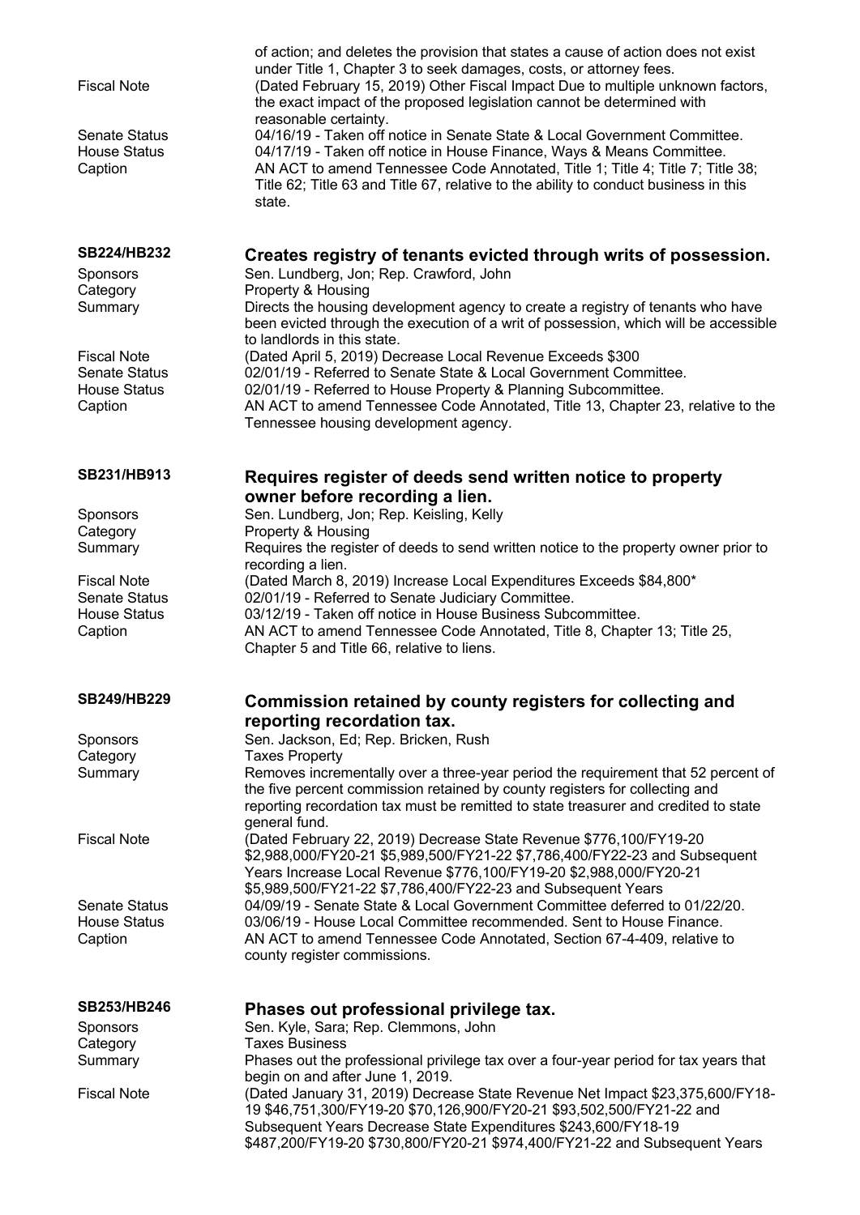| | |
|---|---|
| | of action; and deletes the provision that states a cause of action does not exist under Title 1, Chapter 3 to seek damages, costs, or attorney fees. |
| Fiscal Note | (Dated February 15, 2019) Other Fiscal Impact Due to multiple unknown factors, the exact impact of the proposed legislation cannot be determined with reasonable certainty. |
| Senate Status | 04/16/19 - Taken off notice in Senate State & Local Government Committee. |
| House Status | 04/17/19 - Taken off notice in House Finance, Ways & Means Committee. |
| Caption | AN ACT to amend Tennessee Code Annotated, Title 1; Title 4; Title 7; Title 38; Title 62; Title 63 and Title 67, relative to the ability to conduct business in this state. |

### SB224/HB232 — Creates registry of tenants evicted through writs of possession.

| | |
|---|---|
| Sponsors | Sen. Lundberg, Jon; Rep. Crawford, John |
| Category | Property & Housing |
| Summary | Directs the housing development agency to create a registry of tenants who have been evicted through the execution of a writ of possession, which will be accessible to landlords in this state. |
| Fiscal Note | (Dated April 5, 2019) Decrease Local Revenue Exceeds $300 |
| Senate Status | 02/01/19 - Referred to Senate State & Local Government Committee. |
| House Status | 02/01/19 - Referred to House Property & Planning Subcommittee. |
| Caption | AN ACT to amend Tennessee Code Annotated, Title 13, Chapter 23, relative to the Tennessee housing development agency. |

### SB231/HB913 — Requires register of deeds send written notice to property owner before recording a lien.

| | |
|---|---|
| Sponsors | Sen. Lundberg, Jon; Rep. Keisling, Kelly |
| Category | Property & Housing |
| Summary | Requires the register of deeds to send written notice to the property owner prior to recording a lien. |
| Fiscal Note | (Dated March 8, 2019) Increase Local Expenditures Exceeds $84,800* |
| Senate Status | 02/01/19 - Referred to Senate Judiciary Committee. |
| House Status | 03/12/19 - Taken off notice in House Business Subcommittee. |
| Caption | AN ACT to amend Tennessee Code Annotated, Title 8, Chapter 13; Title 25, Chapter 5 and Title 66, relative to liens. |

### SB249/HB229 — Commission retained by county registers for collecting and reporting recordation tax.

| | |
|---|---|
| Sponsors | Sen. Jackson, Ed; Rep. Bricken, Rush |
| Category | Taxes Property |
| Summary | Removes incrementally over a three-year period the requirement that 52 percent of the five percent commission retained by county registers for collecting and reporting recordation tax must be remitted to state treasurer and credited to state general fund. |
| Fiscal Note | (Dated February 22, 2019) Decrease State Revenue $776,100/FY19-20 $2,988,000/FY20-21 $5,989,500/FY21-22 $7,786,400/FY22-23 and Subsequent Years Increase Local Revenue $776,100/FY19-20 $2,988,000/FY20-21 $5,989,500/FY21-22 $7,786,400/FY22-23 and Subsequent Years |
| Senate Status | 04/09/19 - Senate State & Local Government Committee deferred to 01/22/20. |
| House Status | 03/06/19 - House Local Committee recommended. Sent to House Finance. |
| Caption | AN ACT to amend Tennessee Code Annotated, Section 67-4-409, relative to county register commissions. |

### SB253/HB246 — Phases out professional privilege tax.

| | |
|---|---|
| Sponsors | Sen. Kyle, Sara; Rep. Clemmons, John |
| Category | Taxes Business |
| Summary | Phases out the professional privilege tax over a four-year period for tax years that begin on and after June 1, 2019. |
| Fiscal Note | (Dated January 31, 2019) Decrease State Revenue Net Impact $23,375,600/FY18-19 $46,751,300/FY19-20 $70,126,900/FY20-21 $93,502,500/FY21-22 and Subsequent Years Decrease State Expenditures $243,600/FY18-19 $487,200/FY19-20 $730,800/FY20-21 $974,400/FY21-22 and Subsequent Years |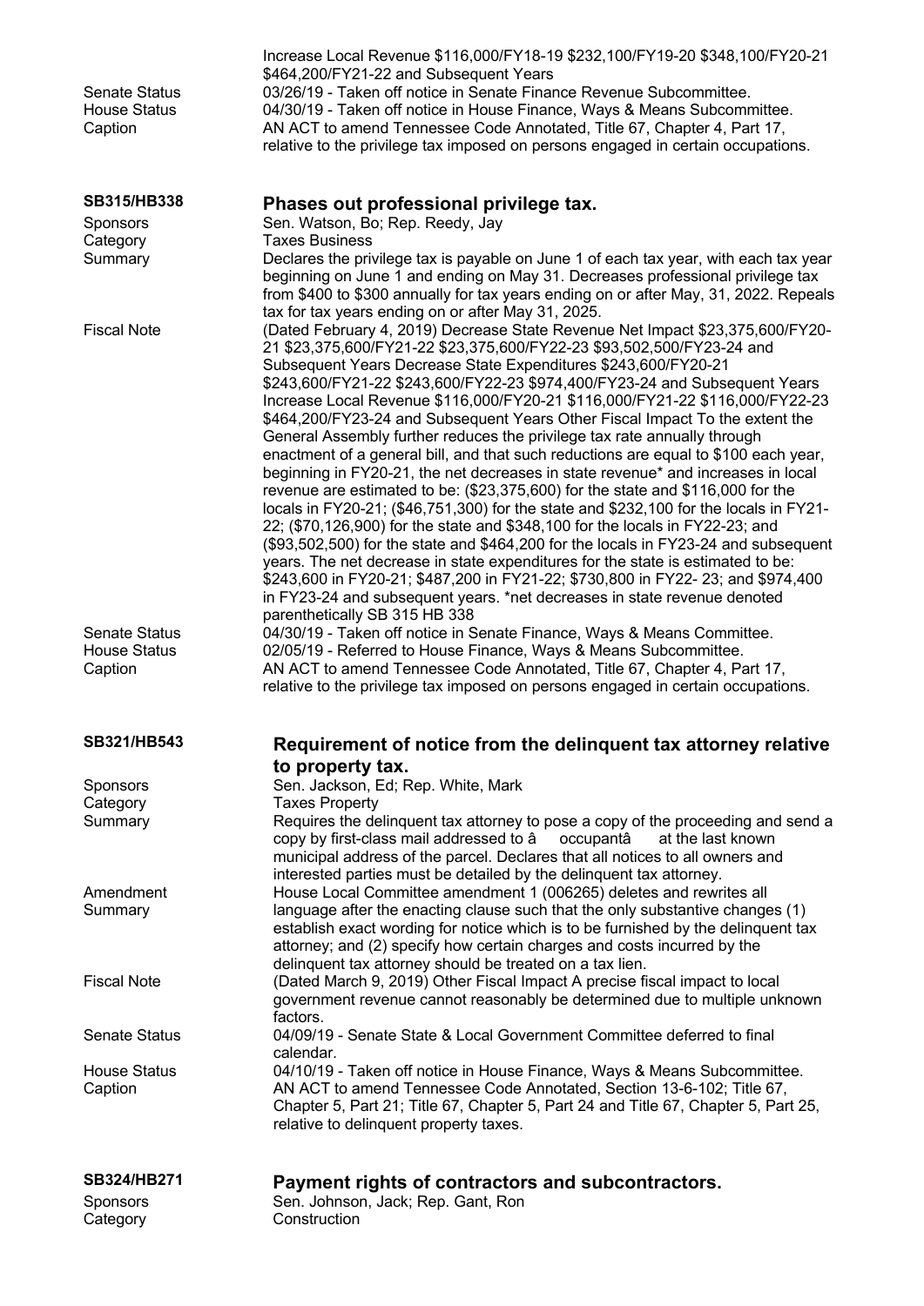Increase Local Revenue $116,000/FY18-19 $232,100/FY19-20 $348,100/FY20-21 $464,200/FY21-22 and Subsequent Years

| | |
|---|---|
| Senate Status | 03/26/19 - Taken off notice in Senate Finance Revenue Subcommittee. |
| House Status | 04/30/19 - Taken off notice in House Finance, Ways & Means Subcommittee. |
| Caption | AN ACT to amend Tennessee Code Annotated, Title 67, Chapter 4, Part 17, relative to the privilege tax imposed on persons engaged in certain occupations. |

## SB315/HB338 — Phases out professional privilege tax.

| | |
|---|---|
| Sponsors | Sen. Watson, Bo; Rep. Reedy, Jay |
| Category | Taxes Business |
| Summary | Declares the privilege tax is payable on June 1 of each tax year, with each tax year beginning on June 1 and ending on May 31. Decreases professional privilege tax from $400 to $300 annually for tax years ending on or after May, 31, 2022. Repeals tax for tax years ending on or after May 31, 2025. |
| Fiscal Note | (Dated February 4, 2019) Decrease State Revenue Net Impact $23,375,600/FY20-21 $23,375,600/FY21-22 $23,375,600/FY22-23 $93,502,500/FY23-24 and Subsequent Years Decrease State Expenditures $243,600/FY20-21 $243,600/FY21-22 $243,600/FY22-23 $974,400/FY23-24 and Subsequent Years Increase Local Revenue $116,000/FY20-21 $116,000/FY21-22 $116,000/FY22-23 $464,200/FY23-24 and Subsequent Years Other Fiscal Impact To the extent the General Assembly further reduces the privilege tax rate annually through enactment of a general bill, and that such reductions are equal to $100 each year, beginning in FY20-21, the net decreases in state revenue* and increases in local revenue are estimated to be: ($23,375,600) for the state and $116,000 for the locals in FY20-21; ($46,751,300) for the state and $232,100 for the locals in FY21-22; ($70,126,900) for the state and $348,100 for the locals in FY22-23; and ($93,502,500) for the state and $464,200 for the locals in FY23-24 and subsequent years. The net decrease in state expenditures for the state is estimated to be: $243,600 in FY20-21; $487,200 in FY21-22; $730,800 in FY22- 23; and $974,400 in FY23-24 and subsequent years. *net decreases in state revenue denoted parenthetically SB 315 HB 338 |
| Senate Status | 04/30/19 - Taken off notice in Senate Finance, Ways & Means Committee. |
| House Status | 02/05/19 - Referred to House Finance, Ways & Means Subcommittee. |
| Caption | AN ACT to amend Tennessee Code Annotated, Title 67, Chapter 4, Part 17, relative to the privilege tax imposed on persons engaged in certain occupations. |

## SB321/HB543 — Requirement of notice from the delinquent tax attorney relative to property tax.

| | |
|---|---|
| Sponsors | Sen. Jackson, Ed; Rep. White, Mark |
| Category | Taxes Property |
| Summary | Requires the delinquent tax attorney to pose a copy of the proceeding and send a copy by first-class mail addressed to â occupantâ at the last known municipal address of the parcel. Declares that all notices to all owners and interested parties must be detailed by the delinquent tax attorney. |
| Amendment Summary | House Local Committee amendment 1 (006265) deletes and rewrites all language after the enacting clause such that the only substantive changes (1) establish exact wording for notice which is to be furnished by the delinquent tax attorney; and (2) specify how certain charges and costs incurred by the delinquent tax attorney should be treated on a tax lien. |
| Fiscal Note | (Dated March 9, 2019) Other Fiscal Impact A precise fiscal impact to local government revenue cannot reasonably be determined due to multiple unknown factors. |
| Senate Status | 04/09/19 - Senate State & Local Government Committee deferred to final calendar. |
| House Status | 04/10/19 - Taken off notice in House Finance, Ways & Means Subcommittee. |
| Caption | AN ACT to amend Tennessee Code Annotated, Section 13-6-102; Title 67, Chapter 5, Part 21; Title 67, Chapter 5, Part 24 and Title 67, Chapter 5, Part 25, relative to delinquent property taxes. |

## SB324/HB271 — Payment rights of contractors and subcontractors.

| | |
|---|---|
| Sponsors | Sen. Johnson, Jack; Rep. Gant, Ron |
| Category | Construction |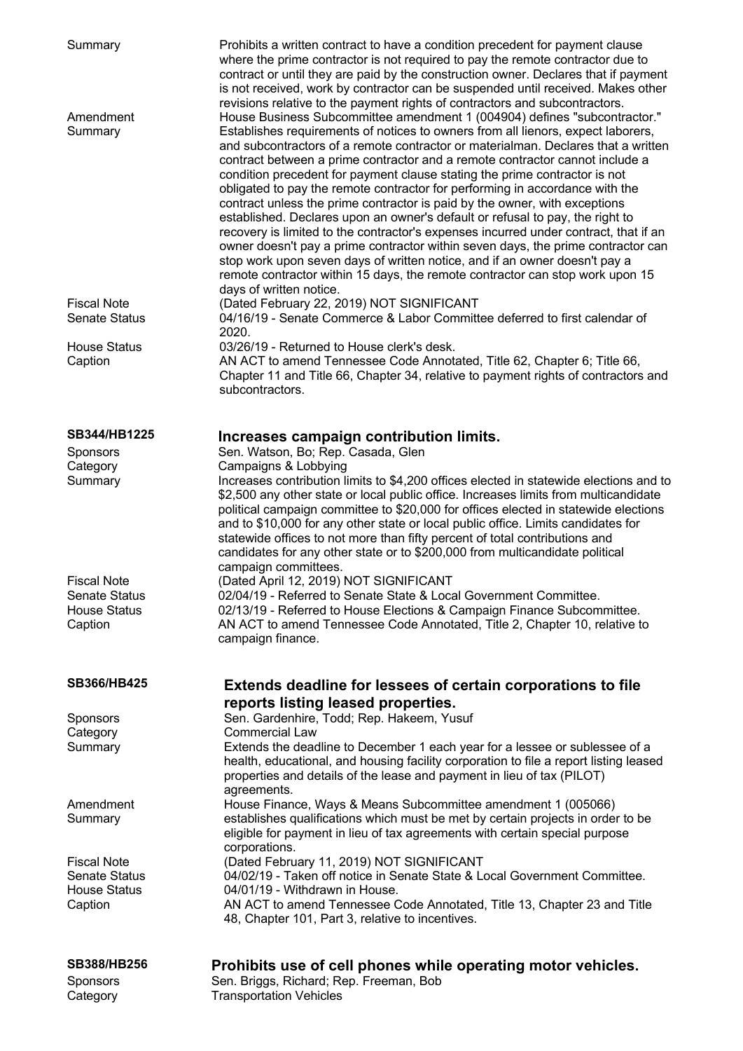| | |
|---|---|
| Summary | Prohibits a written contract to have a condition precedent for payment clause where the prime contractor is not required to pay the remote contractor due to contract or until they are paid by the construction owner. Declares that if payment is not received, work by contractor can be suspended until received. Makes other revisions relative to the payment rights of contractors and subcontractors. |
| Amendment Summary | House Business Subcommittee amendment 1 (004904) defines "subcontractor." Establishes requirements of notices to owners from all lienors, expect laborers, and subcontractors of a remote contractor or materialman. Declares that a written contract between a prime contractor and a remote contractor cannot include a condition precedent for payment clause stating the prime contractor is not obligated to pay the remote contractor for performing in accordance with the contract unless the prime contractor is paid by the owner, with exceptions established. Declares upon an owner's default or refusal to pay, the right to recovery is limited to the contractor's expenses incurred under contract, that if an owner doesn't pay a prime contractor within seven days, the prime contractor can stop work upon seven days of written notice, and if an owner doesn't pay a remote contractor within 15 days, the remote contractor can stop work upon 15 days of written notice. |
| Fiscal Note | (Dated February 22, 2019) NOT SIGNIFICANT |
| Senate Status | 04/16/19 - Senate Commerce & Labor Committee deferred to first calendar of 2020. |
| House Status | 03/26/19 - Returned to House clerk's desk. |
| Caption | AN ACT to amend Tennessee Code Annotated, Title 62, Chapter 6; Title 66, Chapter 11 and Title 66, Chapter 34, relative to payment rights of contractors and subcontractors. |

## SB344/HB1225 — Increases campaign contribution limits.

| | |
|---|---|
| Sponsors | Sen. Watson, Bo; Rep. Casada, Glen |
| Category | Campaigns & Lobbying |
| Summary | Increases contribution limits to $4,200 offices elected in statewide elections and to $2,500 any other state or local public office. Increases limits from multicandidate political campaign committee to $20,000 for offices elected in statewide elections and to $10,000 for any other state or local public office. Limits candidates for statewide offices to not more than fifty percent of total contributions and candidates for any other state or to $200,000 from multicandidate political campaign committees. |
| Fiscal Note | (Dated April 12, 2019) NOT SIGNIFICANT |
| Senate Status | 02/04/19 - Referred to Senate State & Local Government Committee. |
| House Status | 02/13/19 - Referred to House Elections & Campaign Finance Subcommittee. |
| Caption | AN ACT to amend Tennessee Code Annotated, Title 2, Chapter 10, relative to campaign finance. |

## SB366/HB425 — Extends deadline for lessees of certain corporations to file reports listing leased properties.

| | |
|---|---|
| Sponsors | Sen. Gardenhire, Todd; Rep. Hakeem, Yusuf |
| Category | Commercial Law |
| Summary | Extends the deadline to December 1 each year for a lessee or sublessee of a health, educational, and housing facility corporation to file a report listing leased properties and details of the lease and payment in lieu of tax (PILOT) agreements. |
| Amendment Summary | House Finance, Ways & Means Subcommittee amendment 1 (005066) establishes qualifications which must be met by certain projects in order to be eligible for payment in lieu of tax agreements with certain special purpose corporations. |
| Fiscal Note | (Dated February 11, 2019) NOT SIGNIFICANT |
| Senate Status | 04/02/19 - Taken off notice in Senate State & Local Government Committee. |
| House Status | 04/01/19 - Withdrawn in House. |
| Caption | AN ACT to amend Tennessee Code Annotated, Title 13, Chapter 23 and Title 48, Chapter 101, Part 3, relative to incentives. |

## SB388/HB256 — Prohibits use of cell phones while operating motor vehicles.

| | |
|---|---|
| Sponsors | Sen. Briggs, Richard; Rep. Freeman, Bob |
| Category | Transportation Vehicles |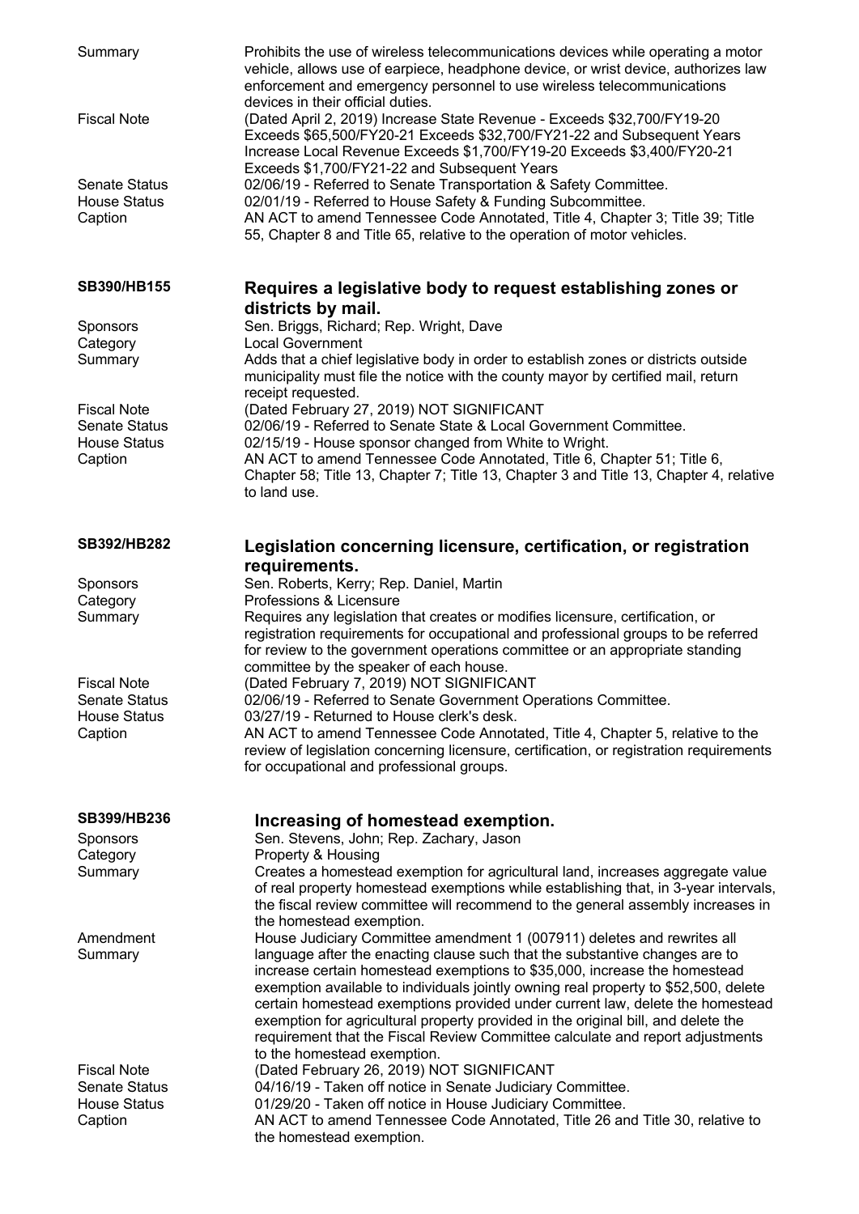| | |
|---|---|
| Summary | Prohibits the use of wireless telecommunications devices while operating a motor vehicle, allows use of earpiece, headphone device, or wrist device, authorizes law enforcement and emergency personnel to use wireless telecommunications devices in their official duties. |
| Fiscal Note | (Dated April 2, 2019) Increase State Revenue - Exceeds $32,700/FY19-20 Exceeds $65,500/FY20-21 Exceeds $32,700/FY21-22 and Subsequent Years Increase Local Revenue Exceeds $1,700/FY19-20 Exceeds $3,400/FY20-21 Exceeds $1,700/FY21-22 and Subsequent Years |
| Senate Status | 02/06/19 - Referred to Senate Transportation & Safety Committee. |
| House Status | 02/01/19 - Referred to House Safety & Funding Subcommittee. |
| Caption | AN ACT to amend Tennessee Code Annotated, Title 4, Chapter 3; Title 39; Title 55, Chapter 8 and Title 65, relative to the operation of motor vehicles. |

## SB390/HB155 — Requires a legislative body to request establishing zones or districts by mail.

| | |
|---|---|
| Sponsors | Sen. Briggs, Richard; Rep. Wright, Dave |
| Category | Local Government |
| Summary | Adds that a chief legislative body in order to establish zones or districts outside municipality must file the notice with the county mayor by certified mail, return receipt requested. |
| Fiscal Note | (Dated February 27, 2019) NOT SIGNIFICANT |
| Senate Status | 02/06/19 - Referred to Senate State & Local Government Committee. |
| House Status | 02/15/19 - House sponsor changed from White to Wright. |
| Caption | AN ACT to amend Tennessee Code Annotated, Title 6, Chapter 51; Title 6, Chapter 58; Title 13, Chapter 7; Title 13, Chapter 3 and Title 13, Chapter 4, relative to land use. |

## SB392/HB282 — Legislation concerning licensure, certification, or registration requirements.

| | |
|---|---|
| Sponsors | Sen. Roberts, Kerry; Rep. Daniel, Martin |
| Category | Professions & Licensure |
| Summary | Requires any legislation that creates or modifies licensure, certification, or registration requirements for occupational and professional groups to be referred for review to the government operations committee or an appropriate standing committee by the speaker of each house. |
| Fiscal Note | (Dated February 7, 2019) NOT SIGNIFICANT |
| Senate Status | 02/06/19 - Referred to Senate Government Operations Committee. |
| House Status | 03/27/19 - Returned to House clerk's desk. |
| Caption | AN ACT to amend Tennessee Code Annotated, Title 4, Chapter 5, relative to the review of legislation concerning licensure, certification, or registration requirements for occupational and professional groups. |

## SB399/HB236 — Increasing of homestead exemption.

| | |
|---|---|
| Sponsors | Sen. Stevens, John; Rep. Zachary, Jason |
| Category | Property & Housing |
| Summary | Creates a homestead exemption for agricultural land, increases aggregate value of real property homestead exemptions while establishing that, in 3-year intervals, the fiscal review committee will recommend to the general assembly increases in the homestead exemption. |
| Amendment Summary | House Judiciary Committee amendment 1 (007911) deletes and rewrites all language after the enacting clause such that the substantive changes are to increase certain homestead exemptions to $35,000, increase the homestead exemption available to individuals jointly owning real property to $52,500, delete certain homestead exemptions provided under current law, delete the homestead exemption for agricultural property provided in the original bill, and delete the requirement that the Fiscal Review Committee calculate and report adjustments to the homestead exemption. |
| Fiscal Note | (Dated February 26, 2019) NOT SIGNIFICANT |
| Senate Status | 04/16/19 - Taken off notice in Senate Judiciary Committee. |
| House Status | 01/29/20 - Taken off notice in House Judiciary Committee. |
| Caption | AN ACT to amend Tennessee Code Annotated, Title 26 and Title 30, relative to the homestead exemption. |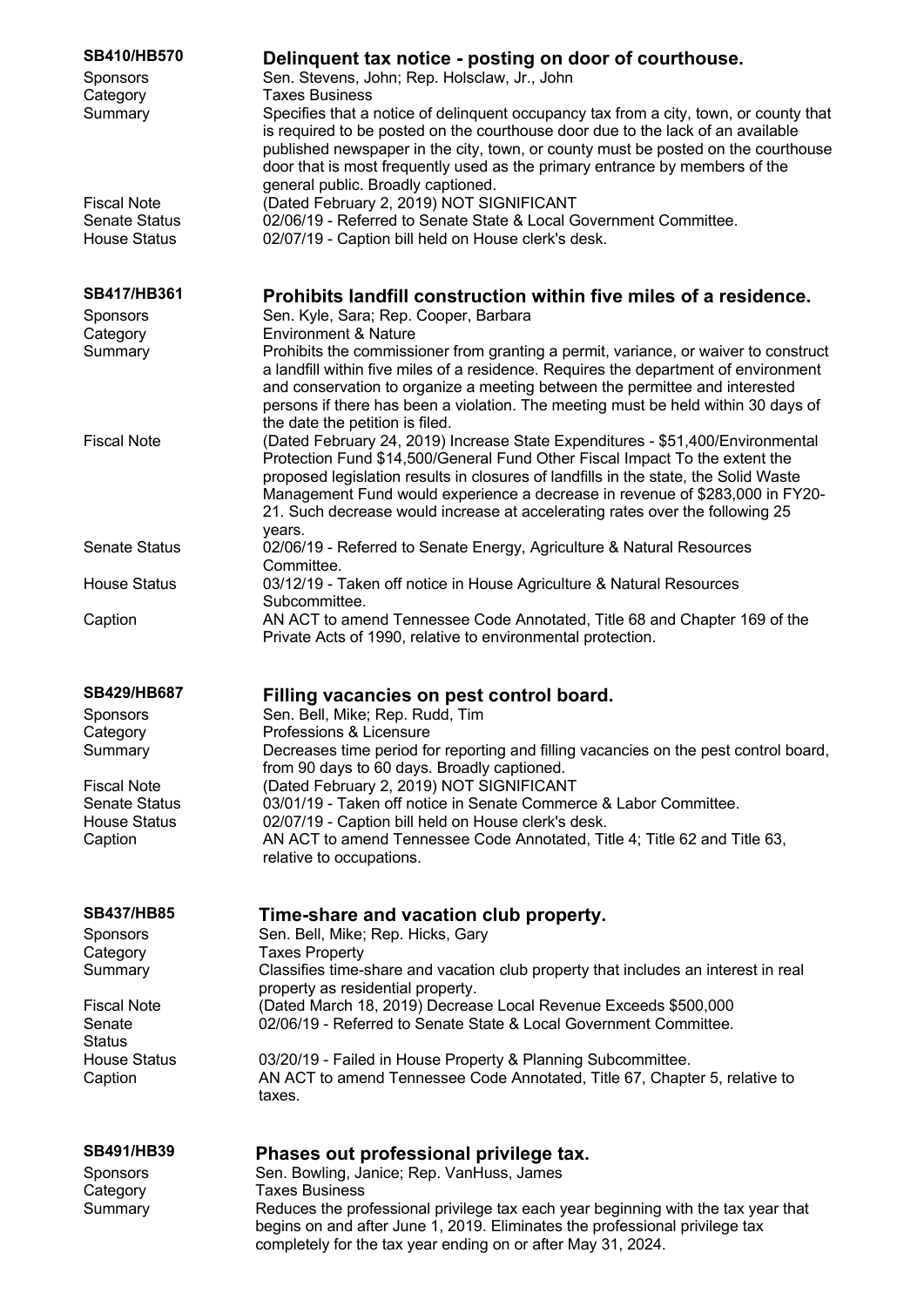**SB410/HB570** — **Delinquent tax notice - posting on door of courthouse.**

| | |
|---|---|
| Sponsors | Sen. Stevens, John; Rep. Holsclaw, Jr., John |
| Category | Taxes Business |
| Summary | Specifies that a notice of delinquent occupancy tax from a city, town, or county that is required to be posted on the courthouse door due to the lack of an available published newspaper in the city, town, or county must be posted on the courthouse door that is most frequently used as the primary entrance by members of the general public. Broadly captioned. |
| Fiscal Note | (Dated February 2, 2019) NOT SIGNIFICANT |
| Senate Status | 02/06/19 - Referred to Senate State & Local Government Committee. |
| House Status | 02/07/19 - Caption bill held on House clerk's desk. |

**SB417/HB361** — **Prohibits landfill construction within five miles of a residence.**

| | |
|---|---|
| Sponsors | Sen. Kyle, Sara; Rep. Cooper, Barbara |
| Category | Environment & Nature |
| Summary | Prohibits the commissioner from granting a permit, variance, or waiver to construct a landfill within five miles of a residence. Requires the department of environment and conservation to organize a meeting between the permittee and interested persons if there has been a violation. The meeting must be held within 30 days of the date the petition is filed. |
| Fiscal Note | (Dated February 24, 2019) Increase State Expenditures - $51,400/Environmental Protection Fund $14,500/General Fund Other Fiscal Impact To the extent the proposed legislation results in closures of landfills in the state, the Solid Waste Management Fund would experience a decrease in revenue of $283,000 in FY20-21. Such decrease would increase at accelerating rates over the following 25 years. |
| Senate Status | 02/06/19 - Referred to Senate Energy, Agriculture & Natural Resources Committee. |
| House Status | 03/12/19 - Taken off notice in House Agriculture & Natural Resources Subcommittee. |
| Caption | AN ACT to amend Tennessee Code Annotated, Title 68 and Chapter 169 of the Private Acts of 1990, relative to environmental protection. |

**SB429/HB687** — **Filling vacancies on pest control board.**

| | |
|---|---|
| Sponsors | Sen. Bell, Mike; Rep. Rudd, Tim |
| Category | Professions & Licensure |
| Summary | Decreases time period for reporting and filling vacancies on the pest control board, from 90 days to 60 days. Broadly captioned. |
| Fiscal Note | (Dated February 2, 2019) NOT SIGNIFICANT |
| Senate Status | 03/01/19 - Taken off notice in Senate Commerce & Labor Committee. |
| House Status | 02/07/19 - Caption bill held on House clerk's desk. |
| Caption | AN ACT to amend Tennessee Code Annotated, Title 4; Title 62 and Title 63, relative to occupations. |

**SB437/HB85** — **Time-share and vacation club property.**

| | |
|---|---|
| Sponsors | Sen. Bell, Mike; Rep. Hicks, Gary |
| Category | Taxes Property |
| Summary | Classifies time-share and vacation club property that includes an interest in real property as residential property. |
| Fiscal Note | (Dated March 18, 2019) Decrease Local Revenue Exceeds $500,000 |
| Senate Status | 02/06/19 - Referred to Senate State & Local Government Committee. |
| House Status | 03/20/19 - Failed in House Property & Planning Subcommittee. |
| Caption | AN ACT to amend Tennessee Code Annotated, Title 67, Chapter 5, relative to taxes. |

**SB491/HB39** — **Phases out professional privilege tax.**

| | |
|---|---|
| Sponsors | Sen. Bowling, Janice; Rep. VanHuss, James |
| Category | Taxes Business |
| Summary | Reduces the professional privilege tax each year beginning with the tax year that begins on and after June 1, 2019. Eliminates the professional privilege tax completely for the tax year ending on or after May 31, 2024. |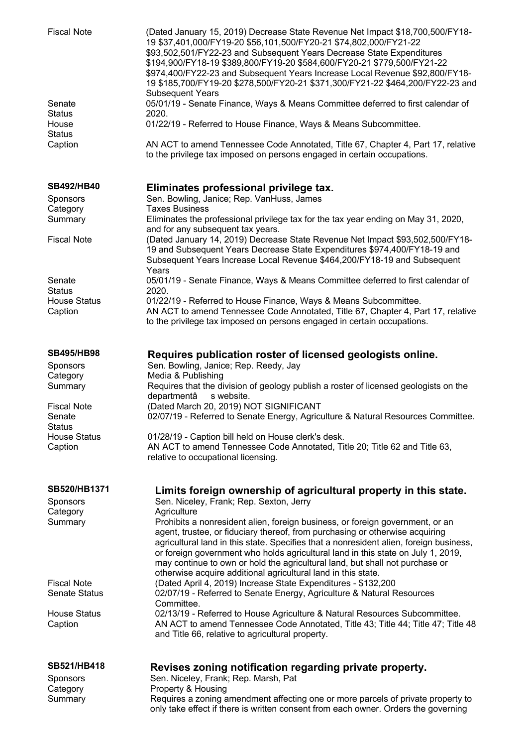| | |
|---|---|
| Fiscal Note | (Dated January 15, 2019) Decrease State Revenue Net Impact $18,700,500/FY18-19 $37,401,000/FY19-20 $56,101,500/FY20-21 $74,802,000/FY21-22 $93,502,501/FY22-23 and Subsequent Years Decrease State Expenditures $194,900/FY18-19 $389,800/FY19-20 $584,600/FY20-21 $779,500/FY21-22 $974,400/FY22-23 and Subsequent Years Increase Local Revenue $92,800/FY18-19 $185,700/FY19-20 $278,500/FY20-21 $371,300/FY21-22 $464,200/FY22-23 and Subsequent Years |
| Senate Status | 05/01/19 - Senate Finance, Ways & Means Committee deferred to first calendar of 2020. |
| House Status | 01/22/19 - Referred to House Finance, Ways & Means Subcommittee. |
| Caption | AN ACT to amend Tennessee Code Annotated, Title 67, Chapter 4, Part 17, relative to the privilege tax imposed on persons engaged in certain occupations. |

## SB492/HB40 — Eliminates professional privilege tax.

| | |
|---|---|
| Sponsors | Sen. Bowling, Janice; Rep. VanHuss, James |
| Category | Taxes Business |
| Summary | Eliminates the professional privilege tax for the tax year ending on May 31, 2020, and for any subsequent tax years. |
| Fiscal Note | (Dated January 14, 2019) Decrease State Revenue Net Impact $93,502,500/FY18-19 and Subsequent Years Decrease State Expenditures $974,400/FY18-19 and Subsequent Years Increase Local Revenue $464,200/FY18-19 and Subsequent Years |
| Senate Status | 05/01/19 - Senate Finance, Ways & Means Committee deferred to first calendar of 2020. |
| House Status | 01/22/19 - Referred to House Finance, Ways & Means Subcommittee. |
| Caption | AN ACT to amend Tennessee Code Annotated, Title 67, Chapter 4, Part 17, relative to the privilege tax imposed on persons engaged in certain occupations. |

## SB495/HB98 — Requires publication roster of licensed geologists online.

| | |
|---|---|
| Sponsors | Sen. Bowling, Janice; Rep. Reedy, Jay |
| Category | Media & Publishing |
| Summary | Requires that the division of geology publish a roster of licensed geologists on the departmentâ s website. |
| Fiscal Note | (Dated March 20, 2019) NOT SIGNIFICANT |
| Senate Status | 02/07/19 - Referred to Senate Energy, Agriculture & Natural Resources Committee. |
| House Status | 01/28/19 - Caption bill held on House clerk's desk. |
| Caption | AN ACT to amend Tennessee Code Annotated, Title 20; Title 62 and Title 63, relative to occupational licensing. |

## SB520/HB1371 — Limits foreign ownership of agricultural property in this state.

| | |
|---|---|
| Sponsors | Sen. Niceley, Frank; Rep. Sexton, Jerry |
| Category | Agriculture |
| Summary | Prohibits a nonresident alien, foreign business, or foreign government, or an agent, trustee, or fiduciary thereof, from purchasing or otherwise acquiring agricultural land in this state. Specifies that a nonresident alien, foreign business, or foreign government who holds agricultural land in this state on July 1, 2019, may continue to own or hold the agricultural land, but shall not purchase or otherwise acquire additional agricultural land in this state. |
| Fiscal Note | (Dated April 4, 2019) Increase State Expenditures - $132,200 |
| Senate Status | 02/07/19 - Referred to Senate Energy, Agriculture & Natural Resources Committee. |
| House Status | 02/13/19 - Referred to House Agriculture & Natural Resources Subcommittee. |
| Caption | AN ACT to amend Tennessee Code Annotated, Title 43; Title 44; Title 47; Title 48 and Title 66, relative to agricultural property. |

## SB521/HB418 — Revises zoning notification regarding private property.

| | |
|---|---|
| Sponsors | Sen. Niceley, Frank; Rep. Marsh, Pat |
| Category | Property & Housing |
| Summary | Requires a zoning amendment affecting one or more parcels of private property to only take effect if there is written consent from each owner. Orders the governing |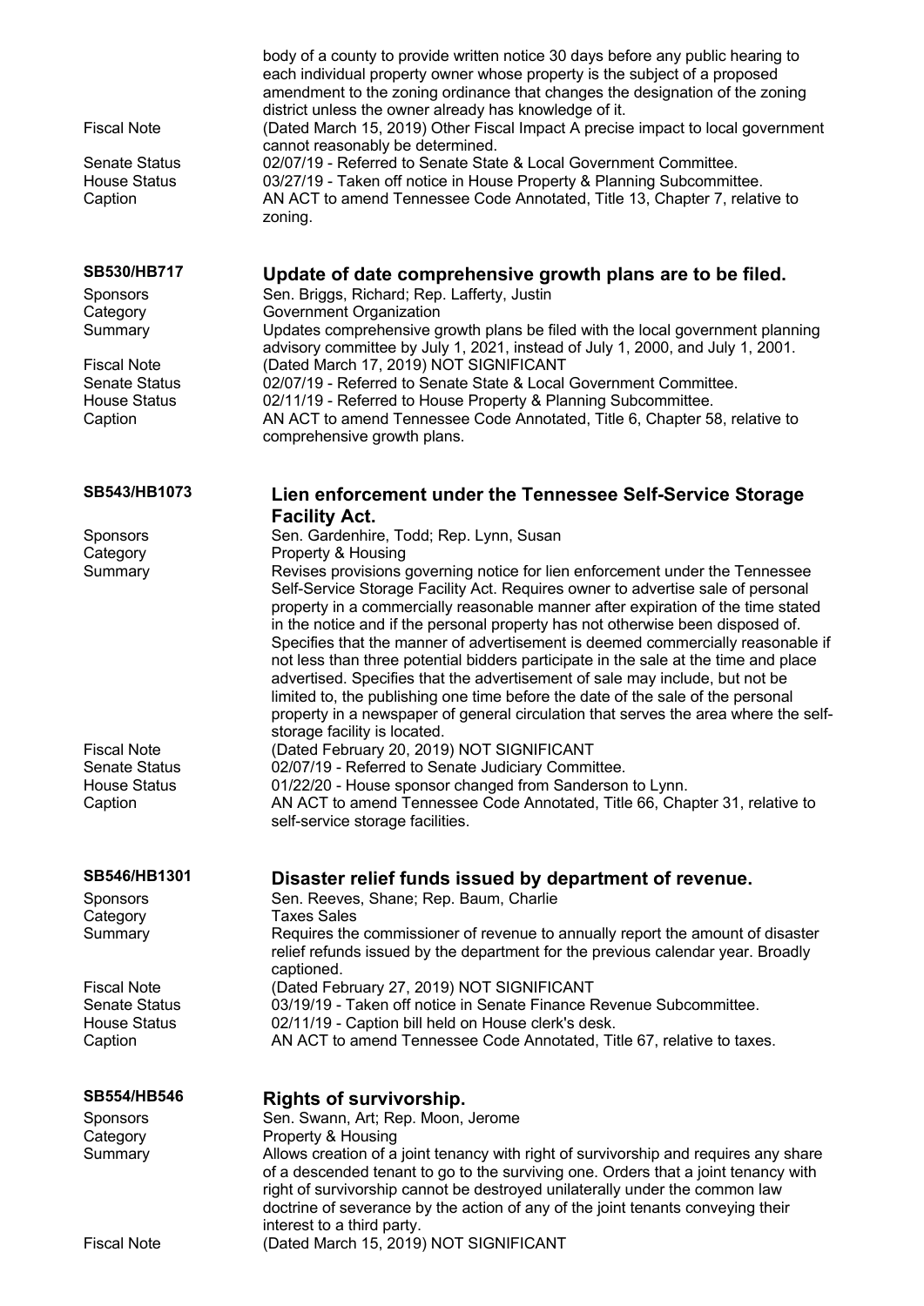body of a county to provide written notice 30 days before any public hearing to each individual property owner whose property is the subject of a proposed amendment to the zoning ordinance that changes the designation of the zoning district unless the owner already has knowledge of it.

| | |
|---|---|
| Fiscal Note | (Dated March 15, 2019) Other Fiscal Impact A precise impact to local government cannot reasonably be determined. |
| Senate Status | 02/07/19 - Referred to Senate State & Local Government Committee. |
| House Status | 03/27/19 - Taken off notice in House Property & Planning Subcommittee. |
| Caption | AN ACT to amend Tennessee Code Annotated, Title 13, Chapter 7, relative to zoning. |

## SB530/HB717 — Update of date comprehensive growth plans are to be filed.

| | |
|---|---|
| Sponsors | Sen. Briggs, Richard; Rep. Lafferty, Justin |
| Category | Government Organization |
| Summary | Updates comprehensive growth plans be filed with the local government planning advisory committee by July 1, 2021, instead of July 1, 2000, and July 1, 2001. |
| Fiscal Note | (Dated March 17, 2019) NOT SIGNIFICANT |
| Senate Status | 02/07/19 - Referred to Senate State & Local Government Committee. |
| House Status | 02/11/19 - Referred to House Property & Planning Subcommittee. |
| Caption | AN ACT to amend Tennessee Code Annotated, Title 6, Chapter 58, relative to comprehensive growth plans. |

## SB543/HB1073 — Lien enforcement under the Tennessee Self-Service Storage Facility Act.

| | |
|---|---|
| Sponsors | Sen. Gardenhire, Todd; Rep. Lynn, Susan |
| Category | Property & Housing |
| Summary | Revises provisions governing notice for lien enforcement under the Tennessee Self-Service Storage Facility Act. Requires owner to advertise sale of personal property in a commercially reasonable manner after expiration of the time stated in the notice and if the personal property has not otherwise been disposed of. Specifies that the manner of advertisement is deemed commercially reasonable if not less than three potential bidders participate in the sale at the time and place advertised. Specifies that the advertisement of sale may include, but not be limited to, the publishing one time before the date of the sale of the personal property in a newspaper of general circulation that serves the area where the self-storage facility is located. |
| Fiscal Note | (Dated February 20, 2019) NOT SIGNIFICANT |
| Senate Status | 02/07/19 - Referred to Senate Judiciary Committee. |
| House Status | 01/22/20 - House sponsor changed from Sanderson to Lynn. |
| Caption | AN ACT to amend Tennessee Code Annotated, Title 66, Chapter 31, relative to self-service storage facilities. |

## SB546/HB1301 — Disaster relief funds issued by department of revenue.

| | |
|---|---|
| Sponsors | Sen. Reeves, Shane; Rep. Baum, Charlie |
| Category | Taxes Sales |
| Summary | Requires the commissioner of revenue to annually report the amount of disaster relief refunds issued by the department for the previous calendar year. Broadly captioned. |
| Fiscal Note | (Dated February 27, 2019) NOT SIGNIFICANT |
| Senate Status | 03/19/19 - Taken off notice in Senate Finance Revenue Subcommittee. |
| House Status | 02/11/19 - Caption bill held on House clerk's desk. |
| Caption | AN ACT to amend Tennessee Code Annotated, Title 67, relative to taxes. |

## SB554/HB546 — Rights of survivorship.

| | |
|---|---|
| Sponsors | Sen. Swann, Art; Rep. Moon, Jerome |
| Category | Property & Housing |
| Summary | Allows creation of a joint tenancy with right of survivorship and requires any share of a descended tenant to go to the surviving one. Orders that a joint tenancy with right of survivorship cannot be destroyed unilaterally under the common law doctrine of severance by the action of any of the joint tenants conveying their interest to a third party. |
| Fiscal Note | (Dated March 15, 2019) NOT SIGNIFICANT |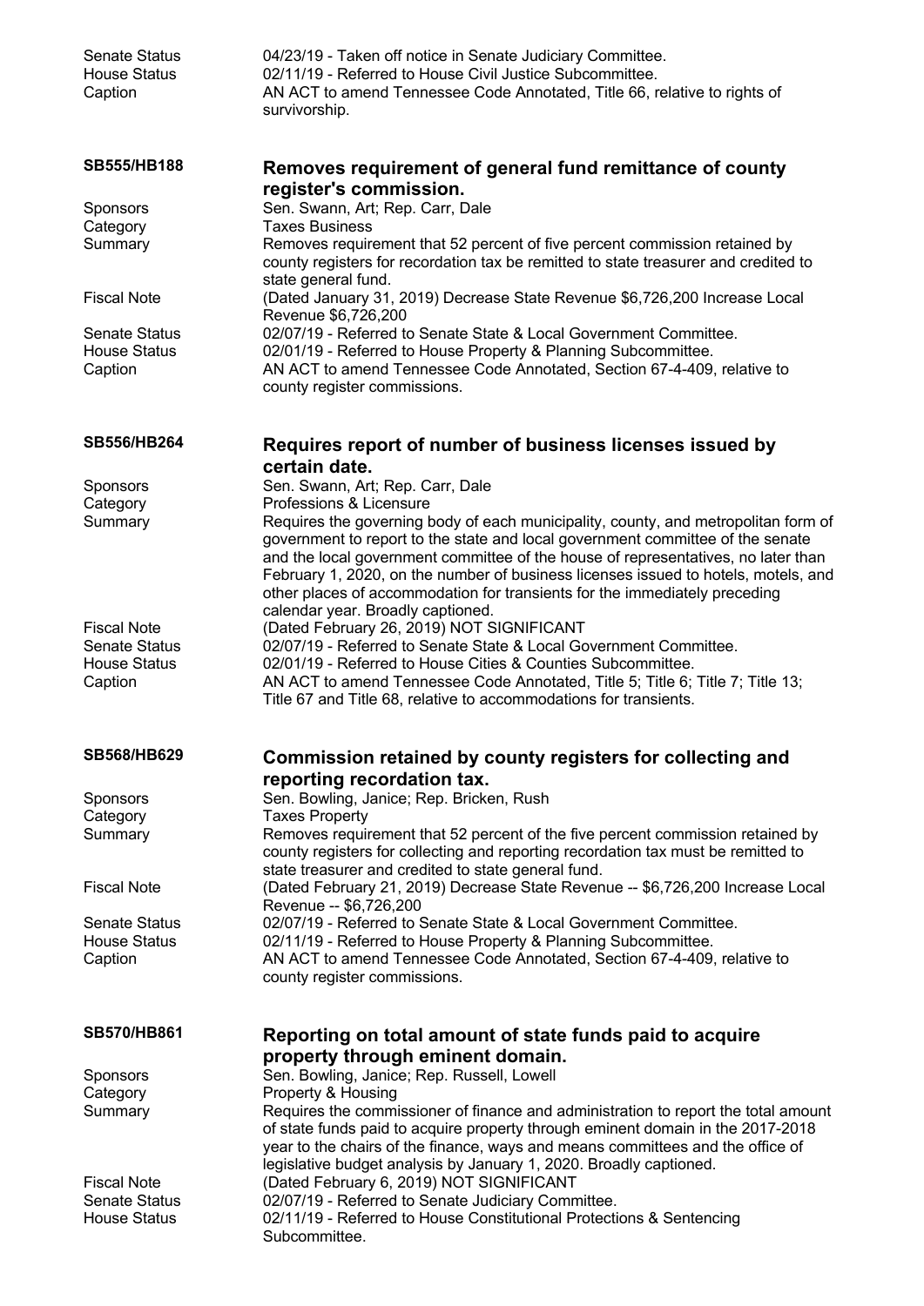Senate Status 04/23/19 - Taken off notice in Senate Judiciary Committee.
House Status 02/11/19 - Referred to House Civil Justice Subcommittee.
Caption AN ACT to amend Tennessee Code Annotated, Title 66, relative to rights of survivorship.

## SB555/HB188 — Removes requirement of general fund remittance of county register's commission.

**Sponsors** Sen. Swann, Art; Rep. Carr, Dale
**Category** Taxes Business
**Summary** Removes requirement that 52 percent of five percent commission retained by county registers for recordation tax be remitted to state treasurer and credited to state general fund.
**Fiscal Note** (Dated January 31, 2019) Decrease State Revenue $6,726,200 Increase Local Revenue $6,726,200
**Senate Status** 02/07/19 - Referred to Senate State & Local Government Committee.
**House Status** 02/01/19 - Referred to House Property & Planning Subcommittee.
**Caption** AN ACT to amend Tennessee Code Annotated, Section 67-4-409, relative to county register commissions.

## SB556/HB264 — Requires report of number of business licenses issued by certain date.

**Sponsors** Sen. Swann, Art; Rep. Carr, Dale
**Category** Professions & Licensure
**Summary** Requires the governing body of each municipality, county, and metropolitan form of government to report to the state and local government committee of the senate and the local government committee of the house of representatives, no later than February 1, 2020, on the number of business licenses issued to hotels, motels, and other places of accommodation for transients for the immediately preceding calendar year. Broadly captioned.
**Fiscal Note** (Dated February 26, 2019) NOT SIGNIFICANT
**Senate Status** 02/07/19 - Referred to Senate State & Local Government Committee.
**House Status** 02/01/19 - Referred to House Cities & Counties Subcommittee.
**Caption** AN ACT to amend Tennessee Code Annotated, Title 5; Title 6; Title 7; Title 13; Title 67 and Title 68, relative to accommodations for transients.

## SB568/HB629 — Commission retained by county registers for collecting and reporting recordation tax.

**Sponsors** Sen. Bowling, Janice; Rep. Bricken, Rush
**Category** Taxes Property
**Summary** Removes requirement that 52 percent of the five percent commission retained by county registers for collecting and reporting recordation tax must be remitted to state treasurer and credited to state general fund.
**Fiscal Note** (Dated February 21, 2019) Decrease State Revenue -- $6,726,200 Increase Local Revenue -- $6,726,200
**Senate Status** 02/07/19 - Referred to Senate State & Local Government Committee.
**House Status** 02/11/19 - Referred to House Property & Planning Subcommittee.
**Caption** AN ACT to amend Tennessee Code Annotated, Section 67-4-409, relative to county register commissions.

## SB570/HB861 — Reporting on total amount of state funds paid to acquire property through eminent domain.

**Sponsors** Sen. Bowling, Janice; Rep. Russell, Lowell
**Category** Property & Housing
**Summary** Requires the commissioner of finance and administration to report the total amount of state funds paid to acquire property through eminent domain in the 2017-2018 year to the chairs of the finance, ways and means committees and the office of legislative budget analysis by January 1, 2020. Broadly captioned.
**Fiscal Note** (Dated February 6, 2019) NOT SIGNIFICANT
**Senate Status** 02/07/19 - Referred to Senate Judiciary Committee.
**House Status** 02/11/19 - Referred to House Constitutional Protections & Sentencing Subcommittee.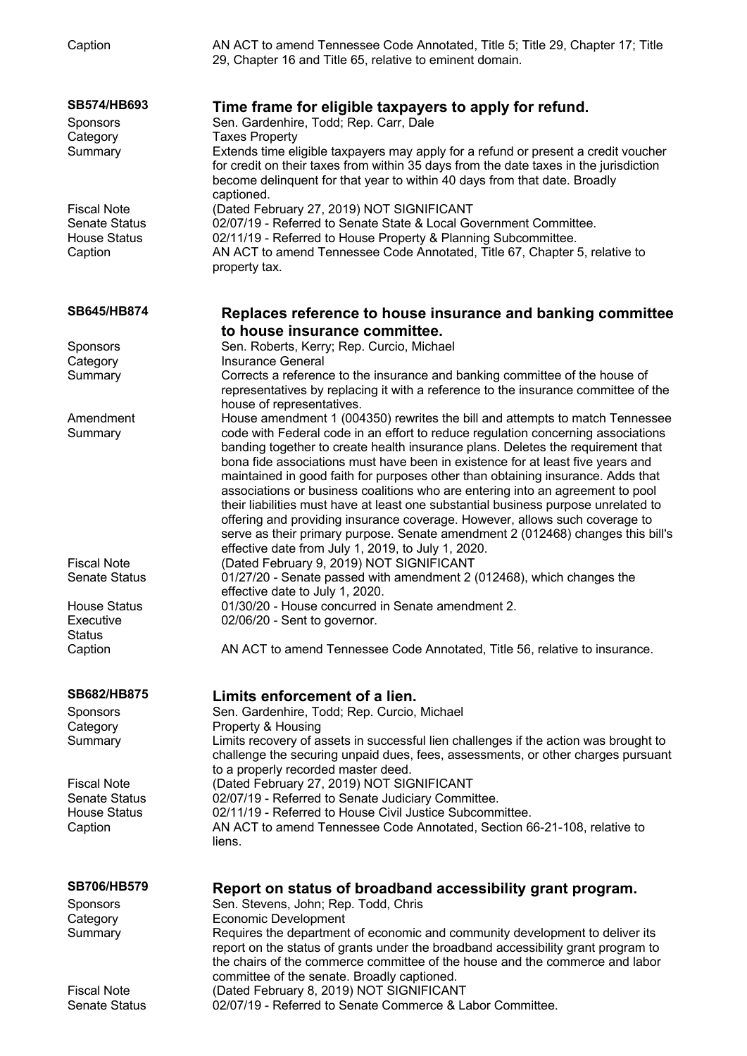| | |
|---|---|
| Caption | AN ACT to amend Tennessee Code Annotated, Title 5; Title 29, Chapter 17; Title 29, Chapter 16 and Title 65, relative to eminent domain. |

## SB574/HB693 — Time frame for eligible taxpayers to apply for refund.

| | |
|---|---|
| Sponsors | Sen. Gardenhire, Todd; Rep. Carr, Dale |
| Category | Taxes Property |
| Summary | Extends time eligible taxpayers may apply for a refund or present a credit voucher for credit on their taxes from within 35 days from the date taxes in the jurisdiction become delinquent for that year to within 40 days from that date. Broadly captioned. |
| Fiscal Note | (Dated February 27, 2019) NOT SIGNIFICANT |
| Senate Status | 02/07/19 - Referred to Senate State & Local Government Committee. |
| House Status | 02/11/19 - Referred to House Property & Planning Subcommittee. |
| Caption | AN ACT to amend Tennessee Code Annotated, Title 67, Chapter 5, relative to property tax. |

## SB645/HB874 — Replaces reference to house insurance and banking committee to house insurance committee.

| | |
|---|---|
| Sponsors | Sen. Roberts, Kerry; Rep. Curcio, Michael |
| Category | Insurance General |
| Summary | Corrects a reference to the insurance and banking committee of the house of representatives by replacing it with a reference to the insurance committee of the house of representatives. |
| Amendment Summary | House amendment 1 (004350) rewrites the bill and attempts to match Tennessee code with Federal code in an effort to reduce regulation concerning associations banding together to create health insurance plans. Deletes the requirement that bona fide associations must have been in existence for at least five years and maintained in good faith for purposes other than obtaining insurance. Adds that associations or business coalitions who are entering into an agreement to pool their liabilities must have at least one substantial business purpose unrelated to offering and providing insurance coverage. However, allows such coverage to serve as their primary purpose. Senate amendment 2 (012468) changes this bill's effective date from July 1, 2019, to July 1, 2020. |
| Fiscal Note | (Dated February 9, 2019) NOT SIGNIFICANT |
| Senate Status | 01/27/20 - Senate passed with amendment 2 (012468), which changes the effective date to July 1, 2020. |
| House Status | 01/30/20 - House concurred in Senate amendment 2. |
| Executive Status | 02/06/20 - Sent to governor. |
| Caption | AN ACT to amend Tennessee Code Annotated, Title 56, relative to insurance. |

## SB682/HB875 — Limits enforcement of a lien.

| | |
|---|---|
| Sponsors | Sen. Gardenhire, Todd; Rep. Curcio, Michael |
| Category | Property & Housing |
| Summary | Limits recovery of assets in successful lien challenges if the action was brought to challenge the securing unpaid dues, fees, assessments, or other charges pursuant to a properly recorded master deed. |
| Fiscal Note | (Dated February 27, 2019) NOT SIGNIFICANT |
| Senate Status | 02/07/19 - Referred to Senate Judiciary Committee. |
| House Status | 02/11/19 - Referred to House Civil Justice Subcommittee. |
| Caption | AN ACT to amend Tennessee Code Annotated, Section 66-21-108, relative to liens. |

## SB706/HB579 — Report on status of broadband accessibility grant program.

| | |
|---|---|
| Sponsors | Sen. Stevens, John; Rep. Todd, Chris |
| Category | Economic Development |
| Summary | Requires the department of economic and community development to deliver its report on the status of grants under the broadband accessibility grant program to the chairs of the commerce committee of the house and the commerce and labor committee of the senate. Broadly captioned. |
| Fiscal Note | (Dated February 8, 2019) NOT SIGNIFICANT |
| Senate Status | 02/07/19 - Referred to Senate Commerce & Labor Committee. |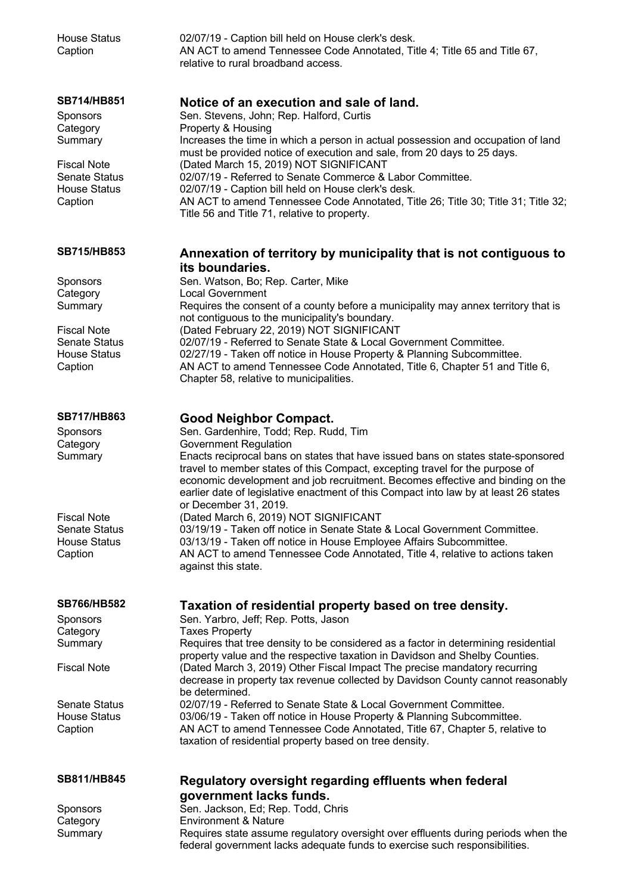| | |
|---|---|
| House Status | 02/07/19 - Caption bill held on House clerk's desk. |
| Caption | AN ACT to amend Tennessee Code Annotated, Title 4; Title 65 and Title 67, relative to rural broadband access. |

### SB714/HB851 — Notice of an execution and sale of land.

| | |
|---|---|
| Sponsors | Sen. Stevens, John; Rep. Halford, Curtis |
| Category | Property & Housing |
| Summary | Increases the time in which a person in actual possession and occupation of land must be provided notice of execution and sale, from 20 days to 25 days. |
| Fiscal Note | (Dated March 15, 2019) NOT SIGNIFICANT |
| Senate Status | 02/07/19 - Referred to Senate Commerce & Labor Committee. |
| House Status | 02/07/19 - Caption bill held on House clerk's desk. |
| Caption | AN ACT to amend Tennessee Code Annotated, Title 26; Title 30; Title 31; Title 32; Title 56 and Title 71, relative to property. |

### SB715/HB853 — Annexation of territory by municipality that is not contiguous to its boundaries.

| | |
|---|---|
| Sponsors | Sen. Watson, Bo; Rep. Carter, Mike |
| Category | Local Government |
| Summary | Requires the consent of a county before a municipality may annex territory that is not contiguous to the municipality's boundary. |
| Fiscal Note | (Dated February 22, 2019) NOT SIGNIFICANT |
| Senate Status | 02/07/19 - Referred to Senate State & Local Government Committee. |
| House Status | 02/27/19 - Taken off notice in House Property & Planning Subcommittee. |
| Caption | AN ACT to amend Tennessee Code Annotated, Title 6, Chapter 51 and Title 6, Chapter 58, relative to municipalities. |

### SB717/HB863 — Good Neighbor Compact.

| | |
|---|---|
| Sponsors | Sen. Gardenhire, Todd; Rep. Rudd, Tim |
| Category | Government Regulation |
| Summary | Enacts reciprocal bans on states that have issued bans on states state-sponsored travel to member states of this Compact, excepting travel for the purpose of economic development and job recruitment. Becomes effective and binding on the earlier date of legislative enactment of this Compact into law by at least 26 states or December 31, 2019. |
| Fiscal Note | (Dated March 6, 2019) NOT SIGNIFICANT |
| Senate Status | 03/19/19 - Taken off notice in Senate State & Local Government Committee. |
| House Status | 03/13/19 - Taken off notice in House Employee Affairs Subcommittee. |
| Caption | AN ACT to amend Tennessee Code Annotated, Title 4, relative to actions taken against this state. |

### SB766/HB582 — Taxation of residential property based on tree density.

| | |
|---|---|
| Sponsors | Sen. Yarbro, Jeff; Rep. Potts, Jason |
| Category | Taxes Property |
| Summary | Requires that tree density to be considered as a factor in determining residential property value and the respective taxation in Davidson and Shelby Counties. |
| Fiscal Note | (Dated March 3, 2019) Other Fiscal Impact The precise mandatory recurring decrease in property tax revenue collected by Davidson County cannot reasonably be determined. |
| Senate Status | 02/07/19 - Referred to Senate State & Local Government Committee. |
| House Status | 03/06/19 - Taken off notice in House Property & Planning Subcommittee. |
| Caption | AN ACT to amend Tennessee Code Annotated, Title 67, Chapter 5, relative to taxation of residential property based on tree density. |

### SB811/HB845 — Regulatory oversight regarding effluents when federal government lacks funds.

| | |
|---|---|
| Sponsors | Sen. Jackson, Ed; Rep. Todd, Chris |
| Category | Environment & Nature |
| Summary | Requires state assume regulatory oversight over effluents during periods when the federal government lacks adequate funds to exercise such responsibilities. |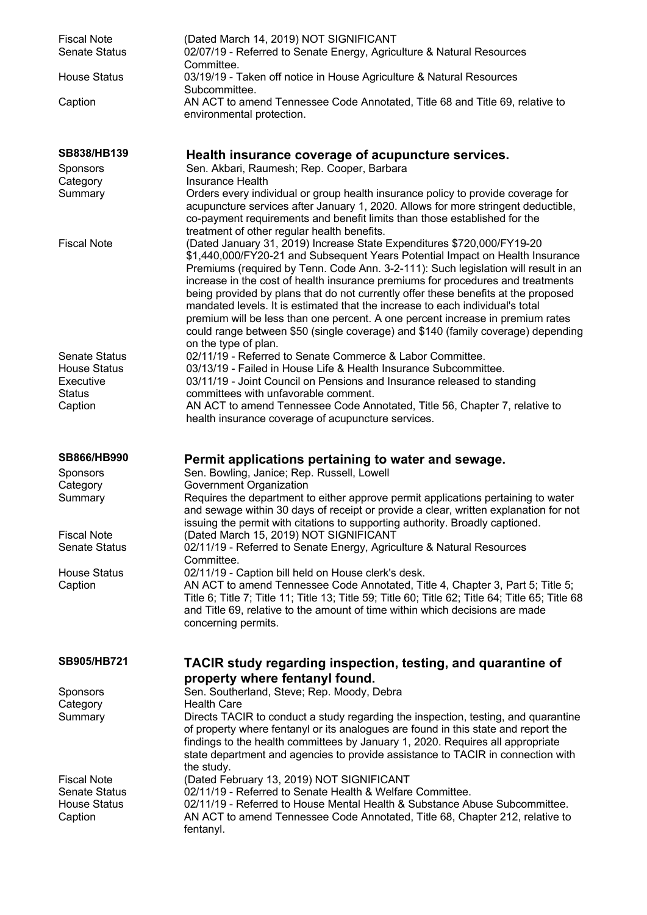| | |
|---|---|
| Fiscal Note | (Dated March 14, 2019) NOT SIGNIFICANT |
| Senate Status | 02/07/19 - Referred to Senate Energy, Agriculture & Natural Resources Committee. |
| House Status | 03/19/19 - Taken off notice in House Agriculture & Natural Resources Subcommittee. |
| Caption | AN ACT to amend Tennessee Code Annotated, Title 68 and Title 69, relative to environmental protection. |

## SB838/HB139 Health insurance coverage of acupuncture services.

| | |
|---|---|
| Sponsors | Sen. Akbari, Raumesh; Rep. Cooper, Barbara |
| Category | Insurance Health |
| Summary | Orders every individual or group health insurance policy to provide coverage for acupuncture services after January 1, 2020. Allows for more stringent deductible, co-payment requirements and benefit limits than those established for the treatment of other regular health benefits. |
| Fiscal Note | (Dated January 31, 2019) Increase State Expenditures $720,000/FY19-20 $1,440,000/FY20-21 and Subsequent Years Potential Impact on Health Insurance Premiums (required by Tenn. Code Ann. 3-2-111): Such legislation will result in an increase in the cost of health insurance premiums for procedures and treatments being provided by plans that do not currently offer these benefits at the proposed mandated levels. It is estimated that the increase to each individual's total premium will be less than one percent. A one percent increase in premium rates could range between $50 (single coverage) and $140 (family coverage) depending on the type of plan. |
| Senate Status | 02/11/19 - Referred to Senate Commerce & Labor Committee. |
| House Status | 03/13/19 - Failed in House Life & Health Insurance Subcommittee. |
| Executive Status | 03/11/19 - Joint Council on Pensions and Insurance released to standing committees with unfavorable comment. |
| Caption | AN ACT to amend Tennessee Code Annotated, Title 56, Chapter 7, relative to health insurance coverage of acupuncture services. |

## SB866/HB990 Permit applications pertaining to water and sewage.

| | |
|---|---|
| Sponsors | Sen. Bowling, Janice; Rep. Russell, Lowell |
| Category | Government Organization |
| Summary | Requires the department to either approve permit applications pertaining to water and sewage within 30 days of receipt or provide a clear, written explanation for not issuing the permit with citations to supporting authority. Broadly captioned. |
| Fiscal Note | (Dated March 15, 2019) NOT SIGNIFICANT |
| Senate Status | 02/11/19 - Referred to Senate Energy, Agriculture & Natural Resources Committee. |
| House Status | 02/11/19 - Caption bill held on House clerk's desk. |
| Caption | AN ACT to amend Tennessee Code Annotated, Title 4, Chapter 3, Part 5; Title 5; Title 6; Title 7; Title 11; Title 13; Title 59; Title 60; Title 62; Title 64; Title 65; Title 68 and Title 69, relative to the amount of time within which decisions are made concerning permits. |

## SB905/HB721 TACIR study regarding inspection, testing, and quarantine of property where fentanyl found.

| | |
|---|---|
| Sponsors | Sen. Southerland, Steve; Rep. Moody, Debra |
| Category | Health Care |
| Summary | Directs TACIR to conduct a study regarding the inspection, testing, and quarantine of property where fentanyl or its analogues are found in this state and report the findings to the health committees by January 1, 2020. Requires all appropriate state department and agencies to provide assistance to TACIR in connection with the study. |
| Fiscal Note | (Dated February 13, 2019) NOT SIGNIFICANT |
| Senate Status | 02/11/19 - Referred to Senate Health & Welfare Committee. |
| House Status | 02/11/19 - Referred to House Mental Health & Substance Abuse Subcommittee. |
| Caption | AN ACT to amend Tennessee Code Annotated, Title 68, Chapter 212, relative to fentanyl. |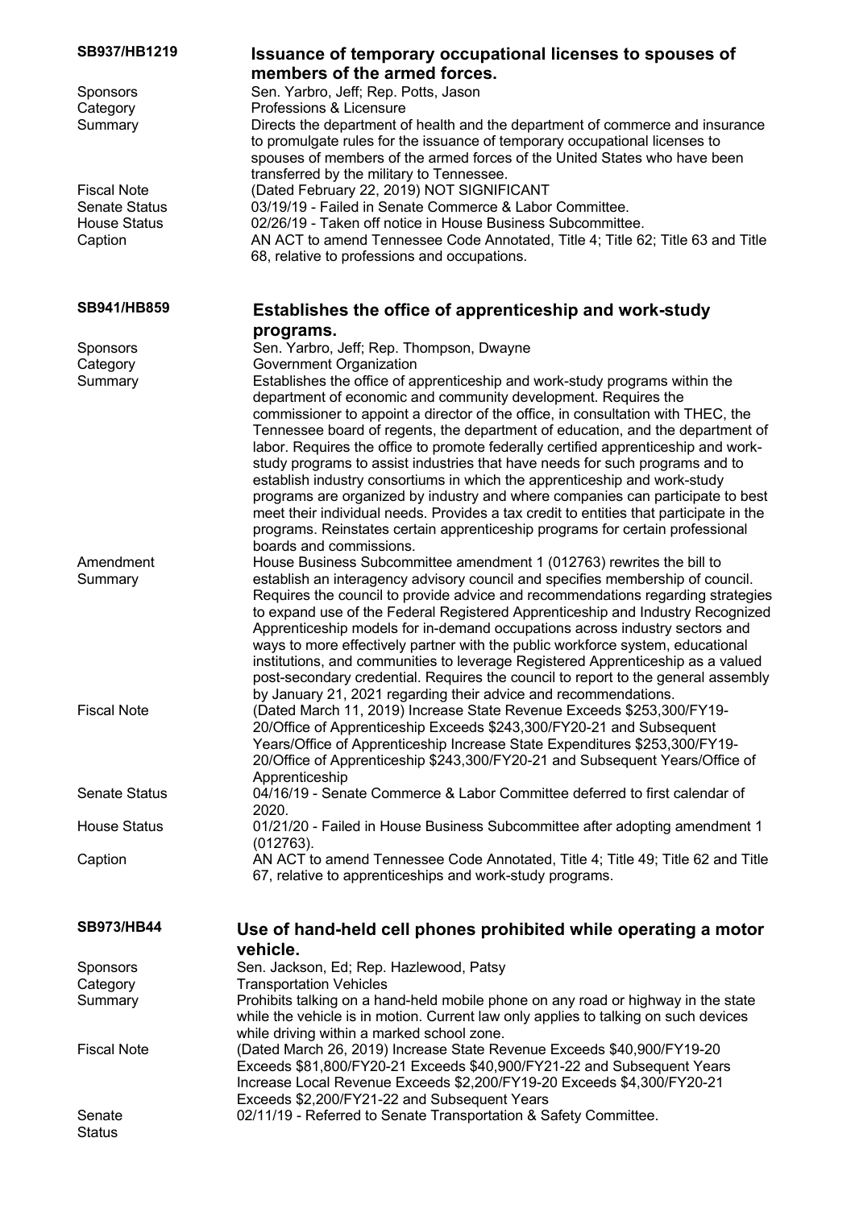**SB937/HB1219** **Issuance of temporary occupational licenses to spouses of members of the armed forces.**

| | |
|---|---|
| Sponsors | Sen. Yarbro, Jeff; Rep. Potts, Jason |
| Category | Professions & Licensure |
| Summary | Directs the department of health and the department of commerce and insurance to promulgate rules for the issuance of temporary occupational licenses to spouses of members of the armed forces of the United States who have been transferred by the military to Tennessee. |
| Fiscal Note | (Dated February 22, 2019) NOT SIGNIFICANT |
| Senate Status | 03/19/19 - Failed in Senate Commerce & Labor Committee. |
| House Status | 02/26/19 - Taken off notice in House Business Subcommittee. |
| Caption | AN ACT to amend Tennessee Code Annotated, Title 4; Title 62; Title 63 and Title 68, relative to professions and occupations. |

**SB941/HB859** **Establishes the office of apprenticeship and work-study programs.**

| | |
|---|---|
| Sponsors | Sen. Yarbro, Jeff; Rep. Thompson, Dwayne |
| Category | Government Organization |
| Summary | Establishes the office of apprenticeship and work-study programs within the department of economic and community development. Requires the commissioner to appoint a director of the office, in consultation with THEC, the Tennessee board of regents, the department of education, and the department of labor. Requires the office to promote federally certified apprenticeship and work-study programs to assist industries that have needs for such programs and to establish industry consortiums in which the apprenticeship and work-study programs are organized by industry and where companies can participate to best meet their individual needs. Provides a tax credit to entities that participate in the programs. Reinstates certain apprenticeship programs for certain professional boards and commissions. |
| Amendment Summary | House Business Subcommittee amendment 1 (012763) rewrites the bill to establish an interagency advisory council and specifies membership of council. Requires the council to provide advice and recommendations regarding strategies to expand use of the Federal Registered Apprenticeship and Industry Recognized Apprenticeship models for in-demand occupations across industry sectors and ways to more effectively partner with the public workforce system, educational institutions, and communities to leverage Registered Apprenticeship as a valued post-secondary credential. Requires the council to report to the general assembly by January 21, 2021 regarding their advice and recommendations. |
| Fiscal Note | (Dated March 11, 2019) Increase State Revenue Exceeds \$253,300/FY19-20/Office of Apprenticeship Exceeds \$243,300/FY20-21 and Subsequent Years/Office of Apprenticeship Increase State Expenditures \$253,300/FY19-20/Office of Apprenticeship \$243,300/FY20-21 and Subsequent Years/Office of Apprenticeship |
| Senate Status | 04/16/19 - Senate Commerce & Labor Committee deferred to first calendar of 2020. |
| House Status | 01/21/20 - Failed in House Business Subcommittee after adopting amendment 1 (012763). |
| Caption | AN ACT to amend Tennessee Code Annotated, Title 4; Title 49; Title 62 and Title 67, relative to apprenticeships and work-study programs. |

**SB973/HB44** **Use of hand-held cell phones prohibited while operating a motor vehicle.**

| | |
|---|---|
| Sponsors | Sen. Jackson, Ed; Rep. Hazlewood, Patsy |
| Category | Transportation Vehicles |
| Summary | Prohibits talking on a hand-held mobile phone on any road or highway in the state while the vehicle is in motion. Current law only applies to talking on such devices while driving within a marked school zone. |
| Fiscal Note | (Dated March 26, 2019) Increase State Revenue Exceeds \$40,900/FY19-20 Exceeds \$81,800/FY20-21 Exceeds \$40,900/FY21-22 and Subsequent Years Increase Local Revenue Exceeds \$2,200/FY19-20 Exceeds \$4,300/FY20-21 Exceeds \$2,200/FY21-22 and Subsequent Years |
| Senate Status | 02/11/19 - Referred to Senate Transportation & Safety Committee. |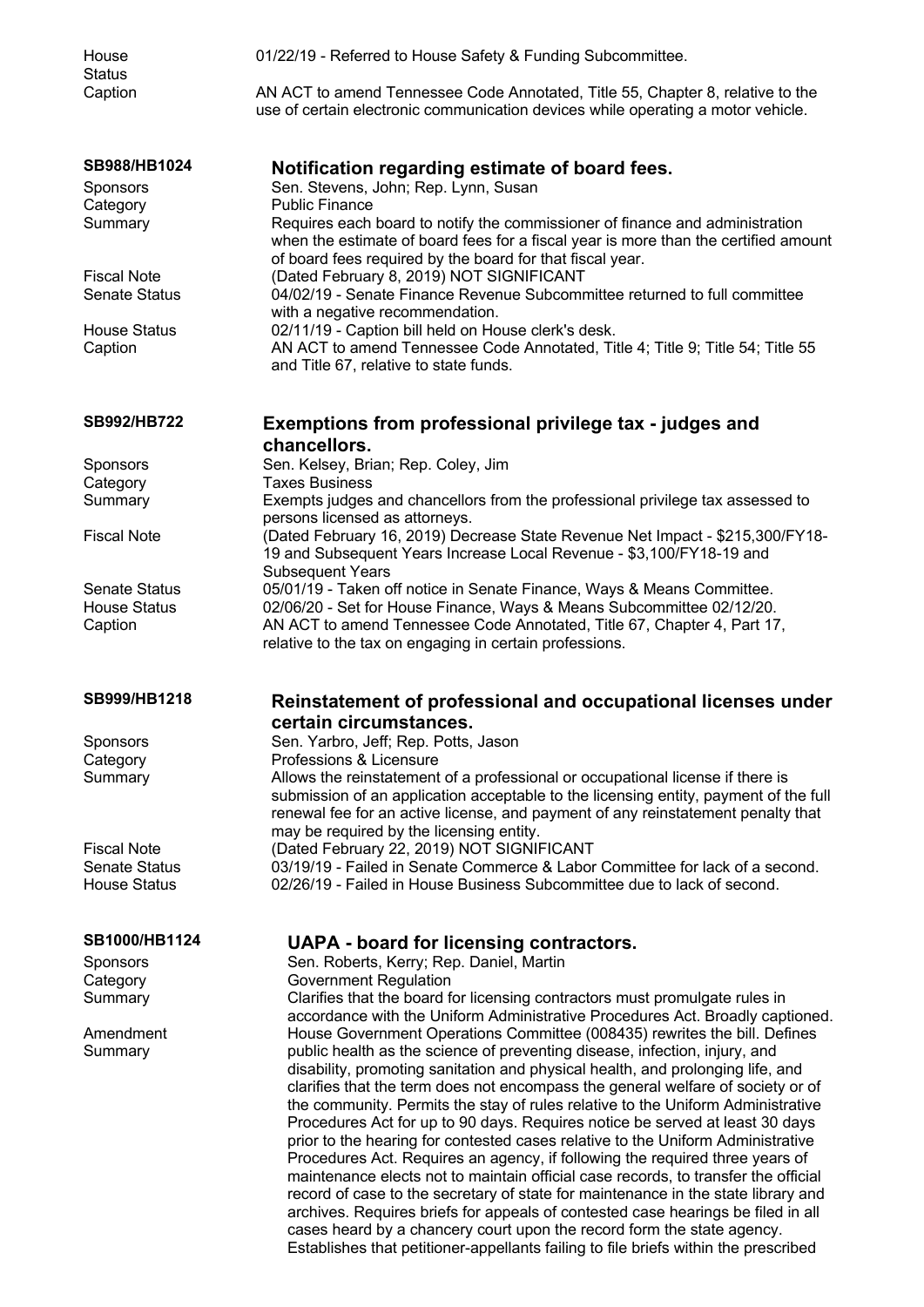House Status 01/22/19 - Referred to House Safety & Funding Subcommittee.

Caption AN ACT to amend Tennessee Code Annotated, Title 55, Chapter 8, relative to the use of certain electronic communication devices while operating a motor vehicle.

## SB988/HB1024 — Notification regarding estimate of board fees.

| | |
|---|---|
| Sponsors | Sen. Stevens, John; Rep. Lynn, Susan |
| Category | Public Finance |
| Summary | Requires each board to notify the commissioner of finance and administration when the estimate of board fees for a fiscal year is more than the certified amount of board fees required by the board for that fiscal year. |
| Fiscal Note | (Dated February 8, 2019) NOT SIGNIFICANT |
| Senate Status | 04/02/19 - Senate Finance Revenue Subcommittee returned to full committee with a negative recommendation. |
| House Status | 02/11/19 - Caption bill held on House clerk's desk. |
| Caption | AN ACT to amend Tennessee Code Annotated, Title 4; Title 9; Title 54; Title 55 and Title 67, relative to state funds. |

## SB992/HB722 — Exemptions from professional privilege tax - judges and chancellors.

| | |
|---|---|
| Sponsors | Sen. Kelsey, Brian; Rep. Coley, Jim |
| Category | Taxes Business |
| Summary | Exempts judges and chancellors from the professional privilege tax assessed to persons licensed as attorneys. |
| Fiscal Note | (Dated February 16, 2019) Decrease State Revenue Net Impact - $215,300/FY18-19 and Subsequent Years Increase Local Revenue - $3,100/FY18-19 and Subsequent Years |
| Senate Status | 05/01/19 - Taken off notice in Senate Finance, Ways & Means Committee. |
| House Status | 02/06/20 - Set for House Finance, Ways & Means Subcommittee 02/12/20. |
| Caption | AN ACT to amend Tennessee Code Annotated, Title 67, Chapter 4, Part 17, relative to the tax on engaging in certain professions. |

## SB999/HB1218 — Reinstatement of professional and occupational licenses under certain circumstances.

| | |
|---|---|
| Sponsors | Sen. Yarbro, Jeff; Rep. Potts, Jason |
| Category | Professions & Licensure |
| Summary | Allows the reinstatement of a professional or occupational license if there is submission of an application acceptable to the licensing entity, payment of the full renewal fee for an active license, and payment of any reinstatement penalty that may be required by the licensing entity. |
| Fiscal Note | (Dated February 22, 2019) NOT SIGNIFICANT |
| Senate Status | 03/19/19 - Failed in Senate Commerce & Labor Committee for lack of a second. |
| House Status | 02/26/19 - Failed in House Business Subcommittee due to lack of second. |

## SB1000/HB1124 — UAPA - board for licensing contractors.

| | |
|---|---|
| Sponsors | Sen. Roberts, Kerry; Rep. Daniel, Martin |
| Category | Government Regulation |
| Summary | Clarifies that the board for licensing contractors must promulgate rules in accordance with the Uniform Administrative Procedures Act. Broadly captioned. |
| Amendment Summary | House Government Operations Committee (008435) rewrites the bill. Defines public health as the science of preventing disease, infection, injury, and disability, promoting sanitation and physical health, and prolonging life, and clarifies that the term does not encompass the general welfare of society or of the community. Permits the stay of rules relative to the Uniform Administrative Procedures Act for up to 90 days. Requires notice be served at least 30 days prior to the hearing for contested cases relative to the Uniform Administrative Procedures Act. Requires an agency, if following the required three years of maintenance elects not to maintain official case records, to transfer the official record of case to the secretary of state for maintenance in the state library and archives. Requires briefs for appeals of contested case hearings be filed in all cases heard by a chancery court upon the record form the state agency. Establishes that petitioner-appellants failing to file briefs within the prescribed |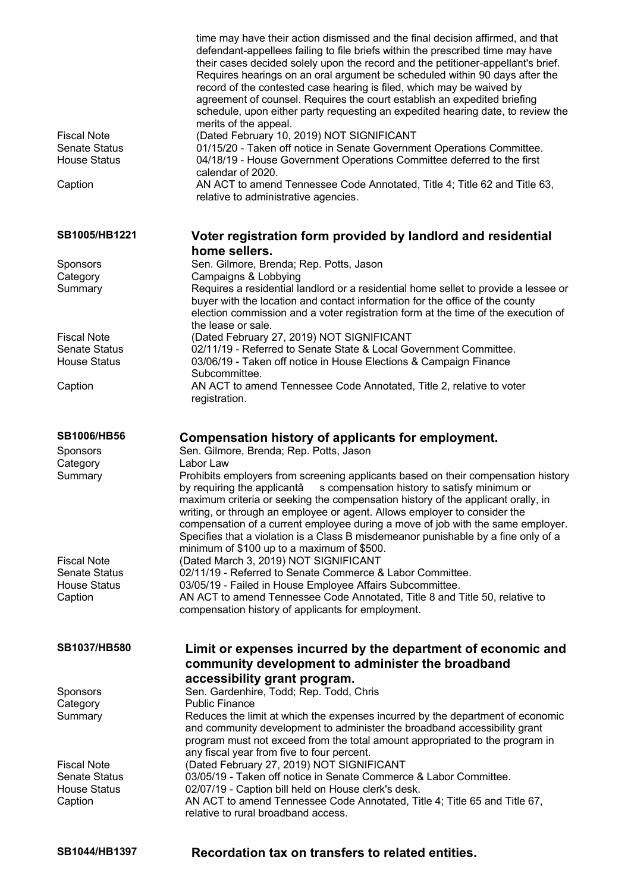time may have their action dismissed and the final decision affirmed, and that defendant-appellees failing to file briefs within the prescribed time may have their cases decided solely upon the record and the petitioner-appellant's brief. Requires hearings on an oral argument be scheduled within 90 days after the record of the contested case hearing is filed, which may be waived by agreement of counsel. Requires the court establish an expedited briefing schedule, upon either party requesting an expedited hearing date, to review the merits of the appeal.

| | |
|---|---|
| Fiscal Note | (Dated February 10, 2019) NOT SIGNIFICANT |
| Senate Status | 01/15/20 - Taken off notice in Senate Government Operations Committee. |
| House Status | 04/18/19 - House Government Operations Committee deferred to the first calendar of 2020. |
| Caption | AN ACT to amend Tennessee Code Annotated, Title 4; Title 62 and Title 63, relative to administrative agencies. |

## SB1005/HB1221 — Voter registration form provided by landlord and residential home sellers.

| | |
|---|---|
| Sponsors | Sen. Gilmore, Brenda; Rep. Potts, Jason |
| Category | Campaigns & Lobbying |
| Summary | Requires a residential landlord or a residential home sellet to provide a lessee or buyer with the location and contact information for the office of the county election commission and a voter registration form at the time of the execution of the lease or sale. |
| Fiscal Note | (Dated February 27, 2019) NOT SIGNIFICANT |
| Senate Status | 02/11/19 - Referred to Senate State & Local Government Committee. |
| House Status | 03/06/19 - Taken off notice in House Elections & Campaign Finance Subcommittee. |
| Caption | AN ACT to amend Tennessee Code Annotated, Title 2, relative to voter registration. |

## SB1006/HB56 — Compensation history of applicants for employment.

| | |
|---|---|
| Sponsors | Sen. Gilmore, Brenda; Rep. Potts, Jason |
| Category | Labor Law |
| Summary | Prohibits employers from screening applicants based on their compensation history by requiring the applicantâ s compensation history to satisfy minimum or maximum criteria or seeking the compensation history of the applicant orally, in writing, or through an employee or agent. Allows employer to consider the compensation of a current employee during a move of job with the same employer. Specifies that a violation is a Class B misdemeanor punishable by a fine only of a minimum of \$100 up to a maximum of \$500. |
| Fiscal Note | (Dated March 3, 2019) NOT SIGNIFICANT |
| Senate Status | 02/11/19 - Referred to Senate Commerce & Labor Committee. |
| House Status | 03/05/19 - Failed in House Employee Affairs Subcommittee. |
| Caption | AN ACT to amend Tennessee Code Annotated, Title 8 and Title 50, relative to compensation history of applicants for employment. |

## SB1037/HB580 — Limit or expenses incurred by the department of economic and community development to administer the broadband accessibility grant program.

| | |
|---|---|
| Sponsors | Sen. Gardenhire, Todd; Rep. Todd, Chris |
| Category | Public Finance |
| Summary | Reduces the limit at which the expenses incurred by the department of economic and community development to administer the broadband accessibility grant program must not exceed from the total amount appropriated to the program in any fiscal year from five to four percent. |
| Fiscal Note | (Dated February 27, 2019) NOT SIGNIFICANT |
| Senate Status | 03/05/19 - Taken off notice in Senate Commerce & Labor Committee. |
| House Status | 02/07/19 - Caption bill held on House clerk's desk. |
| Caption | AN ACT to amend Tennessee Code Annotated, Title 4; Title 65 and Title 67, relative to rural broadband access. |

## SB1044/HB1397 — Recordation tax on transfers to related entities.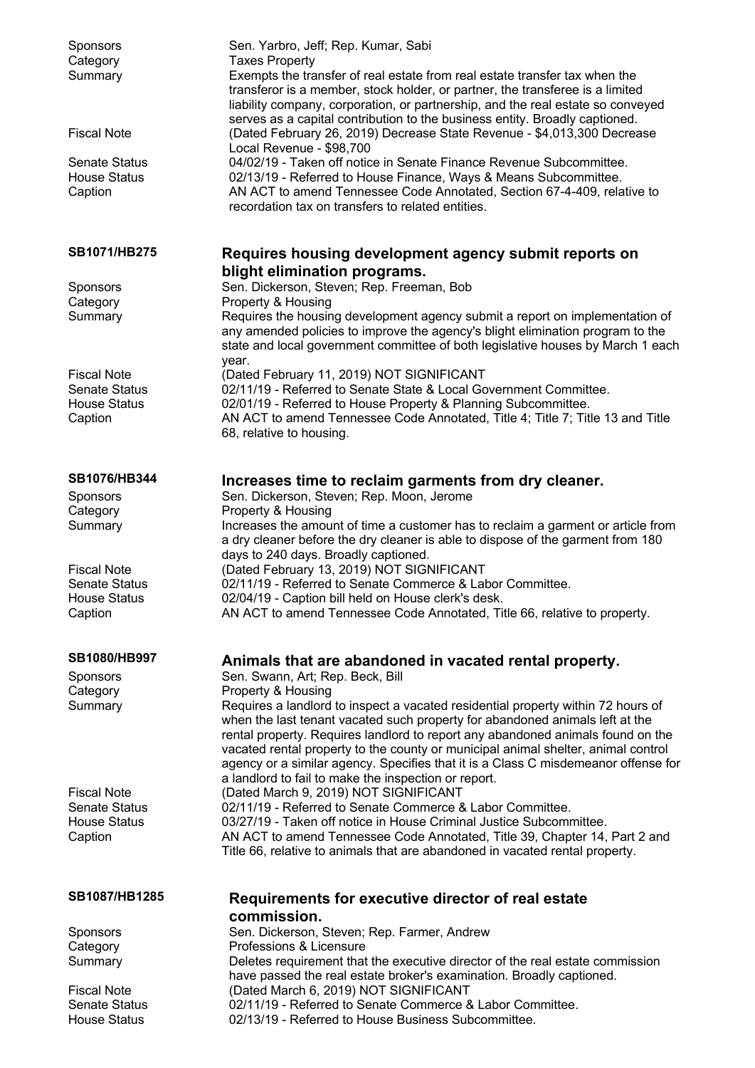Sponsors: Sen. Yarbro, Jeff; Rep. Kumar, Sabi
Category: Taxes Property
Summary: Exempts the transfer of real estate from real estate transfer tax when the transferor is a member, stock holder, or partner, the transferee is a limited liability company, corporation, or partnership, and the real estate so conveyed serves as a capital contribution to the business entity. Broadly captioned.
Fiscal Note: (Dated February 26, 2019) Decrease State Revenue - $4,013,300 Decrease Local Revenue - $98,700
Senate Status: 04/02/19 - Taken off notice in Senate Finance Revenue Subcommittee.
House Status: 02/13/19 - Referred to House Finance, Ways & Means Subcommittee.
Caption: AN ACT to amend Tennessee Code Annotated, Section 67-4-409, relative to recordation tax on transfers to related entities.

## SB1071/HB275 — Requires housing development agency submit reports on blight elimination programs.

Sponsors: Sen. Dickerson, Steven; Rep. Freeman, Bob
Category: Property & Housing
Summary: Requires the housing development agency submit a report on implementation of any amended policies to improve the agency's blight elimination program to the state and local government committee of both legislative houses by March 1 each year.
Fiscal Note: (Dated February 11, 2019) NOT SIGNIFICANT
Senate Status: 02/11/19 - Referred to Senate State & Local Government Committee.
House Status: 02/01/19 - Referred to House Property & Planning Subcommittee.
Caption: AN ACT to amend Tennessee Code Annotated, Title 4; Title 7; Title 13 and Title 68, relative to housing.

## SB1076/HB344 — Increases time to reclaim garments from dry cleaner.

Sponsors: Sen. Dickerson, Steven; Rep. Moon, Jerome
Category: Property & Housing
Summary: Increases the amount of time a customer has to reclaim a garment or article from a dry cleaner before the dry cleaner is able to dispose of the garment from 180 days to 240 days. Broadly captioned.
Fiscal Note: (Dated February 13, 2019) NOT SIGNIFICANT
Senate Status: 02/11/19 - Referred to Senate Commerce & Labor Committee.
House Status: 02/04/19 - Caption bill held on House clerk's desk.
Caption: AN ACT to amend Tennessee Code Annotated, Title 66, relative to property.

## SB1080/HB997 — Animals that are abandoned in vacated rental property.

Sponsors: Sen. Swann, Art; Rep. Beck, Bill
Category: Property & Housing
Summary: Requires a landlord to inspect a vacated residential property within 72 hours of when the last tenant vacated such property for abandoned animals left at the rental property. Requires landlord to report any abandoned animals found on the vacated rental property to the county or municipal animal shelter, animal control agency or a similar agency. Specifies that it is a Class C misdemeanor offense for a landlord to fail to make the inspection or report.
Fiscal Note: (Dated March 9, 2019) NOT SIGNIFICANT
Senate Status: 02/11/19 - Referred to Senate Commerce & Labor Committee.
House Status: 03/27/19 - Taken off notice in House Criminal Justice Subcommittee.
Caption: AN ACT to amend Tennessee Code Annotated, Title 39, Chapter 14, Part 2 and Title 66, relative to animals that are abandoned in vacated rental property.

## SB1087/HB1285 — Requirements for executive director of real estate commission.

Sponsors: Sen. Dickerson, Steven; Rep. Farmer, Andrew
Category: Professions & Licensure
Summary: Deletes requirement that the executive director of the real estate commission have passed the real estate broker's examination. Broadly captioned.
Fiscal Note: (Dated March 6, 2019) NOT SIGNIFICANT
Senate Status: 02/11/19 - Referred to Senate Commerce & Labor Committee.
House Status: 02/13/19 - Referred to House Business Subcommittee.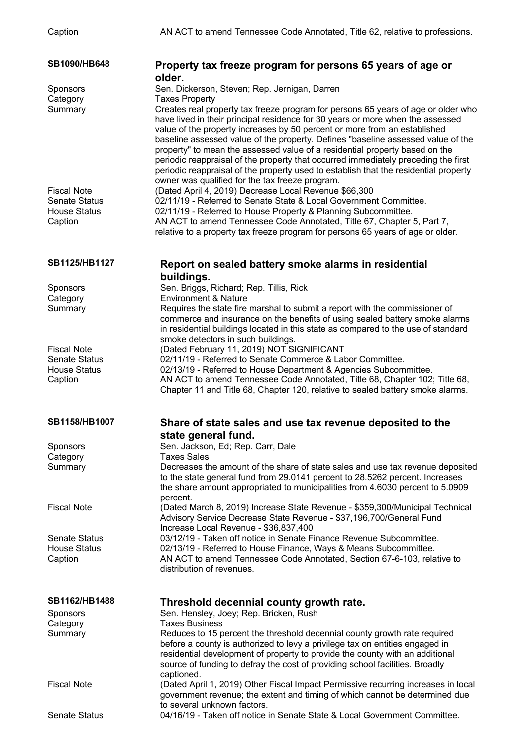| | |
|---|---|
| Caption | AN ACT to amend Tennessee Code Annotated, Title 62, relative to professions. |

## SB1090/HB648 — Property tax freeze program for persons 65 years of age or older.

| | |
|---|---|
| Sponsors | Sen. Dickerson, Steven; Rep. Jernigan, Darren |
| Category | Taxes Property |
| Summary | Creates real property tax freeze program for persons 65 years of age or older who have lived in their principal residence for 30 years or more when the assessed value of the property increases by 50 percent or more from an established baseline assessed value of the property. Defines "baseline assessed value of the property" to mean the assessed value of a residential property based on the periodic reappraisal of the property that occurred immediately preceding the first periodic reappraisal of the property used to establish that the residential property owner was qualified for the tax freeze program. |
| Fiscal Note | (Dated April 4, 2019) Decrease Local Revenue $66,300 |
| Senate Status | 02/11/19 - Referred to Senate State & Local Government Committee. |
| House Status | 02/11/19 - Referred to House Property & Planning Subcommittee. |
| Caption | AN ACT to amend Tennessee Code Annotated, Title 67, Chapter 5, Part 7, relative to a property tax freeze program for persons 65 years of age or older. |

## SB1125/HB1127 — Report on sealed battery smoke alarms in residential buildings.

| | |
|---|---|
| Sponsors | Sen. Briggs, Richard; Rep. Tillis, Rick |
| Category | Environment & Nature |
| Summary | Requires the state fire marshal to submit a report with the commissioner of commerce and insurance on the benefits of using sealed battery smoke alarms in residential buildings located in this state as compared to the use of standard smoke detectors in such buildings. |
| Fiscal Note | (Dated February 11, 2019) NOT SIGNIFICANT |
| Senate Status | 02/11/19 - Referred to Senate Commerce & Labor Committee. |
| House Status | 02/13/19 - Referred to House Department & Agencies Subcommittee. |
| Caption | AN ACT to amend Tennessee Code Annotated, Title 68, Chapter 102; Title 68, Chapter 11 and Title 68, Chapter 120, relative to sealed battery smoke alarms. |

## SB1158/HB1007 — Share of state sales and use tax revenue deposited to the state general fund.

| | |
|---|---|
| Sponsors | Sen. Jackson, Ed; Rep. Carr, Dale |
| Category | Taxes Sales |
| Summary | Decreases the amount of the share of state sales and use tax revenue deposited to the state general fund from 29.0141 percent to 28.5262 percent. Increases the share amount appropriated to municipalities from 4.6030 percent to 5.0909 percent. |
| Fiscal Note | (Dated March 8, 2019) Increase State Revenue - $359,300/Municipal Technical Advisory Service Decrease State Revenue - $37,196,700/General Fund Increase Local Revenue - $36,837,400 |
| Senate Status | 03/12/19 - Taken off notice in Senate Finance Revenue Subcommittee. |
| House Status | 02/13/19 - Referred to House Finance, Ways & Means Subcommittee. |
| Caption | AN ACT to amend Tennessee Code Annotated, Section 67-6-103, relative to distribution of revenues. |

## SB1162/HB1488 — Threshold decennial county growth rate.

| | |
|---|---|
| Sponsors | Sen. Hensley, Joey; Rep. Bricken, Rush |
| Category | Taxes Business |
| Summary | Reduces to 15 percent the threshold decennial county growth rate required before a county is authorized to levy a privilege tax on entities engaged in residential development of property to provide the county with an additional source of funding to defray the cost of providing school facilities. Broadly captioned. |
| Fiscal Note | (Dated April 1, 2019) Other Fiscal Impact Permissive recurring increases in local government revenue; the extent and timing of which cannot be determined due to several unknown factors. |
| Senate Status | 04/16/19 - Taken off notice in Senate State & Local Government Committee. |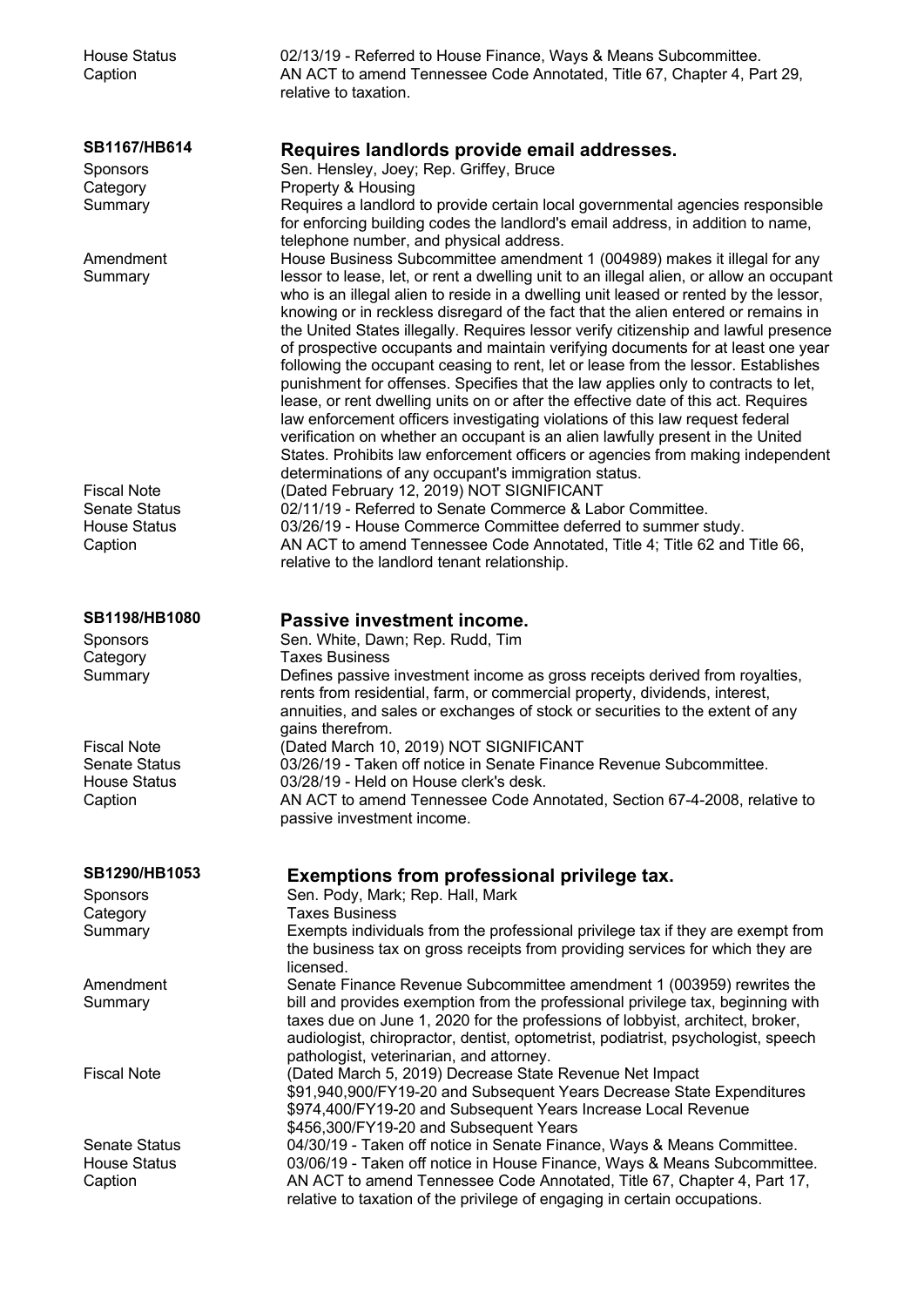| | |
|---|---|
| House Status | 02/13/19 - Referred to House Finance, Ways & Means Subcommittee. |
| Caption | AN ACT to amend Tennessee Code Annotated, Title 67, Chapter 4, Part 29, relative to taxation. |

## SB1167/HB614 — Requires landlords provide email addresses.

| | |
|---|---|
| Sponsors | Sen. Hensley, Joey; Rep. Griffey, Bruce |
| Category | Property & Housing |
| Summary | Requires a landlord to provide certain local governmental agencies responsible for enforcing building codes the landlord's email address, in addition to name, telephone number, and physical address. |
| Amendment Summary | House Business Subcommittee amendment 1 (004989) makes it illegal for any lessor to lease, let, or rent a dwelling unit to an illegal alien, or allow an occupant who is an illegal alien to reside in a dwelling unit leased or rented by the lessor, knowing or in reckless disregard of the fact that the alien entered or remains in the United States illegally. Requires lessor verify citizenship and lawful presence of prospective occupants and maintain verifying documents for at least one year following the occupant ceasing to rent, let or lease from the lessor. Establishes punishment for offenses. Specifies that the law applies only to contracts to let, lease, or rent dwelling units on or after the effective date of this act. Requires law enforcement officers investigating violations of this law request federal verification on whether an occupant is an alien lawfully present in the United States. Prohibits law enforcement officers or agencies from making independent determinations of any occupant's immigration status. |
| Fiscal Note | (Dated February 12, 2019) NOT SIGNIFICANT |
| Senate Status | 02/11/19 - Referred to Senate Commerce & Labor Committee. |
| House Status | 03/26/19 - House Commerce Committee deferred to summer study. |
| Caption | AN ACT to amend Tennessee Code Annotated, Title 4; Title 62 and Title 66, relative to the landlord tenant relationship. |

## SB1198/HB1080 — Passive investment income.

| | |
|---|---|
| Sponsors | Sen. White, Dawn; Rep. Rudd, Tim |
| Category | Taxes Business |
| Summary | Defines passive investment income as gross receipts derived from royalties, rents from residential, farm, or commercial property, dividends, interest, annuities, and sales or exchanges of stock or securities to the extent of any gains therefrom. |
| Fiscal Note | (Dated March 10, 2019) NOT SIGNIFICANT |
| Senate Status | 03/26/19 - Taken off notice in Senate Finance Revenue Subcommittee. |
| House Status | 03/28/19 - Held on House clerk's desk. |
| Caption | AN ACT to amend Tennessee Code Annotated, Section 67-4-2008, relative to passive investment income. |

## SB1290/HB1053 — Exemptions from professional privilege tax.

| | |
|---|---|
| Sponsors | Sen. Pody, Mark; Rep. Hall, Mark |
| Category | Taxes Business |
| Summary | Exempts individuals from the professional privilege tax if they are exempt from the business tax on gross receipts from providing services for which they are licensed. |
| Amendment Summary | Senate Finance Revenue Subcommittee amendment 1 (003959) rewrites the bill and provides exemption from the professional privilege tax, beginning with taxes due on June 1, 2020 for the professions of lobbyist, architect, broker, audiologist, chiropractor, dentist, optometrist, podiatrist, psychologist, speech pathologist, veterinarian, and attorney. |
| Fiscal Note | (Dated March 5, 2019) Decrease State Revenue Net Impact $91,940,900/FY19-20 and Subsequent Years Decrease State Expenditures $974,400/FY19-20 and Subsequent Years Increase Local Revenue $456,300/FY19-20 and Subsequent Years |
| Senate Status | 04/30/19 - Taken off notice in Senate Finance, Ways & Means Committee. |
| House Status | 03/06/19 - Taken off notice in House Finance, Ways & Means Subcommittee. |
| Caption | AN ACT to amend Tennessee Code Annotated, Title 67, Chapter 4, Part 17, relative to taxation of the privilege of engaging in certain occupations. |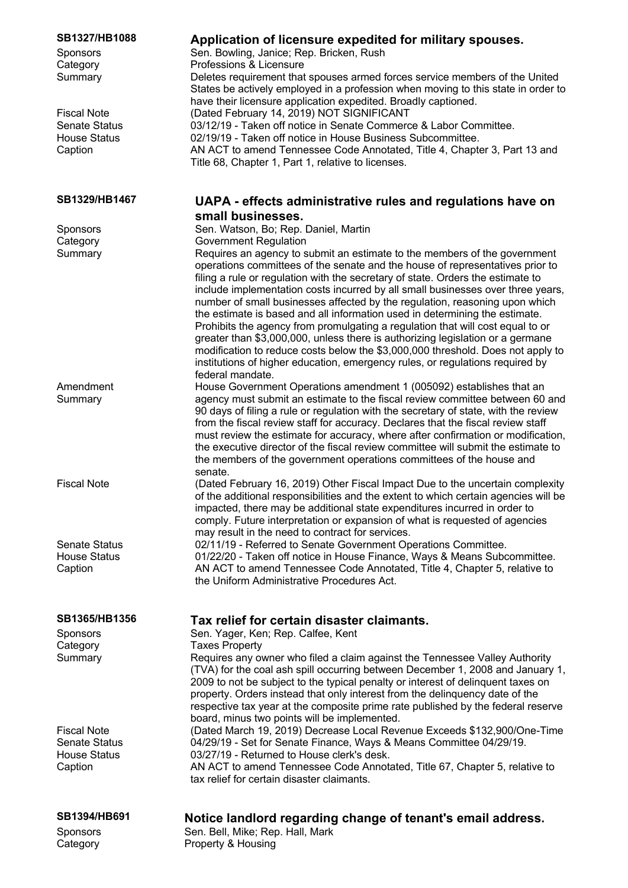**SB1327/HB1088** — **Application of licensure expedited for military spouses.**

Sponsors: Sen. Bowling, Janice; Rep. Bricken, Rush

Category: Professions & Licensure

Summary: Deletes requirement that spouses armed forces service members of the United States be actively employed in a profession when moving to this state in order to have their licensure application expedited. Broadly captioned.

Fiscal Note: (Dated February 14, 2019) NOT SIGNIFICANT

Senate Status: 03/12/19 - Taken off notice in Senate Commerce & Labor Committee.

House Status: 02/19/19 - Taken off notice in House Business Subcommittee.

Caption: AN ACT to amend Tennessee Code Annotated, Title 4, Chapter 3, Part 13 and Title 68, Chapter 1, Part 1, relative to licenses.

**SB1329/HB1467** — **UAPA - effects administrative rules and regulations have on small businesses.**

Sponsors: Sen. Watson, Bo; Rep. Daniel, Martin

Category: Government Regulation

Summary: Requires an agency to submit an estimate to the members of the government operations committees of the senate and the house of representatives prior to filing a rule or regulation with the secretary of state. Orders the estimate to include implementation costs incurred by all small businesses over three years, number of small businesses affected by the regulation, reasoning upon which the estimate is based and all information used in determining the estimate. Prohibits the agency from promulgating a regulation that will cost equal to or greater than $3,000,000, unless there is authorizing legislation or a germane modification to reduce costs below the $3,000,000 threshold. Does not apply to institutions of higher education, emergency rules, or regulations required by federal mandate.

Amendment Summary: House Government Operations amendment 1 (005092) establishes that an agency must submit an estimate to the fiscal review committee between 60 and 90 days of filing a rule or regulation with the secretary of state, with the review from the fiscal review staff for accuracy. Declares that the fiscal review staff must review the estimate for accuracy, where after confirmation or modification, the executive director of the fiscal review committee will submit the estimate to the members of the government operations committees of the house and senate.

Fiscal Note: (Dated February 16, 2019) Other Fiscal Impact Due to the uncertain complexity of the additional responsibilities and the extent to which certain agencies will be impacted, there may be additional state expenditures incurred in order to comply. Future interpretation or expansion of what is requested of agencies may result in the need to contract for services.

Senate Status: 02/11/19 - Referred to Senate Government Operations Committee.

House Status: 01/22/20 - Taken off notice in House Finance, Ways & Means Subcommittee.

Caption: AN ACT to amend Tennessee Code Annotated, Title 4, Chapter 5, relative to the Uniform Administrative Procedures Act.

**SB1365/HB1356** — **Tax relief for certain disaster claimants.**

Sponsors: Sen. Yager, Ken; Rep. Calfee, Kent

Category: Taxes Property

Summary: Requires any owner who filed a claim against the Tennessee Valley Authority (TVA) for the coal ash spill occurring between December 1, 2008 and January 1, 2009 to not be subject to the typical penalty or interest of delinquent taxes on property. Orders instead that only interest from the delinquency date of the respective tax year at the composite prime rate published by the federal reserve board, minus two points will be implemented.

Fiscal Note: (Dated March 19, 2019) Decrease Local Revenue Exceeds $132,900/One-Time

Senate Status: 04/29/19 - Set for Senate Finance, Ways & Means Committee 04/29/19.

House Status: 03/27/19 - Returned to House clerk's desk.

Caption: AN ACT to amend Tennessee Code Annotated, Title 67, Chapter 5, relative to tax relief for certain disaster claimants.

**SB1394/HB691** — **Notice landlord regarding change of tenant's email address.**

Sponsors: Sen. Bell, Mike; Rep. Hall, Mark

Category: Property & Housing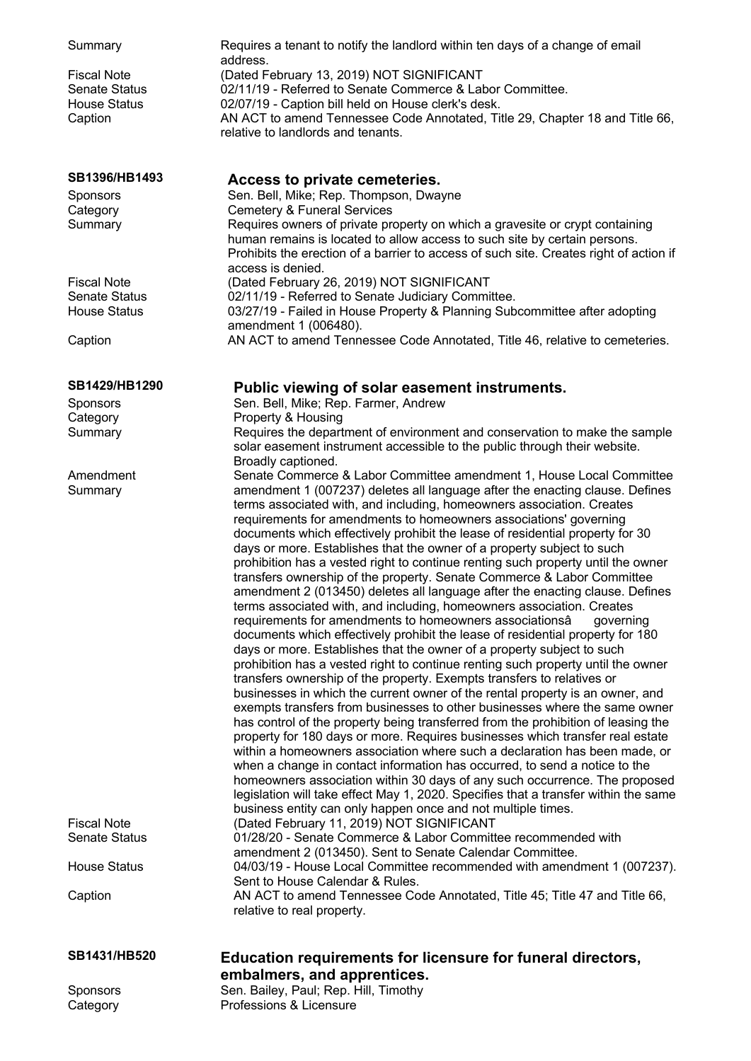| | |
|---|---|
| Summary | Requires a tenant to notify the landlord within ten days of a change of email address. |
| Fiscal Note | (Dated February 13, 2019) NOT SIGNIFICANT |
| Senate Status | 02/11/19 - Referred to Senate Commerce & Labor Committee. |
| House Status | 02/07/19 - Caption bill held on House clerk's desk. |
| Caption | AN ACT to amend Tennessee Code Annotated, Title 29, Chapter 18 and Title 66, relative to landlords and tenants. |

## SB1396/HB1493 — Access to private cemeteries.

| | |
|---|---|
| Sponsors | Sen. Bell, Mike; Rep. Thompson, Dwayne |
| Category | Cemetery & Funeral Services |
| Summary | Requires owners of private property on which a gravesite or crypt containing human remains is located to allow access to such site by certain persons. Prohibits the erection of a barrier to access of such site. Creates right of action if access is denied. |
| Fiscal Note | (Dated February 26, 2019) NOT SIGNIFICANT |
| Senate Status | 02/11/19 - Referred to Senate Judiciary Committee. |
| House Status | 03/27/19 - Failed in House Property & Planning Subcommittee after adopting amendment 1 (006480). |
| Caption | AN ACT to amend Tennessee Code Annotated, Title 46, relative to cemeteries. |

## SB1429/HB1290 — Public viewing of solar easement instruments.

| | |
|---|---|
| Sponsors | Sen. Bell, Mike; Rep. Farmer, Andrew |
| Category | Property & Housing |
| Summary | Requires the department of environment and conservation to make the sample solar easement instrument accessible to the public through their website. Broadly captioned. |
| Amendment Summary | Senate Commerce & Labor Committee amendment 1, House Local Committee amendment 1 (007237) deletes all language after the enacting clause. Defines terms associated with, and including, homeowners association. Creates requirements for amendments to homeowners associations' governing documents which effectively prohibit the lease of residential property for 30 days or more. Establishes that the owner of a property subject to such prohibition has a vested right to continue renting such property until the owner transfers ownership of the property. Senate Commerce & Labor Committee amendment 2 (013450) deletes all language after the enacting clause. Defines terms associated with, and including, homeowners association. Creates requirements for amendments to homeowners associationsâ governing documents which effectively prohibit the lease of residential property for 180 days or more. Establishes that the owner of a property subject to such prohibition has a vested right to continue renting such property until the owner transfers ownership of the property. Exempts transfers to relatives or businesses in which the current owner of the rental property is an owner, and exempts transfers from businesses to other businesses where the same owner has control of the property being transferred from the prohibition of leasing the property for 180 days or more. Requires businesses which transfer real estate within a homeowners association where such a declaration has been made, or when a change in contact information has occurred, to send a notice to the homeowners association within 30 days of any such occurrence. The proposed legislation will take effect May 1, 2020. Specifies that a transfer within the same business entity can only happen once and not multiple times. |
| Fiscal Note | (Dated February 11, 2019) NOT SIGNIFICANT |
| Senate Status | 01/28/20 - Senate Commerce & Labor Committee recommended with amendment 2 (013450). Sent to Senate Calendar Committee. |
| House Status | 04/03/19 - House Local Committee recommended with amendment 1 (007237). Sent to House Calendar & Rules. |
| Caption | AN ACT to amend Tennessee Code Annotated, Title 45; Title 47 and Title 66, relative to real property. |

## SB1431/HB520 — Education requirements for licensure for funeral directors, embalmers, and apprentices.

| | |
|---|---|
| Sponsors | Sen. Bailey, Paul; Rep. Hill, Timothy |
| Category | Professions & Licensure |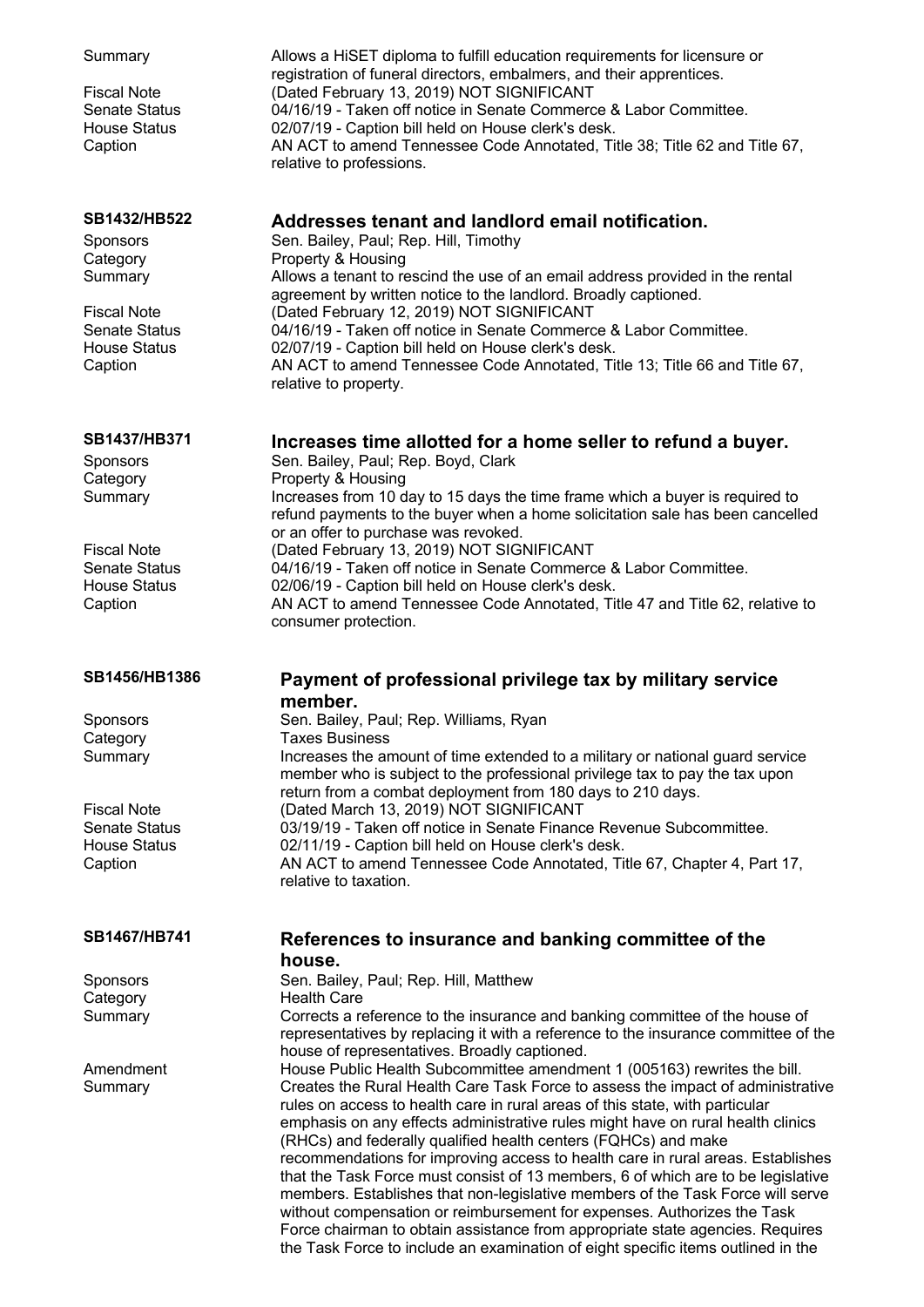| | |
|---|---|
| Summary | Allows a HiSET diploma to fulfill education requirements for licensure or registration of funeral directors, embalmers, and their apprentices. |
| Fiscal Note | (Dated February 13, 2019) NOT SIGNIFICANT |
| Senate Status | 04/16/19 - Taken off notice in Senate Commerce & Labor Committee. |
| House Status | 02/07/19 - Caption bill held on House clerk's desk. |
| Caption | AN ACT to amend Tennessee Code Annotated, Title 38; Title 62 and Title 67, relative to professions. |

### SB1432/HB522 — Addresses tenant and landlord email notification.

| | |
|---|---|
| Sponsors | Sen. Bailey, Paul; Rep. Hill, Timothy |
| Category | Property & Housing |
| Summary | Allows a tenant to rescind the use of an email address provided in the rental agreement by written notice to the landlord. Broadly captioned. |
| Fiscal Note | (Dated February 12, 2019) NOT SIGNIFICANT |
| Senate Status | 04/16/19 - Taken off notice in Senate Commerce & Labor Committee. |
| House Status | 02/07/19 - Caption bill held on House clerk's desk. |
| Caption | AN ACT to amend Tennessee Code Annotated, Title 13; Title 66 and Title 67, relative to property. |

### SB1437/HB371 — Increases time allotted for a home seller to refund a buyer.

| | |
|---|---|
| Sponsors | Sen. Bailey, Paul; Rep. Boyd, Clark |
| Category | Property & Housing |
| Summary | Increases from 10 day to 15 days the time frame which a buyer is required to refund payments to the buyer when a home solicitation sale has been cancelled or an offer to purchase was revoked. |
| Fiscal Note | (Dated February 13, 2019) NOT SIGNIFICANT |
| Senate Status | 04/16/19 - Taken off notice in Senate Commerce & Labor Committee. |
| House Status | 02/06/19 - Caption bill held on House clerk's desk. |
| Caption | AN ACT to amend Tennessee Code Annotated, Title 47 and Title 62, relative to consumer protection. |

### SB1456/HB1386 — Payment of professional privilege tax by military service member.

| | |
|---|---|
| Sponsors | Sen. Bailey, Paul; Rep. Williams, Ryan |
| Category | Taxes Business |
| Summary | Increases the amount of time extended to a military or national guard service member who is subject to the professional privilege tax to pay the tax upon return from a combat deployment from 180 days to 210 days. |
| Fiscal Note | (Dated March 13, 2019) NOT SIGNIFICANT |
| Senate Status | 03/19/19 - Taken off notice in Senate Finance Revenue Subcommittee. |
| House Status | 02/11/19 - Caption bill held on House clerk's desk. |
| Caption | AN ACT to amend Tennessee Code Annotated, Title 67, Chapter 4, Part 17, relative to taxation. |

### SB1467/HB741 — References to insurance and banking committee of the house.

| | |
|---|---|
| Sponsors | Sen. Bailey, Paul; Rep. Hill, Matthew |
| Category | Health Care |
| Summary | Corrects a reference to the insurance and banking committee of the house of representatives by replacing it with a reference to the insurance committee of the house of representatives. Broadly captioned. |
| Amendment Summary | House Public Health Subcommittee amendment 1 (005163) rewrites the bill. Creates the Rural Health Care Task Force to assess the impact of administrative rules on access to health care in rural areas of this state, with particular emphasis on any effects administrative rules might have on rural health clinics (RHCs) and federally qualified health centers (FQHCs) and make recommendations for improving access to health care in rural areas. Establishes that the Task Force must consist of 13 members, 6 of which are to be legislative members. Establishes that non-legislative members of the Task Force will serve without compensation or reimbursement for expenses. Authorizes the Task Force chairman to obtain assistance from appropriate state agencies. Requires the Task Force to include an examination of eight specific items outlined in the |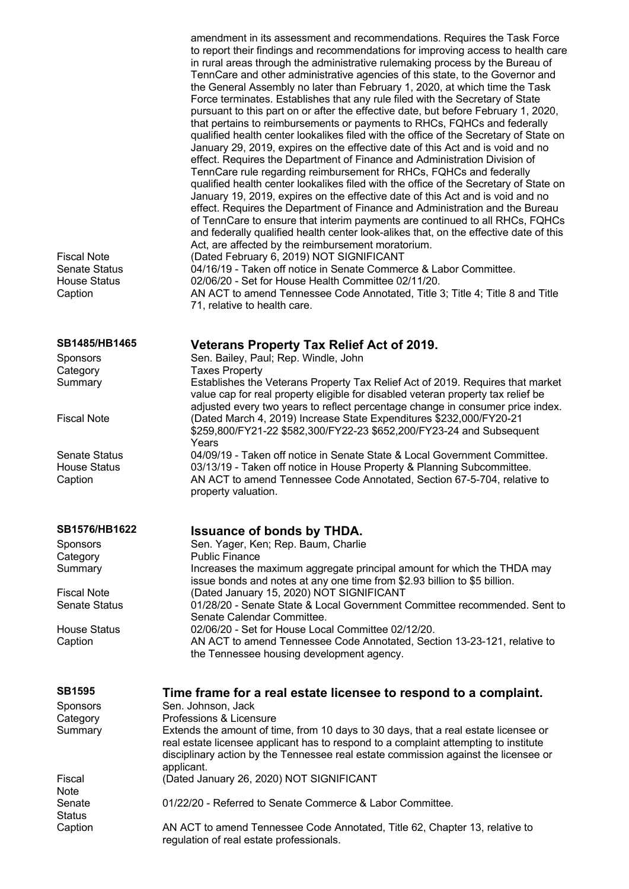amendment in its assessment and recommendations. Requires the Task Force to report their findings and recommendations for improving access to health care in rural areas through the administrative rulemaking process by the Bureau of TennCare and other administrative agencies of this state, to the Governor and the General Assembly no later than February 1, 2020, at which time the Task Force terminates. Establishes that any rule filed with the Secretary of State pursuant to this part on or after the effective date, but before February 1, 2020, that pertains to reimbursements or payments to RHCs, FQHCs and federally qualified health center lookalikes filed with the office of the Secretary of State on January 29, 2019, expires on the effective date of this Act and is void and no effect. Requires the Department of Finance and Administration Division of TennCare rule regarding reimbursement for RHCs, FQHCs and federally qualified health center lookalikes filed with the office of the Secretary of State on January 19, 2019, expires on the effective date of this Act and is void and no effect. Requires the Department of Finance and Administration and the Bureau of TennCare to ensure that interim payments are continued to all RHCs, FQHCs and federally qualified health center look-alikes that, on the effective date of this Act, are affected by the reimbursement moratorium.

| | |
|---|---|
| Fiscal Note | (Dated February 6, 2019) NOT SIGNIFICANT |
| Senate Status | 04/16/19 - Taken off notice in Senate Commerce & Labor Committee. |
| House Status | 02/06/20 - Set for House Health Committee 02/11/20. |
| Caption | AN ACT to amend Tennessee Code Annotated, Title 3; Title 4; Title 8 and Title 71, relative to health care. |

## SB1485/HB1465 — Veterans Property Tax Relief Act of 2019.

| | |
|---|---|
| Sponsors | Sen. Bailey, Paul; Rep. Windle, John |
| Category | Taxes Property |
| Summary | Establishes the Veterans Property Tax Relief Act of 2019. Requires that market value cap for real property eligible for disabled veteran property tax relief be adjusted every two years to reflect percentage change in consumer price index. |
| Fiscal Note | (Dated March 4, 2019) Increase State Expenditures $232,000/FY20-21 $259,800/FY21-22 $582,300/FY22-23 $652,200/FY23-24 and Subsequent Years |
| Senate Status | 04/09/19 - Taken off notice in Senate State & Local Government Committee. |
| House Status | 03/13/19 - Taken off notice in House Property & Planning Subcommittee. |
| Caption | AN ACT to amend Tennessee Code Annotated, Section 67-5-704, relative to property valuation. |

## SB1576/HB1622 — Issuance of bonds by THDA.

| | |
|---|---|
| Sponsors | Sen. Yager, Ken; Rep. Baum, Charlie |
| Category | Public Finance |
| Summary | Increases the maximum aggregate principal amount for which the THDA may issue bonds and notes at any one time from $2.93 billion to $5 billion. |
| Fiscal Note | (Dated January 15, 2020) NOT SIGNIFICANT |
| Senate Status | 01/28/20 - Senate State & Local Government Committee recommended. Sent to Senate Calendar Committee. |
| House Status | 02/06/20 - Set for House Local Committee 02/12/20. |
| Caption | AN ACT to amend Tennessee Code Annotated, Section 13-23-121, relative to the Tennessee housing development agency. |

## SB1595 — Time frame for a real estate licensee to respond to a complaint.

| | |
|---|---|
| Sponsors | Sen. Johnson, Jack |
| Category | Professions & Licensure |
| Summary | Extends the amount of time, from 10 days to 30 days, that a real estate licensee or real estate licensee applicant has to respond to a complaint attempting to institute disciplinary action by the Tennessee real estate commission against the licensee or applicant. |
| Fiscal Note | (Dated January 26, 2020) NOT SIGNIFICANT |
| Senate Status | 01/22/20 - Referred to Senate Commerce & Labor Committee. |
| Caption | AN ACT to amend Tennessee Code Annotated, Title 62, Chapter 13, relative to regulation of real estate professionals. |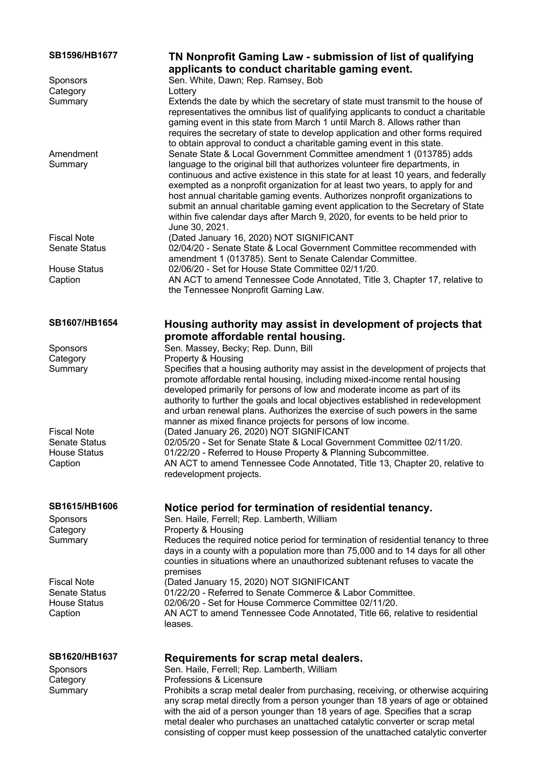**SB1596/HB1677**

### TN Nonprofit Gaming Law - submission of list of qualifying applicants to conduct charitable gaming event.

Sponsors: Sen. White, Dawn; Rep. Ramsey, Bob

Category: Lottery

Summary: Extends the date by which the secretary of state must transmit to the house of representatives the omnibus list of qualifying applicants to conduct a charitable gaming event in this state from March 1 until March 8. Allows rather than requires the secretary of state to develop application and other forms required to obtain approval to conduct a charitable gaming event in this state.

Amendment Summary: Senate State & Local Government Committee amendment 1 (013785) adds language to the original bill that authorizes volunteer fire departments, in continuous and active existence in this state for at least 10 years, and federally exempted as a nonprofit organization for at least two years, to apply for and host annual charitable gaming events. Authorizes nonprofit organizations to submit an annual charitable gaming event application to the Secretary of State within five calendar days after March 9, 2020, for events to be held prior to June 30, 2021.

Fiscal Note: (Dated January 16, 2020) NOT SIGNIFICANT

Senate Status: 02/04/20 - Senate State & Local Government Committee recommended with amendment 1 (013785). Sent to Senate Calendar Committee.

House Status: 02/06/20 - Set for House State Committee 02/11/20.

Caption: AN ACT to amend Tennessee Code Annotated, Title 3, Chapter 17, relative to the Tennessee Nonprofit Gaming Law.

**SB1607/HB1654**

### Housing authority may assist in development of projects that promote affordable rental housing.

Sponsors: Sen. Massey, Becky; Rep. Dunn, Bill

Category: Property & Housing

Summary: Specifies that a housing authority may assist in the development of projects that promote affordable rental housing, including mixed-income rental housing developed primarily for persons of low and moderate income as part of its authority to further the goals and local objectives established in redevelopment and urban renewal plans. Authorizes the exercise of such powers in the same manner as mixed finance projects for persons of low income.

Fiscal Note: (Dated January 26, 2020) NOT SIGNIFICANT

Senate Status: 02/05/20 - Set for Senate State & Local Government Committee 02/11/20.

House Status: 01/22/20 - Referred to House Property & Planning Subcommittee.

Caption: AN ACT to amend Tennessee Code Annotated, Title 13, Chapter 20, relative to redevelopment projects.

**SB1615/HB1606**

### Notice period for termination of residential tenancy.

Sponsors: Sen. Haile, Ferrell; Rep. Lamberth, William

Category: Property & Housing

Summary: Reduces the required notice period for termination of residential tenancy to three days in a county with a population more than 75,000 and to 14 days for all other counties in situations where an unauthorized subtenant refuses to vacate the premises

Fiscal Note: (Dated January 15, 2020) NOT SIGNIFICANT

Senate Status: 01/22/20 - Referred to Senate Commerce & Labor Committee.

House Status: 02/06/20 - Set for House Commerce Committee 02/11/20.

Caption: AN ACT to amend Tennessee Code Annotated, Title 66, relative to residential leases.

**SB1620/HB1637**

### Requirements for scrap metal dealers.

Sponsors: Sen. Haile, Ferrell; Rep. Lamberth, William

Category: Professions & Licensure

Summary: Prohibits a scrap metal dealer from purchasing, receiving, or otherwise acquiring any scrap metal directly from a person younger than 18 years of age or obtained with the aid of a person younger than 18 years of age. Specifies that a scrap metal dealer who purchases an unattached catalytic converter or scrap metal consisting of copper must keep possession of the unattached catalytic converter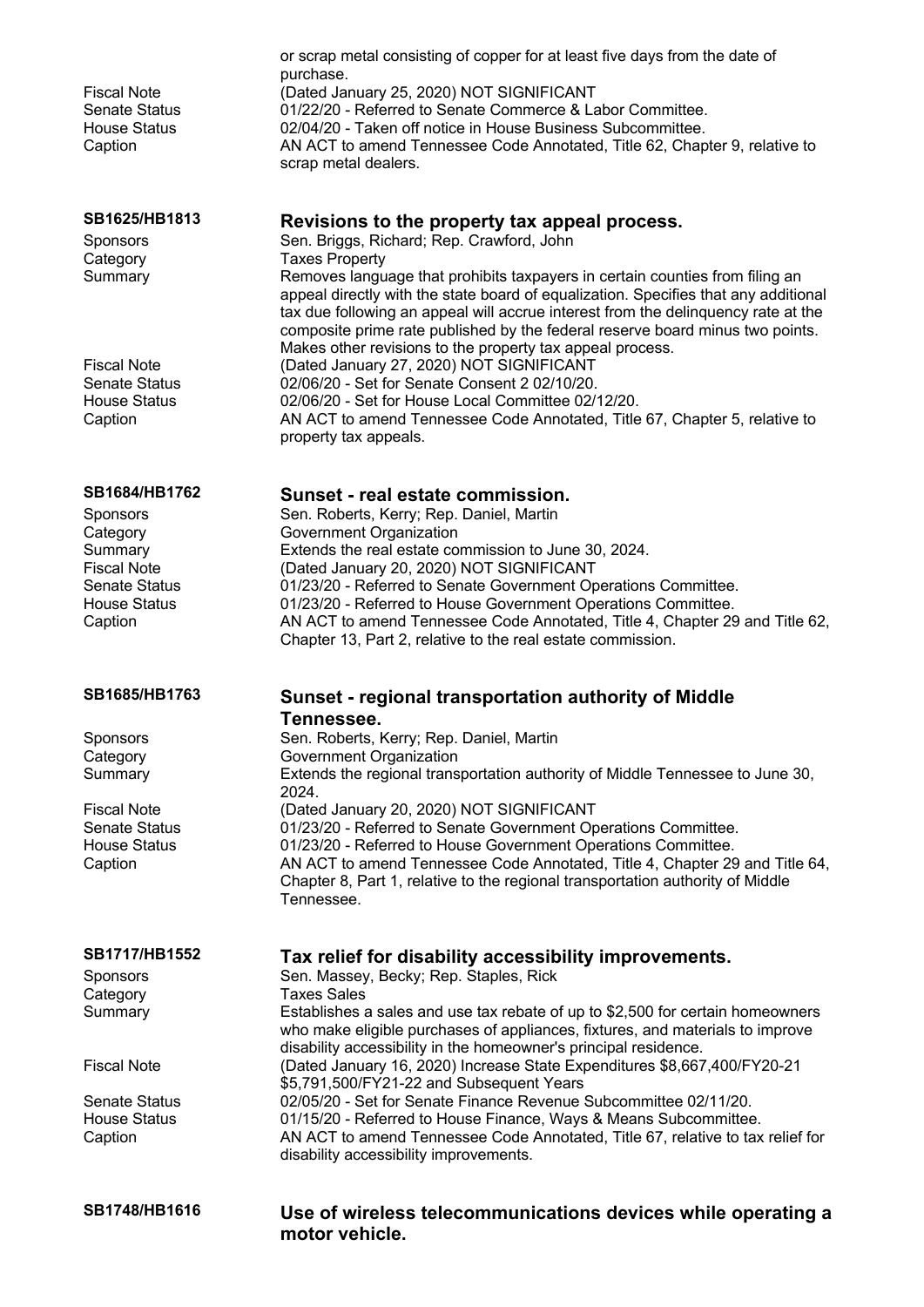or scrap metal consisting of copper for at least five days from the date of purchase.

| | |
|---|---|
| Fiscal Note | (Dated January 25, 2020) NOT SIGNIFICANT |
| Senate Status | 01/22/20 - Referred to Senate Commerce & Labor Committee. |
| House Status | 02/04/20 - Taken off notice in House Business Subcommittee. |
| Caption | AN ACT to amend Tennessee Code Annotated, Title 62, Chapter 9, relative to scrap metal dealers. |

## SB1625/HB1813 — Revisions to the property tax appeal process.

| | |
|---|---|
| Sponsors | Sen. Briggs, Richard; Rep. Crawford, John |
| Category | Taxes Property |
| Summary | Removes language that prohibits taxpayers in certain counties from filing an appeal directly with the state board of equalization. Specifies that any additional tax due following an appeal will accrue interest from the delinquency rate at the composite prime rate published by the federal reserve board minus two points. Makes other revisions to the property tax appeal process. |
| Fiscal Note | (Dated January 27, 2020) NOT SIGNIFICANT |
| Senate Status | 02/06/20 - Set for Senate Consent 2 02/10/20. |
| House Status | 02/06/20 - Set for House Local Committee 02/12/20. |
| Caption | AN ACT to amend Tennessee Code Annotated, Title 67, Chapter 5, relative to property tax appeals. |

## SB1684/HB1762 — Sunset - real estate commission.

| | |
|---|---|
| Sponsors | Sen. Roberts, Kerry; Rep. Daniel, Martin |
| Category | Government Organization |
| Summary | Extends the real estate commission to June 30, 2024. |
| Fiscal Note | (Dated January 20, 2020) NOT SIGNIFICANT |
| Senate Status | 01/23/20 - Referred to Senate Government Operations Committee. |
| House Status | 01/23/20 - Referred to House Government Operations Committee. |
| Caption | AN ACT to amend Tennessee Code Annotated, Title 4, Chapter 29 and Title 62, Chapter 13, Part 2, relative to the real estate commission. |

## SB1685/HB1763 — Sunset - regional transportation authority of Middle Tennessee.

| | |
|---|---|
| Sponsors | Sen. Roberts, Kerry; Rep. Daniel, Martin |
| Category | Government Organization |
| Summary | Extends the regional transportation authority of Middle Tennessee to June 30, 2024. |
| Fiscal Note | (Dated January 20, 2020) NOT SIGNIFICANT |
| Senate Status | 01/23/20 - Referred to Senate Government Operations Committee. |
| House Status | 01/23/20 - Referred to House Government Operations Committee. |
| Caption | AN ACT to amend Tennessee Code Annotated, Title 4, Chapter 29 and Title 64, Chapter 8, Part 1, relative to the regional transportation authority of Middle Tennessee. |

## SB1717/HB1552 — Tax relief for disability accessibility improvements.

| | |
|---|---|
| Sponsors | Sen. Massey, Becky; Rep. Staples, Rick |
| Category | Taxes Sales |
| Summary | Establishes a sales and use tax rebate of up to $2,500 for certain homeowners who make eligible purchases of appliances, fixtures, and materials to improve disability accessibility in the homeowner's principal residence. |
| Fiscal Note | (Dated January 16, 2020) Increase State Expenditures $8,667,400/FY20-21 $5,791,500/FY21-22 and Subsequent Years |
| Senate Status | 02/05/20 - Set for Senate Finance Revenue Subcommittee 02/11/20. |
| House Status | 01/15/20 - Referred to House Finance, Ways & Means Subcommittee. |
| Caption | AN ACT to amend Tennessee Code Annotated, Title 67, relative to tax relief for disability accessibility improvements. |

## SB1748/HB1616 — Use of wireless telecommunications devices while operating a motor vehicle.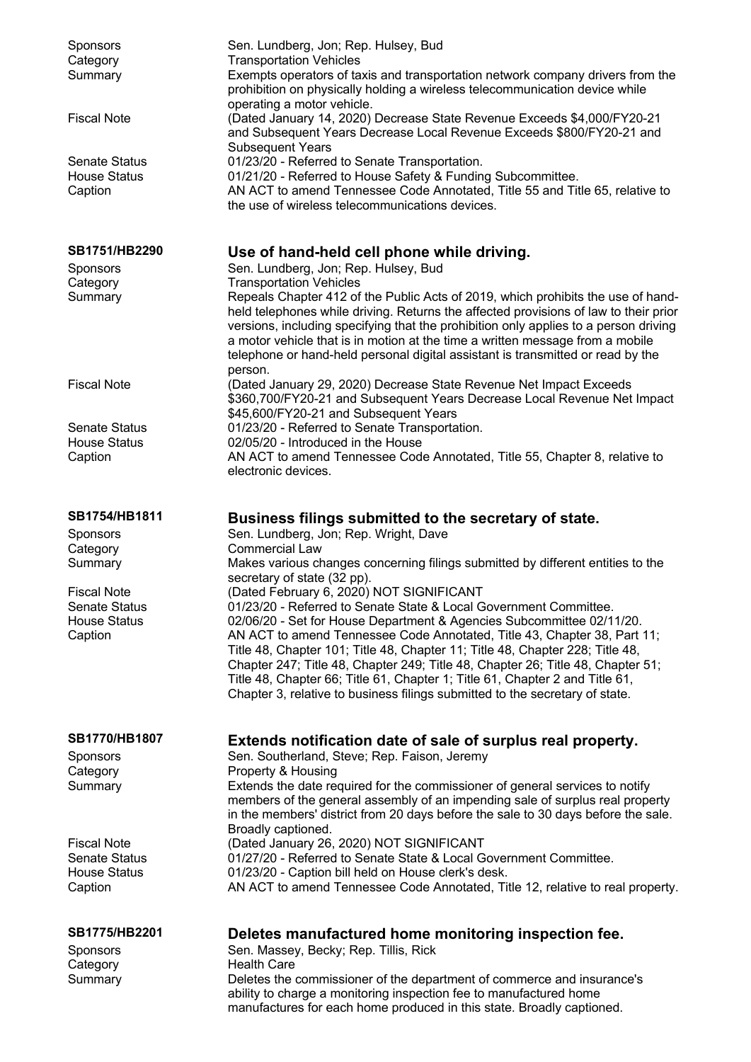| | |
|---|---|
| Sponsors | Sen. Lundberg, Jon; Rep. Hulsey, Bud |
| Category | Transportation Vehicles |
| Summary | Exempts operators of taxis and transportation network company drivers from the prohibition on physically holding a wireless telecommunication device while operating a motor vehicle. |
| Fiscal Note | (Dated January 14, 2020) Decrease State Revenue Exceeds $4,000/FY20-21 and Subsequent Years Decrease Local Revenue Exceeds $800/FY20-21 and Subsequent Years |
| Senate Status | 01/23/20 - Referred to Senate Transportation. |
| House Status | 01/21/20 - Referred to House Safety & Funding Subcommittee. |
| Caption | AN ACT to amend Tennessee Code Annotated, Title 55 and Title 65, relative to the use of wireless telecommunications devices. |

## SB1751/HB2290 Use of hand-held cell phone while driving.

| | |
|---|---|
| Sponsors | Sen. Lundberg, Jon; Rep. Hulsey, Bud |
| Category | Transportation Vehicles |
| Summary | Repeals Chapter 412 of the Public Acts of 2019, which prohibits the use of hand-held telephones while driving. Returns the affected provisions of law to their prior versions, including specifying that the prohibition only applies to a person driving a motor vehicle that is in motion at the time a written message from a mobile telephone or hand-held personal digital assistant is transmitted or read by the person. |
| Fiscal Note | (Dated January 29, 2020) Decrease State Revenue Net Impact Exceeds $360,700/FY20-21 and Subsequent Years Decrease Local Revenue Net Impact $45,600/FY20-21 and Subsequent Years |
| Senate Status | 01/23/20 - Referred to Senate Transportation. |
| House Status | 02/05/20 - Introduced in the House |
| Caption | AN ACT to amend Tennessee Code Annotated, Title 55, Chapter 8, relative to electronic devices. |

## SB1754/HB1811 Business filings submitted to the secretary of state.

| | |
|---|---|
| Sponsors | Sen. Lundberg, Jon; Rep. Wright, Dave |
| Category | Commercial Law |
| Summary | Makes various changes concerning filings submitted by different entities to the secretary of state (32 pp). |
| Fiscal Note | (Dated February 6, 2020) NOT SIGNIFICANT |
| Senate Status | 01/23/20 - Referred to Senate State & Local Government Committee. |
| House Status | 02/06/20 - Set for House Department & Agencies Subcommittee 02/11/20. |
| Caption | AN ACT to amend Tennessee Code Annotated, Title 43, Chapter 38, Part 11; Title 48, Chapter 101; Title 48, Chapter 11; Title 48, Chapter 228; Title 48, Chapter 247; Title 48, Chapter 249; Title 48, Chapter 26; Title 48, Chapter 51; Title 48, Chapter 66; Title 61, Chapter 1; Title 61, Chapter 2 and Title 61, Chapter 3, relative to business filings submitted to the secretary of state. |

## SB1770/HB1807 Extends notification date of sale of surplus real property.

| | |
|---|---|
| Sponsors | Sen. Southerland, Steve; Rep. Faison, Jeremy |
| Category | Property & Housing |
| Summary | Extends the date required for the commissioner of general services to notify members of the general assembly of an impending sale of surplus real property in the members' district from 20 days before the sale to 30 days before the sale. Broadly captioned. |
| Fiscal Note | (Dated January 26, 2020) NOT SIGNIFICANT |
| Senate Status | 01/27/20 - Referred to Senate State & Local Government Committee. |
| House Status | 01/23/20 - Caption bill held on House clerk's desk. |
| Caption | AN ACT to amend Tennessee Code Annotated, Title 12, relative to real property. |

## SB1775/HB2201 Deletes manufactured home monitoring inspection fee.

| | |
|---|---|
| Sponsors | Sen. Massey, Becky; Rep. Tillis, Rick |
| Category | Health Care |
| Summary | Deletes the commissioner of the department of commerce and insurance's ability to charge a monitoring inspection fee to manufactured home manufactures for each home produced in this state. Broadly captioned. |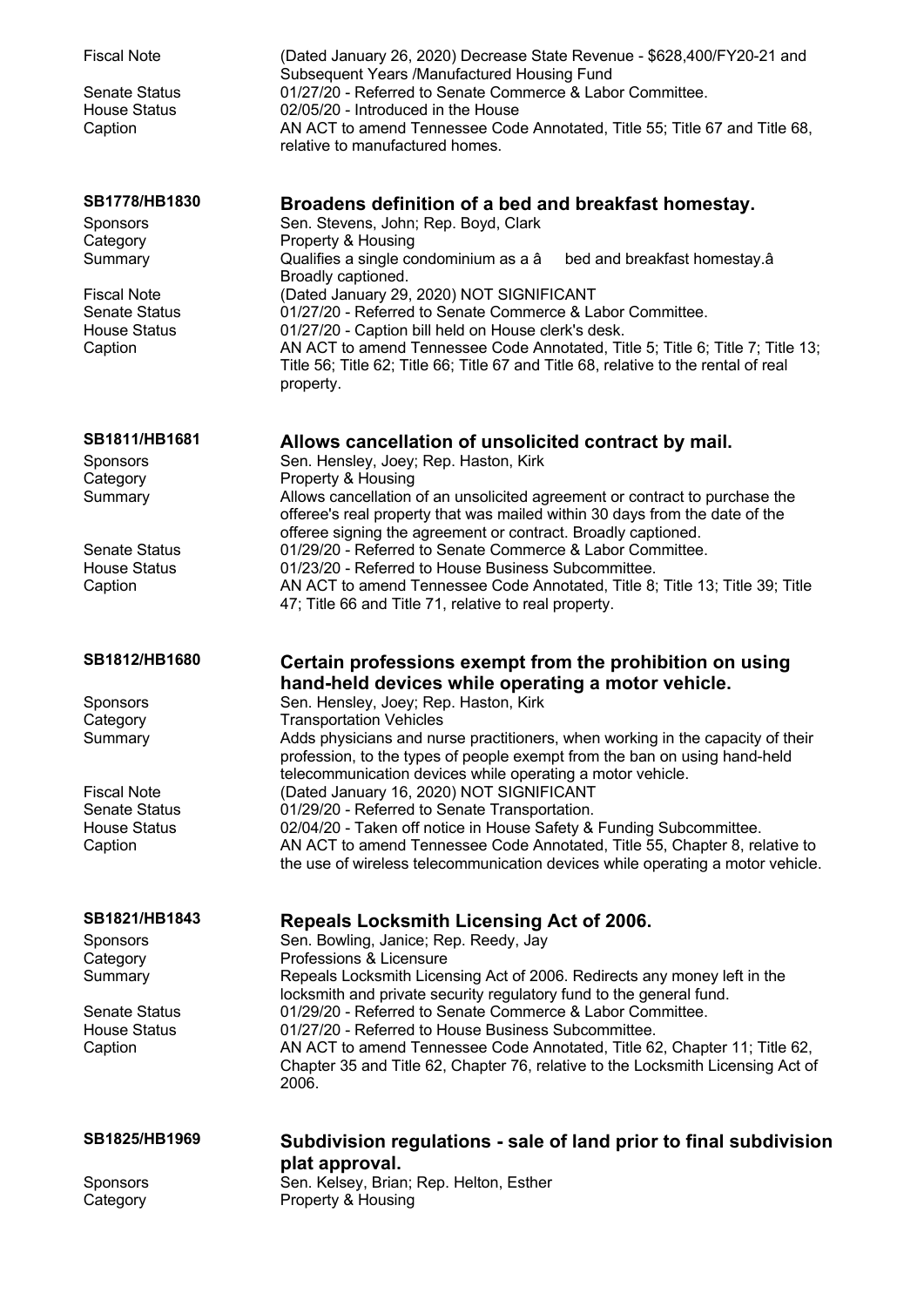| | |
|---|---|
| Fiscal Note | (Dated January 26, 2020) Decrease State Revenue - $628,400/FY20-21 and Subsequent Years /Manufactured Housing Fund |
| Senate Status | 01/27/20 - Referred to Senate Commerce & Labor Committee. |
| House Status | 02/05/20 - Introduced in the House |
| Caption | AN ACT to amend Tennessee Code Annotated, Title 55; Title 67 and Title 68, relative to manufactured homes. |

## SB1778/HB1830 Broadens definition of a bed and breakfast homestay.

| | |
|---|---|
| Sponsors | Sen. Stevens, John; Rep. Boyd, Clark |
| Category | Property & Housing |
| Summary | Qualifies a single condominium as a â bed and breakfast homestay.â Broadly captioned. |
| Fiscal Note | (Dated January 29, 2020) NOT SIGNIFICANT |
| Senate Status | 01/27/20 - Referred to Senate Commerce & Labor Committee. |
| House Status | 01/27/20 - Caption bill held on House clerk's desk. |
| Caption | AN ACT to amend Tennessee Code Annotated, Title 5; Title 6; Title 7; Title 13; Title 56; Title 62; Title 66; Title 67 and Title 68, relative to the rental of real property. |

## SB1811/HB1681 Allows cancellation of unsolicited contract by mail.

| | |
|---|---|
| Sponsors | Sen. Hensley, Joey; Rep. Haston, Kirk |
| Category | Property & Housing |
| Summary | Allows cancellation of an unsolicited agreement or contract to purchase the offeree's real property that was mailed within 30 days from the date of the offeree signing the agreement or contract. Broadly captioned. |
| Senate Status | 01/29/20 - Referred to Senate Commerce & Labor Committee. |
| House Status | 01/23/20 - Referred to House Business Subcommittee. |
| Caption | AN ACT to amend Tennessee Code Annotated, Title 8; Title 13; Title 39; Title 47; Title 66 and Title 71, relative to real property. |

## SB1812/HB1680 Certain professions exempt from the prohibition on using hand-held devices while operating a motor vehicle.

| | |
|---|---|
| Sponsors | Sen. Hensley, Joey; Rep. Haston, Kirk |
| Category | Transportation Vehicles |
| Summary | Adds physicians and nurse practitioners, when working in the capacity of their profession, to the types of people exempt from the ban on using hand-held telecommunication devices while operating a motor vehicle. |
| Fiscal Note | (Dated January 16, 2020) NOT SIGNIFICANT |
| Senate Status | 01/29/20 - Referred to Senate Transportation. |
| House Status | 02/04/20 - Taken off notice in House Safety & Funding Subcommittee. |
| Caption | AN ACT to amend Tennessee Code Annotated, Title 55, Chapter 8, relative to the use of wireless telecommunication devices while operating a motor vehicle. |

## SB1821/HB1843 Repeals Locksmith Licensing Act of 2006.

| | |
|---|---|
| Sponsors | Sen. Bowling, Janice; Rep. Reedy, Jay |
| Category | Professions & Licensure |
| Summary | Repeals Locksmith Licensing Act of 2006. Redirects any money left in the locksmith and private security regulatory fund to the general fund. |
| Senate Status | 01/29/20 - Referred to Senate Commerce & Labor Committee. |
| House Status | 01/27/20 - Referred to House Business Subcommittee. |
| Caption | AN ACT to amend Tennessee Code Annotated, Title 62, Chapter 11; Title 62, Chapter 35 and Title 62, Chapter 76, relative to the Locksmith Licensing Act of 2006. |

## SB1825/HB1969 Subdivision regulations - sale of land prior to final subdivision plat approval.

| | |
|---|---|
| Sponsors | Sen. Kelsey, Brian; Rep. Helton, Esther |
| Category | Property & Housing |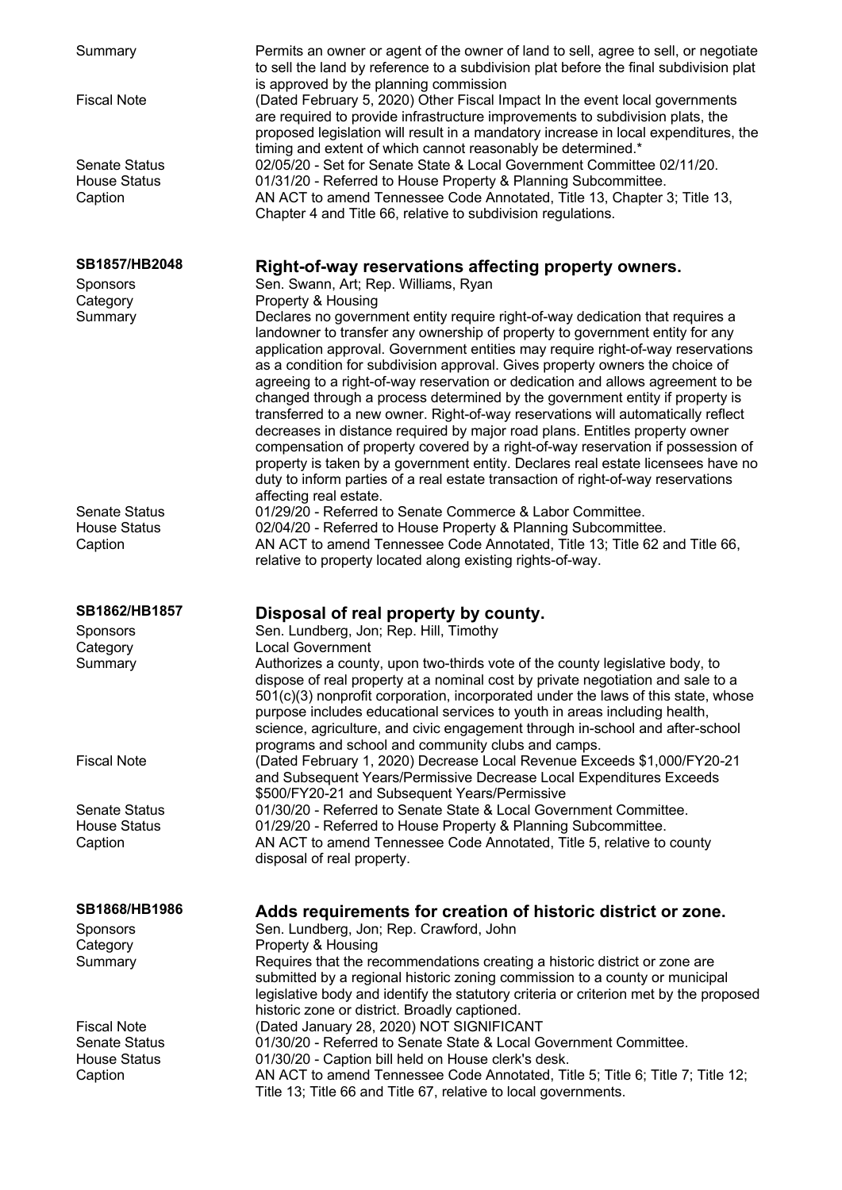| | |
|---|---|
| Summary | Permits an owner or agent of the owner of land to sell, agree to sell, or negotiate to sell the land by reference to a subdivision plat before the final subdivision plat is approved by the planning commission |
| Fiscal Note | (Dated February 5, 2020) Other Fiscal Impact In the event local governments are required to provide infrastructure improvements to subdivision plats, the proposed legislation will result in a mandatory increase in local expenditures, the timing and extent of which cannot reasonably be determined.* |
| Senate Status | 02/05/20 - Set for Senate State & Local Government Committee 02/11/20. |
| House Status | 01/31/20 - Referred to House Property & Planning Subcommittee. |
| Caption | AN ACT to amend Tennessee Code Annotated, Title 13, Chapter 3; Title 13, Chapter 4 and Title 66, relative to subdivision regulations. |

## SB1857/HB2048 — Right-of-way reservations affecting property owners.

| | |
|---|---|
| Sponsors | Sen. Swann, Art; Rep. Williams, Ryan |
| Category | Property & Housing |
| Summary | Declares no government entity require right-of-way dedication that requires a landowner to transfer any ownership of property to government entity for any application approval. Government entities may require right-of-way reservations as a condition for subdivision approval. Gives property owners the choice of agreeing to a right-of-way reservation or dedication and allows agreement to be changed through a process determined by the government entity if property is transferred to a new owner. Right-of-way reservations will automatically reflect decreases in distance required by major road plans. Entitles property owner compensation of property covered by a right-of-way reservation if possession of property is taken by a government entity. Declares real estate licensees have no duty to inform parties of a real estate transaction of right-of-way reservations affecting real estate. |
| Senate Status | 01/29/20 - Referred to Senate Commerce & Labor Committee. |
| House Status | 02/04/20 - Referred to House Property & Planning Subcommittee. |
| Caption | AN ACT to amend Tennessee Code Annotated, Title 13; Title 62 and Title 66, relative to property located along existing rights-of-way. |

## SB1862/HB1857 — Disposal of real property by county.

| | |
|---|---|
| Sponsors | Sen. Lundberg, Jon; Rep. Hill, Timothy |
| Category | Local Government |
| Summary | Authorizes a county, upon two-thirds vote of the county legislative body, to dispose of real property at a nominal cost by private negotiation and sale to a 501(c)(3) nonprofit corporation, incorporated under the laws of this state, whose purpose includes educational services to youth in areas including health, science, agriculture, and civic engagement through in-school and after-school programs and school and community clubs and camps. |
| Fiscal Note | (Dated February 1, 2020) Decrease Local Revenue Exceeds $1,000/FY20-21 and Subsequent Years/Permissive Decrease Local Expenditures Exceeds $500/FY20-21 and Subsequent Years/Permissive |
| Senate Status | 01/30/20 - Referred to Senate State & Local Government Committee. |
| House Status | 01/29/20 - Referred to House Property & Planning Subcommittee. |
| Caption | AN ACT to amend Tennessee Code Annotated, Title 5, relative to county disposal of real property. |

## SB1868/HB1986 — Adds requirements for creation of historic district or zone.

| | |
|---|---|
| Sponsors | Sen. Lundberg, Jon; Rep. Crawford, John |
| Category | Property & Housing |
| Summary | Requires that the recommendations creating a historic district or zone are submitted by a regional historic zoning commission to a county or municipal legislative body and identify the statutory criteria or criterion met by the proposed historic zone or district. Broadly captioned. |
| Fiscal Note | (Dated January 28, 2020) NOT SIGNIFICANT |
| Senate Status | 01/30/20 - Referred to Senate State & Local Government Committee. |
| House Status | 01/30/20 - Caption bill held on House clerk's desk. |
| Caption | AN ACT to amend Tennessee Code Annotated, Title 5; Title 6; Title 7; Title 12; Title 13; Title 66 and Title 67, relative to local governments. |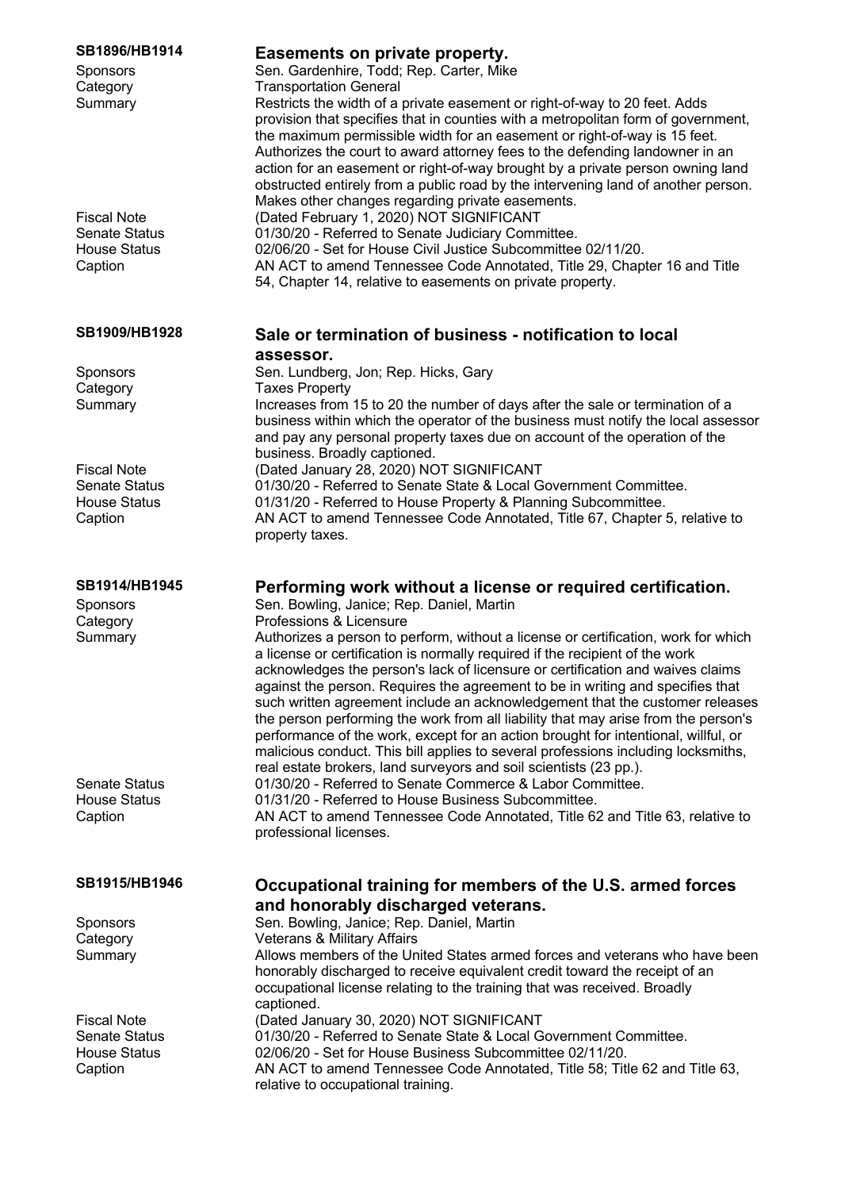**SB1896/HB1914** — **Easements on private property.**

| | |
|---|---|
| Sponsors | Sen. Gardenhire, Todd; Rep. Carter, Mike |
| Category | Transportation General |
| Summary | Restricts the width of a private easement or right-of-way to 20 feet. Adds provision that specifies that in counties with a metropolitan form of government, the maximum permissible width for an easement or right-of-way is 15 feet. Authorizes the court to award attorney fees to the defending landowner in an action for an easement or right-of-way brought by a private person owning land obstructed entirely from a public road by the intervening land of another person. Makes other changes regarding private easements. |
| Fiscal Note | (Dated February 1, 2020) NOT SIGNIFICANT |
| Senate Status | 01/30/20 - Referred to Senate Judiciary Committee. |
| House Status | 02/06/20 - Set for House Civil Justice Subcommittee 02/11/20. |
| Caption | AN ACT to amend Tennessee Code Annotated, Title 29, Chapter 16 and Title 54, Chapter 14, relative to easements on private property. |

**SB1909/HB1928** — **Sale or termination of business - notification to local assessor.**

| | |
|---|---|
| Sponsors | Sen. Lundberg, Jon; Rep. Hicks, Gary |
| Category | Taxes Property |
| Summary | Increases from 15 to 20 the number of days after the sale or termination of a business within which the operator of the business must notify the local assessor and pay any personal property taxes due on account of the operation of the business. Broadly captioned. |
| Fiscal Note | (Dated January 28, 2020) NOT SIGNIFICANT |
| Senate Status | 01/30/20 - Referred to Senate State & Local Government Committee. |
| House Status | 01/31/20 - Referred to House Property & Planning Subcommittee. |
| Caption | AN ACT to amend Tennessee Code Annotated, Title 67, Chapter 5, relative to property taxes. |

**SB1914/HB1945** — **Performing work without a license or required certification.**

| | |
|---|---|
| Sponsors | Sen. Bowling, Janice; Rep. Daniel, Martin |
| Category | Professions & Licensure |
| Summary | Authorizes a person to perform, without a license or certification, work for which a license or certification is normally required if the recipient of the work acknowledges the person's lack of licensure or certification and waives claims against the person. Requires the agreement to be in writing and specifies that such written agreement include an acknowledgement that the customer releases the person performing the work from all liability that may arise from the person's performance of the work, except for an action brought for intentional, willful, or malicious conduct. This bill applies to several professions including locksmiths, real estate brokers, land surveyors and soil scientists (23 pp.). |
| Senate Status | 01/30/20 - Referred to Senate Commerce & Labor Committee. |
| House Status | 01/31/20 - Referred to House Business Subcommittee. |
| Caption | AN ACT to amend Tennessee Code Annotated, Title 62 and Title 63, relative to professional licenses. |

**SB1915/HB1946** — **Occupational training for members of the U.S. armed forces and honorably discharged veterans.**

| | |
|---|---|
| Sponsors | Sen. Bowling, Janice; Rep. Daniel, Martin |
| Category | Veterans & Military Affairs |
| Summary | Allows members of the United States armed forces and veterans who have been honorably discharged to receive equivalent credit toward the receipt of an occupational license relating to the training that was received. Broadly captioned. |
| Fiscal Note | (Dated January 30, 2020) NOT SIGNIFICANT |
| Senate Status | 01/30/20 - Referred to Senate State & Local Government Committee. |
| House Status | 02/06/20 - Set for House Business Subcommittee 02/11/20. |
| Caption | AN ACT to amend Tennessee Code Annotated, Title 58; Title 62 and Title 63, relative to occupational training. |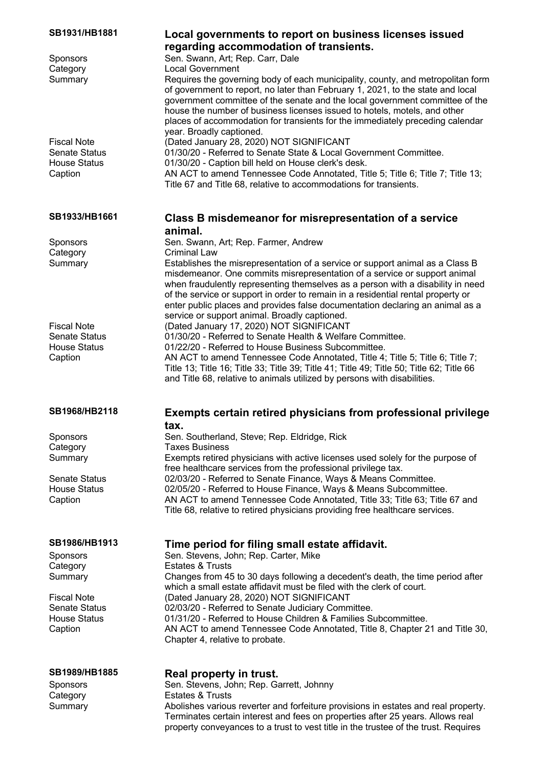## SB1931/HB1881 — Local governments to report on business licenses issued regarding accommodation of transients.

| | |
|---|---|
| Sponsors | Sen. Swann, Art; Rep. Carr, Dale |
| Category | Local Government |
| Summary | Requires the governing body of each municipality, county, and metropolitan form of government to report, no later than February 1, 2021, to the state and local government committee of the senate and the local government committee of the house the number of business licenses issued to hotels, motels, and other places of accommodation for transients for the immediately preceding calendar year. Broadly captioned. |
| Fiscal Note | (Dated January 28, 2020) NOT SIGNIFICANT |
| Senate Status | 01/30/20 - Referred to Senate State & Local Government Committee. |
| House Status | 01/30/20 - Caption bill held on House clerk's desk. |
| Caption | AN ACT to amend Tennessee Code Annotated, Title 5; Title 6; Title 7; Title 13; Title 67 and Title 68, relative to accommodations for transients. |

## SB1933/HB1661 — Class B misdemeanor for misrepresentation of a service animal.

| | |
|---|---|
| Sponsors | Sen. Swann, Art; Rep. Farmer, Andrew |
| Category | Criminal Law |
| Summary | Establishes the misrepresentation of a service or support animal as a Class B misdemeanor. One commits misrepresentation of a service or support animal when fraudulently representing themselves as a person with a disability in need of the service or support in order to remain in a residential rental property or enter public places and provides false documentation declaring an animal as a service or support animal. Broadly captioned. |
| Fiscal Note | (Dated January 17, 2020) NOT SIGNIFICANT |
| Senate Status | 01/30/20 - Referred to Senate Health & Welfare Committee. |
| House Status | 01/22/20 - Referred to House Business Subcommittee. |
| Caption | AN ACT to amend Tennessee Code Annotated, Title 4; Title 5; Title 6; Title 7; Title 13; Title 16; Title 33; Title 39; Title 41; Title 49; Title 50; Title 62; Title 66 and Title 68, relative to animals utilized by persons with disabilities. |

## SB1968/HB2118 — Exempts certain retired physicians from professional privilege tax.

| | |
|---|---|
| Sponsors | Sen. Southerland, Steve; Rep. Eldridge, Rick |
| Category | Taxes Business |
| Summary | Exempts retired physicians with active licenses used solely for the purpose of free healthcare services from the professional privilege tax. |
| Senate Status | 02/03/20 - Referred to Senate Finance, Ways & Means Committee. |
| House Status | 02/05/20 - Referred to House Finance, Ways & Means Subcommittee. |
| Caption | AN ACT to amend Tennessee Code Annotated, Title 33; Title 63; Title 67 and Title 68, relative to retired physicians providing free healthcare services. |

## SB1986/HB1913 — Time period for filing small estate affidavit.

| | |
|---|---|
| Sponsors | Sen. Stevens, John; Rep. Carter, Mike |
| Category | Estates & Trusts |
| Summary | Changes from 45 to 30 days following a decedent's death, the time period after which a small estate affidavit must be filed with the clerk of court. |
| Fiscal Note | (Dated January 28, 2020) NOT SIGNIFICANT |
| Senate Status | 02/03/20 - Referred to Senate Judiciary Committee. |
| House Status | 01/31/20 - Referred to House Children & Families Subcommittee. |
| Caption | AN ACT to amend Tennessee Code Annotated, Title 8, Chapter 21 and Title 30, Chapter 4, relative to probate. |

## SB1989/HB1885 — Real property in trust.

| | |
|---|---|
| Sponsors | Sen. Stevens, John; Rep. Garrett, Johnny |
| Category | Estates & Trusts |
| Summary | Abolishes various reverter and forfeiture provisions in estates and real property. Terminates certain interest and fees on properties after 25 years. Allows real property conveyances to a trust to vest title in the trustee of the trust. Requires |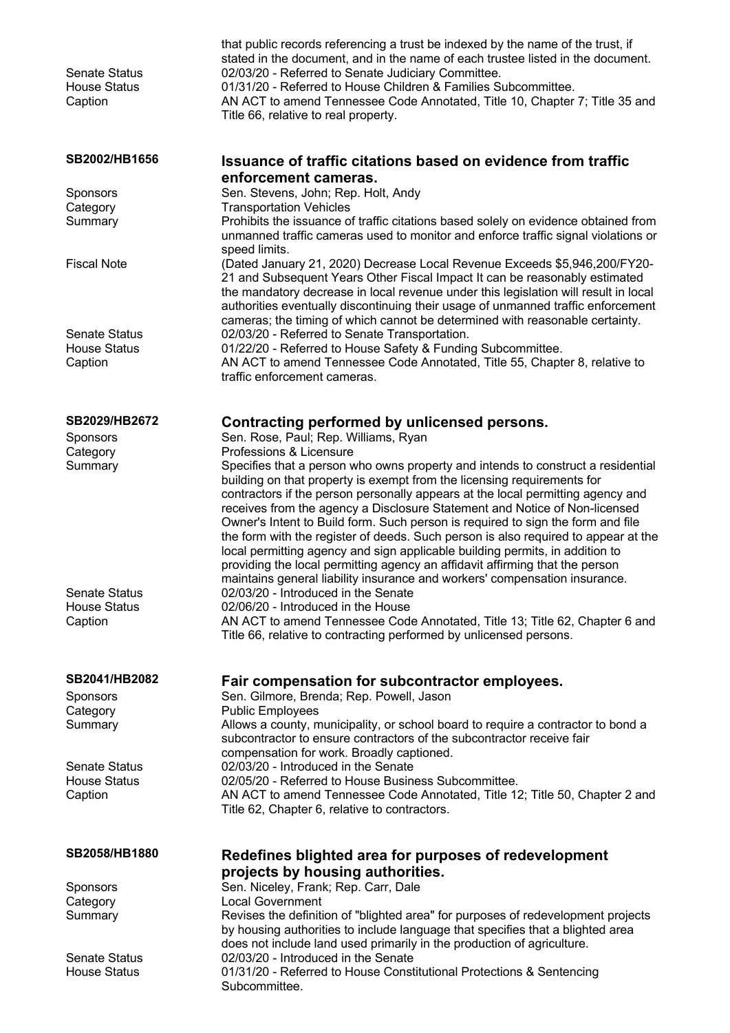| | |
|---|---|
| | that public records referencing a trust be indexed by the name of the trust, if stated in the document, and in the name of each trustee listed in the document. |
| Senate Status | 02/03/20 - Referred to Senate Judiciary Committee. |
| House Status | 01/31/20 - Referred to House Children & Families Subcommittee. |
| Caption | AN ACT to amend Tennessee Code Annotated, Title 10, Chapter 7; Title 35 and Title 66, relative to real property. |

## SB2002/HB1656 — Issuance of traffic citations based on evidence from traffic enforcement cameras.

| | |
|---|---|
| Sponsors | Sen. Stevens, John; Rep. Holt, Andy |
| Category | Transportation Vehicles |
| Summary | Prohibits the issuance of traffic citations based solely on evidence obtained from unmanned traffic cameras used to monitor and enforce traffic signal violations or speed limits. |
| Fiscal Note | (Dated January 21, 2020) Decrease Local Revenue Exceeds $5,946,200/FY20-21 and Subsequent Years Other Fiscal Impact It can be reasonably estimated the mandatory decrease in local revenue under this legislation will result in local authorities eventually discontinuing their usage of unmanned traffic enforcement cameras; the timing of which cannot be determined with reasonable certainty. |
| Senate Status | 02/03/20 - Referred to Senate Transportation. |
| House Status | 01/22/20 - Referred to House Safety & Funding Subcommittee. |
| Caption | AN ACT to amend Tennessee Code Annotated, Title 55, Chapter 8, relative to traffic enforcement cameras. |

## SB2029/HB2672 — Contracting performed by unlicensed persons.

| | |
|---|---|
| Sponsors | Sen. Rose, Paul; Rep. Williams, Ryan |
| Category | Professions & Licensure |
| Summary | Specifies that a person who owns property and intends to construct a residential building on that property is exempt from the licensing requirements for contractors if the person personally appears at the local permitting agency and receives from the agency a Disclosure Statement and Notice of Non-licensed Owner's Intent to Build form. Such person is required to sign the form and file the form with the register of deeds. Such person is also required to appear at the local permitting agency and sign applicable building permits, in addition to providing the local permitting agency an affidavit affirming that the person maintains general liability insurance and workers' compensation insurance. |
| Senate Status | 02/03/20 - Introduced in the Senate |
| House Status | 02/06/20 - Introduced in the House |
| Caption | AN ACT to amend Tennessee Code Annotated, Title 13; Title 62, Chapter 6 and Title 66, relative to contracting performed by unlicensed persons. |

## SB2041/HB2082 — Fair compensation for subcontractor employees.

| | |
|---|---|
| Sponsors | Sen. Gilmore, Brenda; Rep. Powell, Jason |
| Category | Public Employees |
| Summary | Allows a county, municipality, or school board to require a contractor to bond a subcontractor to ensure contractors of the subcontractor receive fair compensation for work. Broadly captioned. |
| Senate Status | 02/03/20 - Introduced in the Senate |
| House Status | 02/05/20 - Referred to House Business Subcommittee. |
| Caption | AN ACT to amend Tennessee Code Annotated, Title 12; Title 50, Chapter 2 and Title 62, Chapter 6, relative to contractors. |

## SB2058/HB1880 — Redefines blighted area for purposes of redevelopment projects by housing authorities.

| | |
|---|---|
| Sponsors | Sen. Niceley, Frank; Rep. Carr, Dale |
| Category | Local Government |
| Summary | Revises the definition of "blighted area" for purposes of redevelopment projects by housing authorities to include language that specifies that a blighted area does not include land used primarily in the production of agriculture. |
| Senate Status | 02/03/20 - Introduced in the Senate |
| House Status | 01/31/20 - Referred to House Constitutional Protections & Sentencing Subcommittee. |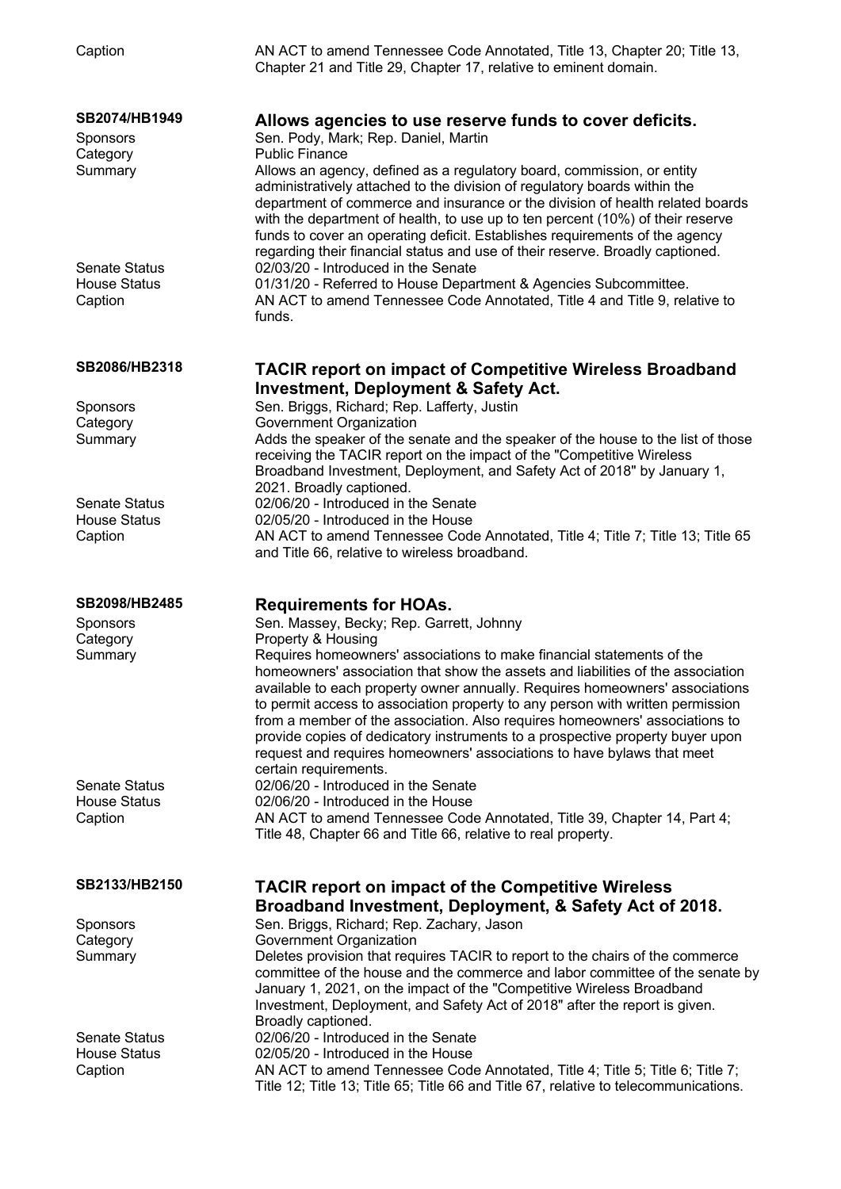| | |
|---|---|
| Caption | AN ACT to amend Tennessee Code Annotated, Title 13, Chapter 20; Title 13, Chapter 21 and Title 29, Chapter 17, relative to eminent domain. |

| **SB2074/HB1949** | **Allows agencies to use reserve funds to cover deficits.** |
|---|---|
| Sponsors | Sen. Pody, Mark; Rep. Daniel, Martin |
| Category | Public Finance |
| Summary | Allows an agency, defined as a regulatory board, commission, or entity administratively attached to the division of regulatory boards within the department of commerce and insurance or the division of health related boards with the department of health, to use up to ten percent (10%) of their reserve funds to cover an operating deficit. Establishes requirements of the agency regarding their financial status and use of their reserve. Broadly captioned. |
| Senate Status | 02/03/20 - Introduced in the Senate |
| House Status | 01/31/20 - Referred to House Department & Agencies Subcommittee. |
| Caption | AN ACT to amend Tennessee Code Annotated, Title 4 and Title 9, relative to funds. |

| **SB2086/HB2318** | **TACIR report on impact of Competitive Wireless Broadband Investment, Deployment & Safety Act.** |
|---|---|
| Sponsors | Sen. Briggs, Richard; Rep. Lafferty, Justin |
| Category | Government Organization |
| Summary | Adds the speaker of the senate and the speaker of the house to the list of those receiving the TACIR report on the impact of the "Competitive Wireless Broadband Investment, Deployment, and Safety Act of 2018" by January 1, 2021. Broadly captioned. |
| Senate Status | 02/06/20 - Introduced in the Senate |
| House Status | 02/05/20 - Introduced in the House |
| Caption | AN ACT to amend Tennessee Code Annotated, Title 4; Title 7; Title 13; Title 65 and Title 66, relative to wireless broadband. |

| **SB2098/HB2485** | **Requirements for HOAs.** |
|---|---|
| Sponsors | Sen. Massey, Becky; Rep. Garrett, Johnny |
| Category | Property & Housing |
| Summary | Requires homeowners' associations to make financial statements of the homeowners' association that show the assets and liabilities of the association available to each property owner annually. Requires homeowners' associations to permit access to association property to any person with written permission from a member of the association. Also requires homeowners' associations to provide copies of dedicatory instruments to a prospective property buyer upon request and requires homeowners' associations to have bylaws that meet certain requirements. |
| Senate Status | 02/06/20 - Introduced in the Senate |
| House Status | 02/06/20 - Introduced in the House |
| Caption | AN ACT to amend Tennessee Code Annotated, Title 39, Chapter 14, Part 4; Title 48, Chapter 66 and Title 66, relative to real property. |

| **SB2133/HB2150** | **TACIR report on impact of the Competitive Wireless Broadband Investment, Deployment, & Safety Act of 2018.** |
|---|---|
| Sponsors | Sen. Briggs, Richard; Rep. Zachary, Jason |
| Category | Government Organization |
| Summary | Deletes provision that requires TACIR to report to the chairs of the commerce committee of the house and the commerce and labor committee of the senate by January 1, 2021, on the impact of the "Competitive Wireless Broadband Investment, Deployment, and Safety Act of 2018" after the report is given. Broadly captioned. |
| Senate Status | 02/06/20 - Introduced in the Senate |
| House Status | 02/05/20 - Introduced in the House |
| Caption | AN ACT to amend Tennessee Code Annotated, Title 4; Title 5; Title 6; Title 7; Title 12; Title 13; Title 65; Title 66 and Title 67, relative to telecommunications. |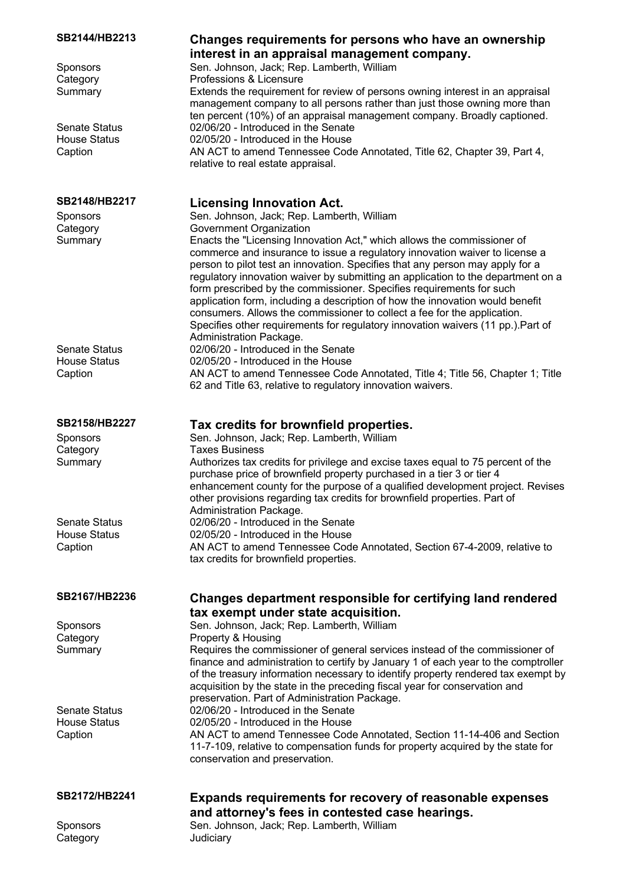| | |
|---|---|
| **SB2144/HB2213** | **Changes requirements for persons who have an ownership interest in an appraisal management company.** |
| Sponsors | Sen. Johnson, Jack; Rep. Lamberth, William |
| Category | Professions & Licensure |
| Summary | Extends the requirement for review of persons owning interest in an appraisal management company to all persons rather than just those owning more than ten percent (10%) of an appraisal management company. Broadly captioned. |
| Senate Status | 02/06/20 - Introduced in the Senate |
| House Status | 02/05/20 - Introduced in the House |
| Caption | AN ACT to amend Tennessee Code Annotated, Title 62, Chapter 39, Part 4, relative to real estate appraisal. |

| | |
|---|---|
| **SB2148/HB2217** | **Licensing Innovation Act.** |
| Sponsors | Sen. Johnson, Jack; Rep. Lamberth, William |
| Category | Government Organization |
| Summary | Enacts the "Licensing Innovation Act," which allows the commissioner of commerce and insurance to issue a regulatory innovation waiver to license a person to pilot test an innovation. Specifies that any person may apply for a regulatory innovation waiver by submitting an application to the department on a form prescribed by the commissioner. Specifies requirements for such application form, including a description of how the innovation would benefit consumers. Allows the commissioner to collect a fee for the application. Specifies other requirements for regulatory innovation waivers (11 pp.).Part of Administration Package. |
| Senate Status | 02/06/20 - Introduced in the Senate |
| House Status | 02/05/20 - Introduced in the House |
| Caption | AN ACT to amend Tennessee Code Annotated, Title 4; Title 56, Chapter 1; Title 62 and Title 63, relative to regulatory innovation waivers. |

| | |
|---|---|
| **SB2158/HB2227** | **Tax credits for brownfield properties.** |
| Sponsors | Sen. Johnson, Jack; Rep. Lamberth, William |
| Category | Taxes Business |
| Summary | Authorizes tax credits for privilege and excise taxes equal to 75 percent of the purchase price of brownfield property purchased in a tier 3 or tier 4 enhancement county for the purpose of a qualified development project. Revises other provisions regarding tax credits for brownfield properties. Part of Administration Package. |
| Senate Status | 02/06/20 - Introduced in the Senate |
| House Status | 02/05/20 - Introduced in the House |
| Caption | AN ACT to amend Tennessee Code Annotated, Section 67-4-2009, relative to tax credits for brownfield properties. |

| | |
|---|---|
| **SB2167/HB2236** | **Changes department responsible for certifying land rendered tax exempt under state acquisition.** |
| Sponsors | Sen. Johnson, Jack; Rep. Lamberth, William |
| Category | Property & Housing |
| Summary | Requires the commissioner of general services instead of the commissioner of finance and administration to certify by January 1 of each year to the comptroller of the treasury information necessary to identify property rendered tax exempt by acquisition by the state in the preceding fiscal year for conservation and preservation. Part of Administration Package. |
| Senate Status | 02/06/20 - Introduced in the Senate |
| House Status | 02/05/20 - Introduced in the House |
| Caption | AN ACT to amend Tennessee Code Annotated, Section 11-14-406 and Section 11-7-109, relative to compensation funds for property acquired by the state for conservation and preservation. |

| | |
|---|---|
| **SB2172/HB2241** | **Expands requirements for recovery of reasonable expenses and attorney's fees in contested case hearings.** |
| Sponsors | Sen. Johnson, Jack; Rep. Lamberth, William |
| Category | Judiciary |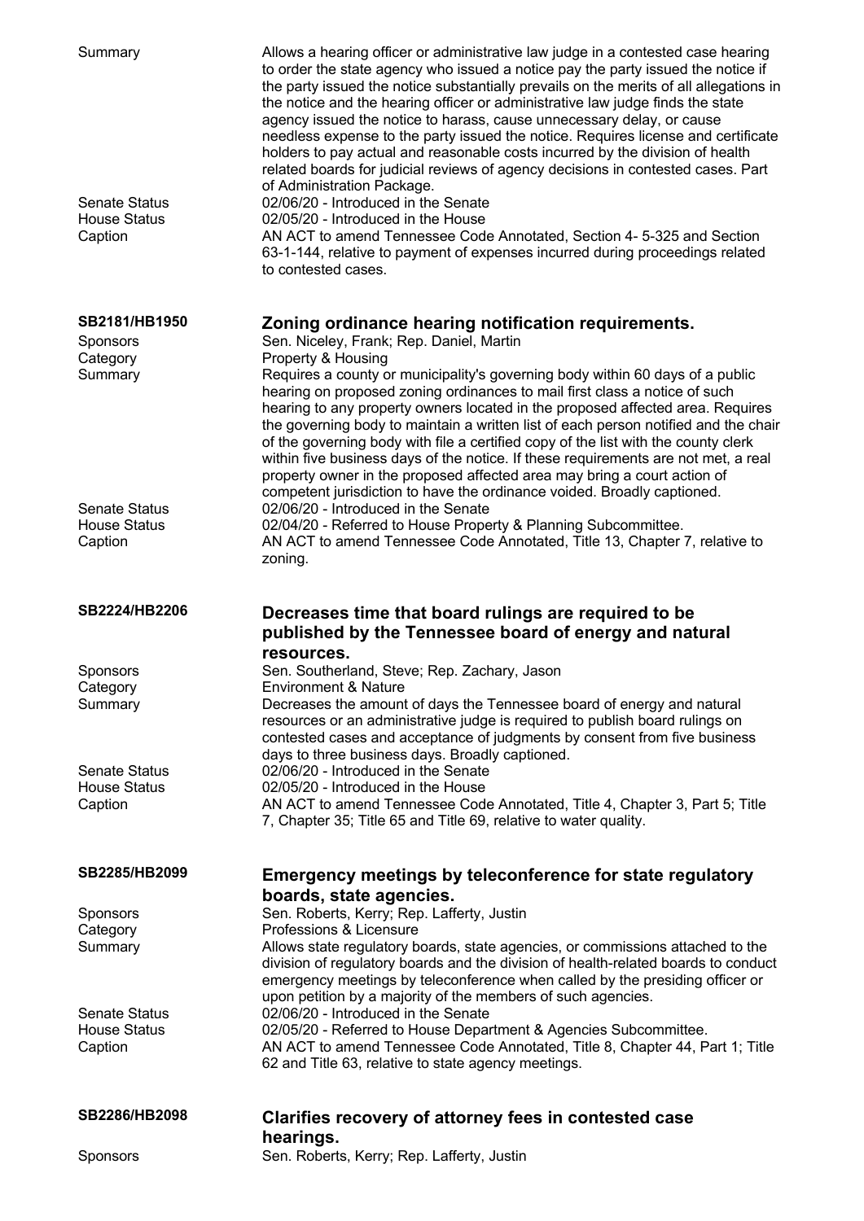Summary
Allows a hearing officer or administrative law judge in a contested case hearing to order the state agency who issued a notice pay the party issued the notice if the party issued the notice substantially prevails on the merits of all allegations in the notice and the hearing officer or administrative law judge finds the state agency issued the notice to harass, cause unnecessary delay, or cause needless expense to the party issued the notice. Requires license and certificate holders to pay actual and reasonable costs incurred by the division of health related boards for judicial reviews of agency decisions in contested cases. Part of Administration Package.

Senate Status
02/06/20 - Introduced in the Senate

House Status
02/05/20 - Introduced in the House

Caption
AN ACT to amend Tennessee Code Annotated, Section 4- 5-325 and Section 63-1-144, relative to payment of expenses incurred during proceedings related to contested cases.

## SB2181/HB1950 Zoning ordinance hearing notification requirements.

Sponsors
Sen. Niceley, Frank; Rep. Daniel, Martin

Category
Property & Housing

Summary
Requires a county or municipality's governing body within 60 days of a public hearing on proposed zoning ordinances to mail first class a notice of such hearing to any property owners located in the proposed affected area. Requires the governing body to maintain a written list of each person notified and the chair of the governing body with file a certified copy of the list with the county clerk within five business days of the notice. If these requirements are not met, a real property owner in the proposed affected area may bring a court action of competent jurisdiction to have the ordinance voided. Broadly captioned.

Senate Status
02/06/20 - Introduced in the Senate

House Status
02/04/20 - Referred to House Property & Planning Subcommittee.

Caption
AN ACT to amend Tennessee Code Annotated, Title 13, Chapter 7, relative to zoning.

## SB2224/HB2206 Decreases time that board rulings are required to be published by the Tennessee board of energy and natural resources.

Sponsors
Sen. Southerland, Steve; Rep. Zachary, Jason

Category
Environment & Nature

Summary
Decreases the amount of days the Tennessee board of energy and natural resources or an administrative judge is required to publish board rulings on contested cases and acceptance of judgments by consent from five business days to three business days. Broadly captioned.

Senate Status
02/06/20 - Introduced in the Senate

House Status
02/05/20 - Introduced in the House

Caption
AN ACT to amend Tennessee Code Annotated, Title 4, Chapter 3, Part 5; Title 7, Chapter 35; Title 65 and Title 69, relative to water quality.

## SB2285/HB2099 Emergency meetings by teleconference for state regulatory boards, state agencies.

Sponsors
Sen. Roberts, Kerry; Rep. Lafferty, Justin

Category
Professions & Licensure

Summary
Allows state regulatory boards, state agencies, or commissions attached to the division of regulatory boards and the division of health-related boards to conduct emergency meetings by teleconference when called by the presiding officer or upon petition by a majority of the members of such agencies.

Senate Status
02/06/20 - Introduced in the Senate

House Status
02/05/20 - Referred to House Department & Agencies Subcommittee.

Caption
AN ACT to amend Tennessee Code Annotated, Title 8, Chapter 44, Part 1; Title 62 and Title 63, relative to state agency meetings.

## SB2286/HB2098 Clarifies recovery of attorney fees in contested case hearings.

Sponsors
Sen. Roberts, Kerry; Rep. Lafferty, Justin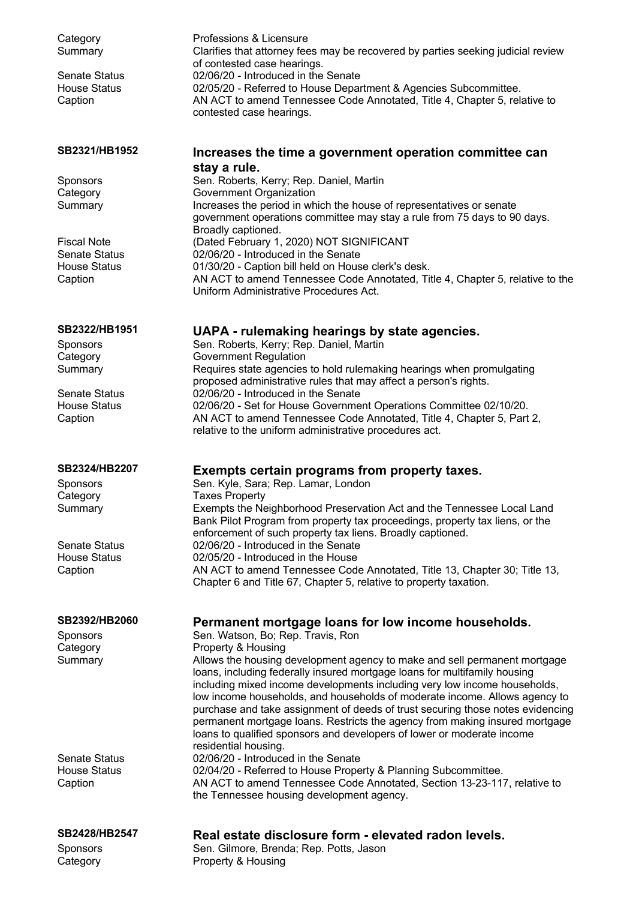| | |
|---|---|
| Category | Professions & Licensure |
| Summary | Clarifies that attorney fees may be recovered by parties seeking judicial review of contested case hearings. |
| Senate Status | 02/06/20 - Introduced in the Senate |
| House Status | 02/05/20 - Referred to House Department & Agencies Subcommittee. |
| Caption | AN ACT to amend Tennessee Code Annotated, Title 4, Chapter 5, relative to contested case hearings. |

## SB2321/HB1952 — Increases the time a government operation committee can stay a rule.

| | |
|---|---|
| Sponsors | Sen. Roberts, Kerry; Rep. Daniel, Martin |
| Category | Government Organization |
| Summary | Increases the period in which the house of representatives or senate government operations committee may stay a rule from 75 days to 90 days. Broadly captioned. |
| Fiscal Note | (Dated February 1, 2020) NOT SIGNIFICANT |
| Senate Status | 02/06/20 - Introduced in the Senate |
| House Status | 01/30/20 - Caption bill held on House clerk's desk. |
| Caption | AN ACT to amend Tennessee Code Annotated, Title 4, Chapter 5, relative to the Uniform Administrative Procedures Act. |

## SB2322/HB1951 — UAPA - rulemaking hearings by state agencies.

| | |
|---|---|
| Sponsors | Sen. Roberts, Kerry; Rep. Daniel, Martin |
| Category | Government Regulation |
| Summary | Requires state agencies to hold rulemaking hearings when promulgating proposed administrative rules that may affect a person's rights. |
| Senate Status | 02/06/20 - Introduced in the Senate |
| House Status | 02/06/20 - Set for House Government Operations Committee 02/10/20. |
| Caption | AN ACT to amend Tennessee Code Annotated, Title 4, Chapter 5, Part 2, relative to the uniform administrative procedures act. |

## SB2324/HB2207 — Exempts certain programs from property taxes.

| | |
|---|---|
| Sponsors | Sen. Kyle, Sara; Rep. Lamar, London |
| Category | Taxes Property |
| Summary | Exempts the Neighborhood Preservation Act and the Tennessee Local Land Bank Pilot Program from property tax proceedings, property tax liens, or the enforcement of such property tax liens. Broadly captioned. |
| Senate Status | 02/06/20 - Introduced in the Senate |
| House Status | 02/05/20 - Introduced in the House |
| Caption | AN ACT to amend Tennessee Code Annotated, Title 13, Chapter 30; Title 13, Chapter 6 and Title 67, Chapter 5, relative to property taxation. |

## SB2392/HB2060 — Permanent mortgage loans for low income households.

| | |
|---|---|
| Sponsors | Sen. Watson, Bo; Rep. Travis, Ron |
| Category | Property & Housing |
| Summary | Allows the housing development agency to make and sell permanent mortgage loans, including federally insured mortgage loans for multifamily housing including mixed income developments including very low income households, low income households, and households of moderate income. Allows agency to purchase and take assignment of deeds of trust securing those notes evidencing permanent mortgage loans. Restricts the agency from making insured mortgage loans to qualified sponsors and developers of lower or moderate income residential housing. |
| Senate Status | 02/06/20 - Introduced in the Senate |
| House Status | 02/04/20 - Referred to House Property & Planning Subcommittee. |
| Caption | AN ACT to amend Tennessee Code Annotated, Section 13-23-117, relative to the Tennessee housing development agency. |

## SB2428/HB2547 — Real estate disclosure form - elevated radon levels.

| | |
|---|---|
| Sponsors | Sen. Gilmore, Brenda; Rep. Potts, Jason |
| Category | Property & Housing |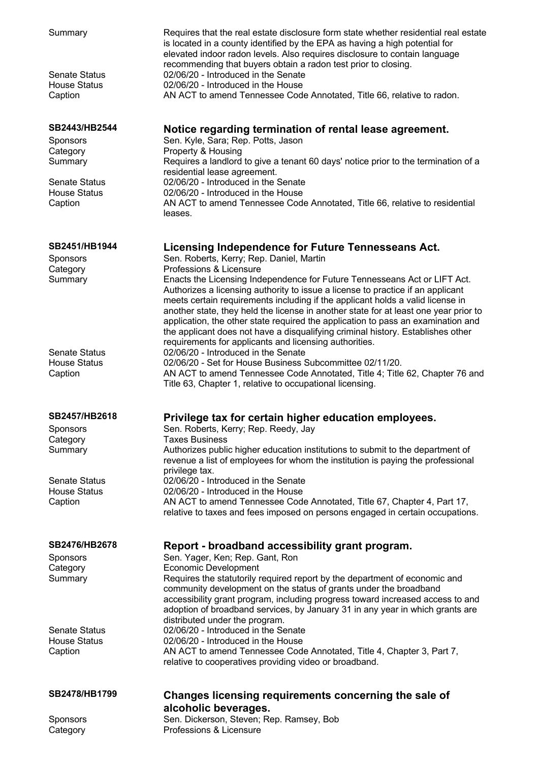| | |
|---|---|
| Summary | Requires that the real estate disclosure form state whether residential real estate is located in a county identified by the EPA as having a high potential for elevated indoor radon levels. Also requires disclosure to contain language recommending that buyers obtain a radon test prior to closing. |
| Senate Status | 02/06/20 - Introduced in the Senate |
| House Status | 02/06/20 - Introduced in the House |
| Caption | AN ACT to amend Tennessee Code Annotated, Title 66, relative to radon. |

### SB2443/HB2544 — Notice regarding termination of rental lease agreement.

| | |
|---|---|
| Sponsors | Sen. Kyle, Sara; Rep. Potts, Jason |
| Category | Property & Housing |
| Summary | Requires a landlord to give a tenant 60 days' notice prior to the termination of a residential lease agreement. |
| Senate Status | 02/06/20 - Introduced in the Senate |
| House Status | 02/06/20 - Introduced in the House |
| Caption | AN ACT to amend Tennessee Code Annotated, Title 66, relative to residential leases. |

### SB2451/HB1944 — Licensing Independence for Future Tennesseans Act.

| | |
|---|---|
| Sponsors | Sen. Roberts, Kerry; Rep. Daniel, Martin |
| Category | Professions & Licensure |
| Summary | Enacts the Licensing Independence for Future Tennesseans Act or LIFT Act. Authorizes a licensing authority to issue a license to practice if an applicant meets certain requirements including if the applicant holds a valid license in another state, they held the license in another state for at least one year prior to application, the other state required the application to pass an examination and the applicant does not have a disqualifying criminal history. Establishes other requirements for applicants and licensing authorities. |
| Senate Status | 02/06/20 - Introduced in the Senate |
| House Status | 02/06/20 - Set for House Business Subcommittee 02/11/20. |
| Caption | AN ACT to amend Tennessee Code Annotated, Title 4; Title 62, Chapter 76 and Title 63, Chapter 1, relative to occupational licensing. |

### SB2457/HB2618 — Privilege tax for certain higher education employees.

| | |
|---|---|
| Sponsors | Sen. Roberts, Kerry; Rep. Reedy, Jay |
| Category | Taxes Business |
| Summary | Authorizes public higher education institutions to submit to the department of revenue a list of employees for whom the institution is paying the professional privilege tax. |
| Senate Status | 02/06/20 - Introduced in the Senate |
| House Status | 02/06/20 - Introduced in the House |
| Caption | AN ACT to amend Tennessee Code Annotated, Title 67, Chapter 4, Part 17, relative to taxes and fees imposed on persons engaged in certain occupations. |

### SB2476/HB2678 — Report - broadband accessibility grant program.

| | |
|---|---|
| Sponsors | Sen. Yager, Ken; Rep. Gant, Ron |
| Category | Economic Development |
| Summary | Requires the statutorily required report by the department of economic and community development on the status of grants under the broadband accessibility grant program, including progress toward increased access to and adoption of broadband services, by January 31 in any year in which grants are distributed under the program. |
| Senate Status | 02/06/20 - Introduced in the Senate |
| House Status | 02/06/20 - Introduced in the House |
| Caption | AN ACT to amend Tennessee Code Annotated, Title 4, Chapter 3, Part 7, relative to cooperatives providing video or broadband. |

### SB2478/HB1799 — Changes licensing requirements concerning the sale of alcoholic beverages.

| | |
|---|---|
| Sponsors | Sen. Dickerson, Steven; Rep. Ramsey, Bob |
| Category | Professions & Licensure |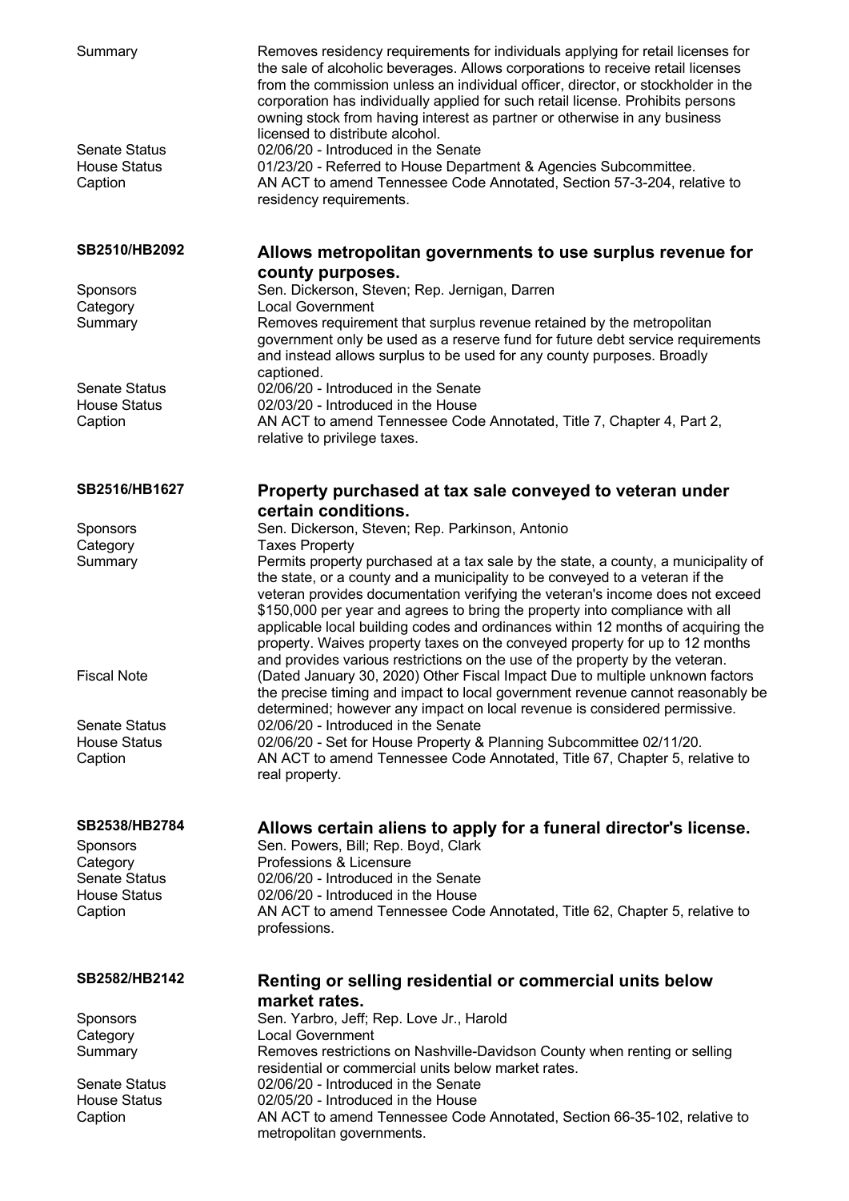| | |
|---|---|
| Summary | Removes residency requirements for individuals applying for retail licenses for the sale of alcoholic beverages. Allows corporations to receive retail licenses from the commission unless an individual officer, director, or stockholder in the corporation has individually applied for such retail license. Prohibits persons owning stock from having interest as partner or otherwise in any business licensed to distribute alcohol. |
| Senate Status | 02/06/20 - Introduced in the Senate |
| House Status | 01/23/20 - Referred to House Department & Agencies Subcommittee. |
| Caption | AN ACT to amend Tennessee Code Annotated, Section 57-3-204, relative to residency requirements. |

## SB2510/HB2092 — Allows metropolitan governments to use surplus revenue for county purposes.

| | |
|---|---|
| Sponsors | Sen. Dickerson, Steven; Rep. Jernigan, Darren |
| Category | Local Government |
| Summary | Removes requirement that surplus revenue retained by the metropolitan government only be used as a reserve fund for future debt service requirements and instead allows surplus to be used for any county purposes. Broadly captioned. |
| Senate Status | 02/06/20 - Introduced in the Senate |
| House Status | 02/03/20 - Introduced in the House |
| Caption | AN ACT to amend Tennessee Code Annotated, Title 7, Chapter 4, Part 2, relative to privilege taxes. |

## SB2516/HB1627 — Property purchased at tax sale conveyed to veteran under certain conditions.

| | |
|---|---|
| Sponsors | Sen. Dickerson, Steven; Rep. Parkinson, Antonio |
| Category | Taxes Property |
| Summary | Permits property purchased at a tax sale by the state, a county, a municipality of the state, or a county and a municipality to be conveyed to a veteran if the veteran provides documentation verifying the veteran's income does not exceed $150,000 per year and agrees to bring the property into compliance with all applicable local building codes and ordinances within 12 months of acquiring the property. Waives property taxes on the conveyed property for up to 12 months and provides various restrictions on the use of the property by the veteran. |
| Fiscal Note | (Dated January 30, 2020) Other Fiscal Impact Due to multiple unknown factors the precise timing and impact to local government revenue cannot reasonably be determined; however any impact on local revenue is considered permissive. |
| Senate Status | 02/06/20 - Introduced in the Senate |
| House Status | 02/06/20 - Set for House Property & Planning Subcommittee 02/11/20. |
| Caption | AN ACT to amend Tennessee Code Annotated, Title 67, Chapter 5, relative to real property. |

## SB2538/HB2784 — Allows certain aliens to apply for a funeral director's license.

| | |
|---|---|
| Sponsors | Sen. Powers, Bill; Rep. Boyd, Clark |
| Category | Professions & Licensure |
| Senate Status | 02/06/20 - Introduced in the Senate |
| House Status | 02/06/20 - Introduced in the House |
| Caption | AN ACT to amend Tennessee Code Annotated, Title 62, Chapter 5, relative to professions. |

## SB2582/HB2142 — Renting or selling residential or commercial units below market rates.

| | |
|---|---|
| Sponsors | Sen. Yarbro, Jeff; Rep. Love Jr., Harold |
| Category | Local Government |
| Summary | Removes restrictions on Nashville-Davidson County when renting or selling residential or commercial units below market rates. |
| Senate Status | 02/06/20 - Introduced in the Senate |
| House Status | 02/05/20 - Introduced in the House |
| Caption | AN ACT to amend Tennessee Code Annotated, Section 66-35-102, relative to metropolitan governments. |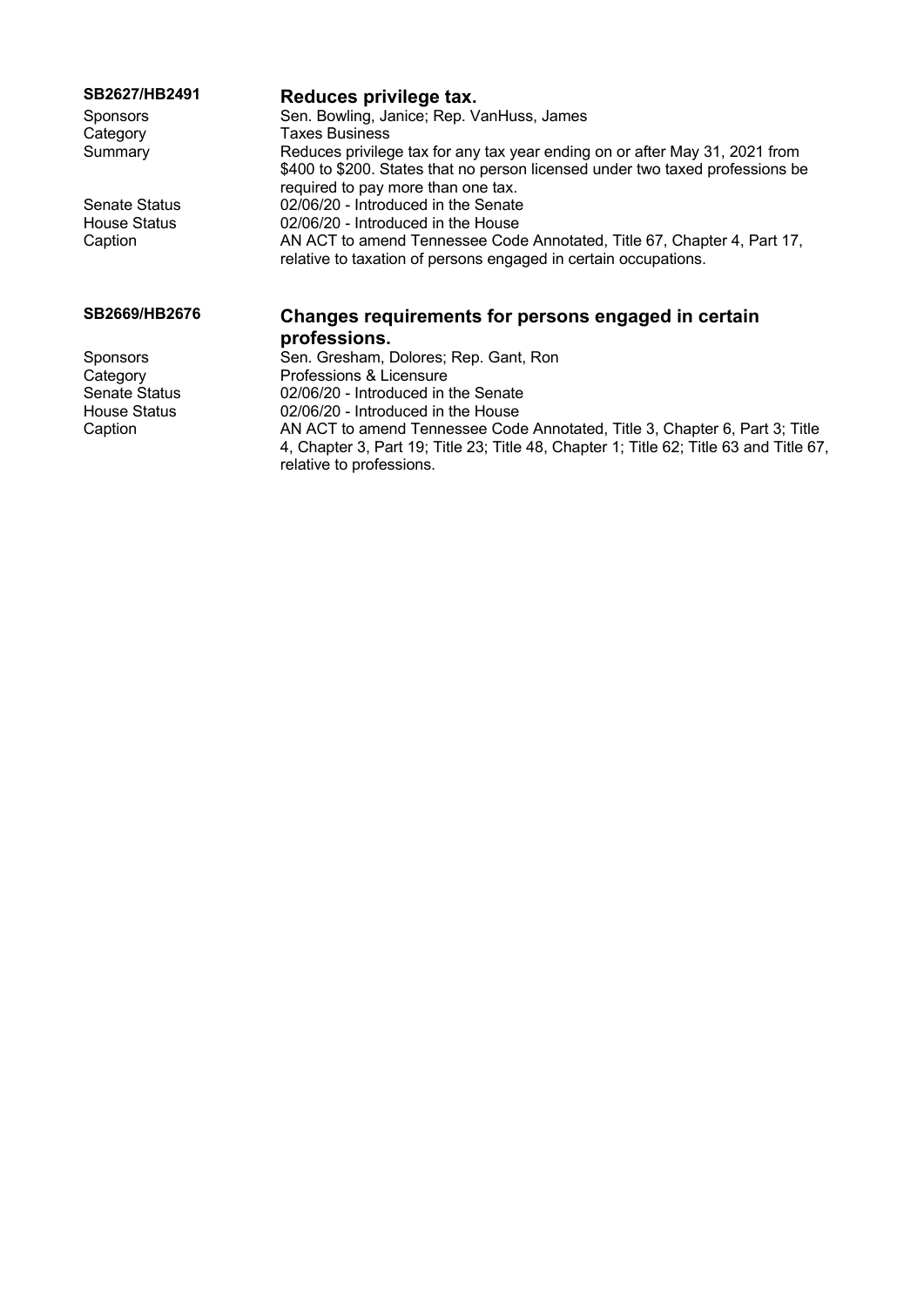### SB2627/HB2491 — Reduces privilege tax.

**Sponsors:** Sen. Bowling, Janice; Rep. VanHuss, James

**Category:** Taxes Business

**Summary:** Reduces privilege tax for any tax year ending on or after May 31, 2021 from $400 to $200. States that no person licensed under two taxed professions be required to pay more than one tax.

**Senate Status:** 02/06/20 - Introduced in the Senate

**House Status:** 02/06/20 - Introduced in the House

**Caption:** AN ACT to amend Tennessee Code Annotated, Title 67, Chapter 4, Part 17, relative to taxation of persons engaged in certain occupations.

### SB2669/HB2676 — Changes requirements for persons engaged in certain professions.

**Sponsors:** Sen. Gresham, Dolores; Rep. Gant, Ron

**Category:** Professions & Licensure

**Senate Status:** 02/06/20 - Introduced in the Senate

**House Status:** 02/06/20 - Introduced in the House

**Caption:** AN ACT to amend Tennessee Code Annotated, Title 3, Chapter 6, Part 3; Title 4, Chapter 3, Part 19; Title 23; Title 48, Chapter 1; Title 62; Title 63 and Title 67, relative to professions.